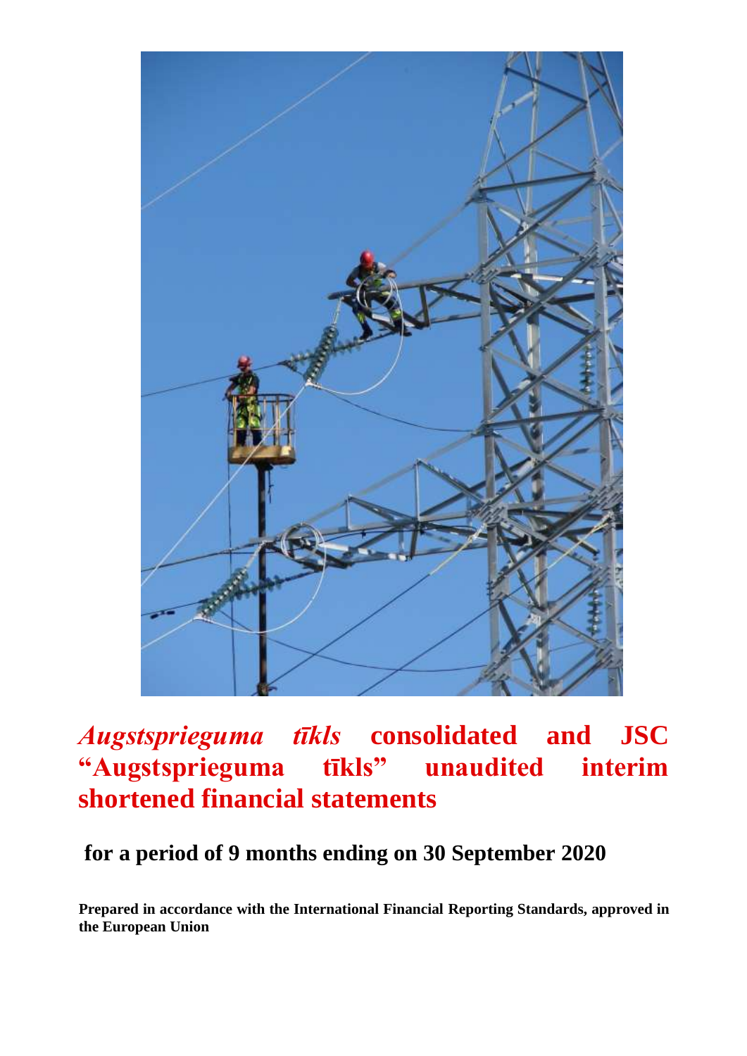# *Augstsprieguma tīkls* consolidated and JSC "Augstsprieguma tīkls" unaudited interim shortened financial statements

## for a period of 9 months ending on 30 September 2020

**Prepared in accordance with the International Financial Reporting Standards, approved in the European Union**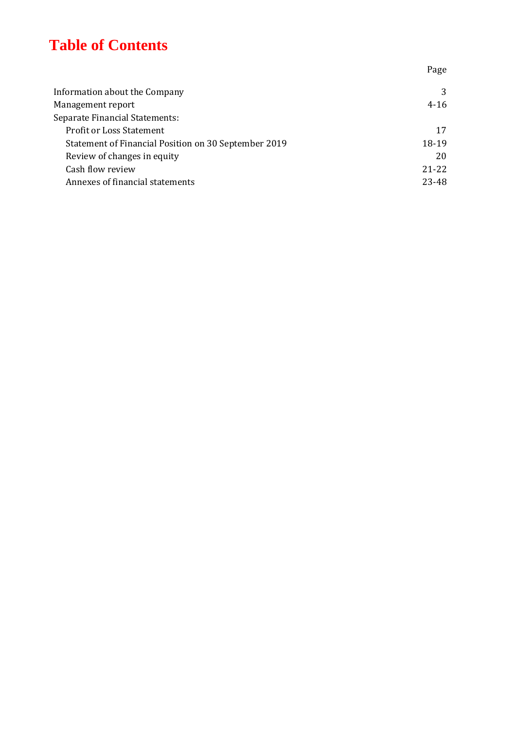# Table of Contents

| | Page |
|---|---|
| Information about the Company | 3 |
| Management report | 4-16 |
| Separate Financial Statements: | |
| Profit or Loss Statement | 17 |
| Statement of Financial Position on 30 September 2019 | 18-19 |
| Review of changes in equity | 20 |
| Cash flow review | 21-22 |
| Annexes of financial statements | 23-48 |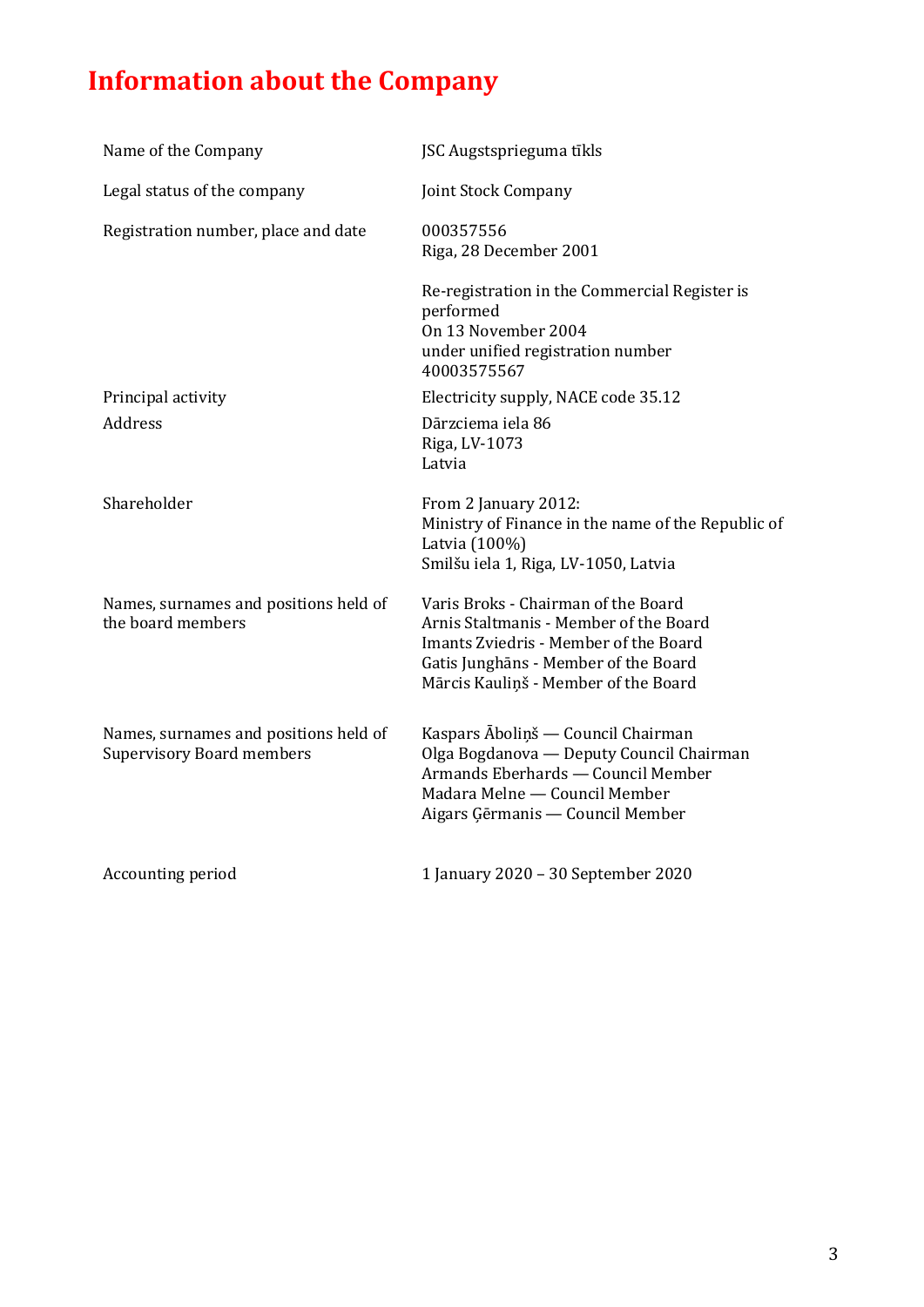# Information about the Company

| | |
|---|---|
| Name of the Company | JSC Augstsprieguma tīkls |
| Legal status of the company | Joint Stock Company |
| Registration number, place and date | 000357556<br>Riga, 28 December 2001<br><br>Re-registration in the Commercial Register is performed<br>On 13 November 2004<br>under unified registration number 40003575567 |
| Principal activity | Electricity supply, NACE code 35.12 |
| Address | Dārzciema iela 86<br>Riga, LV-1073<br>Latvia |
| Shareholder | From 2 January 2012:<br>Ministry of Finance in the name of the Republic of Latvia (100%)<br>Smilšu iela 1, Riga, LV-1050, Latvia |
| Names, surnames and positions held of the board members | Varis Broks - Chairman of the Board<br>Arnis Staltmanis - Member of the Board<br>Imants Zviedris - Member of the Board<br>Gatis Junghāns - Member of the Board<br>Mārcis Kauliņš - Member of the Board |
| Names, surnames and positions held of Supervisory Board members | Kaspars Āboliņš — Council Chairman<br>Olga Bogdanova — Deputy Council Chairman<br>Armands Eberhards — Council Member<br>Madara Melne — Council Member<br>Aigars Ģērmanis — Council Member |
| Accounting period | 1 January 2020 – 30 September 2020 |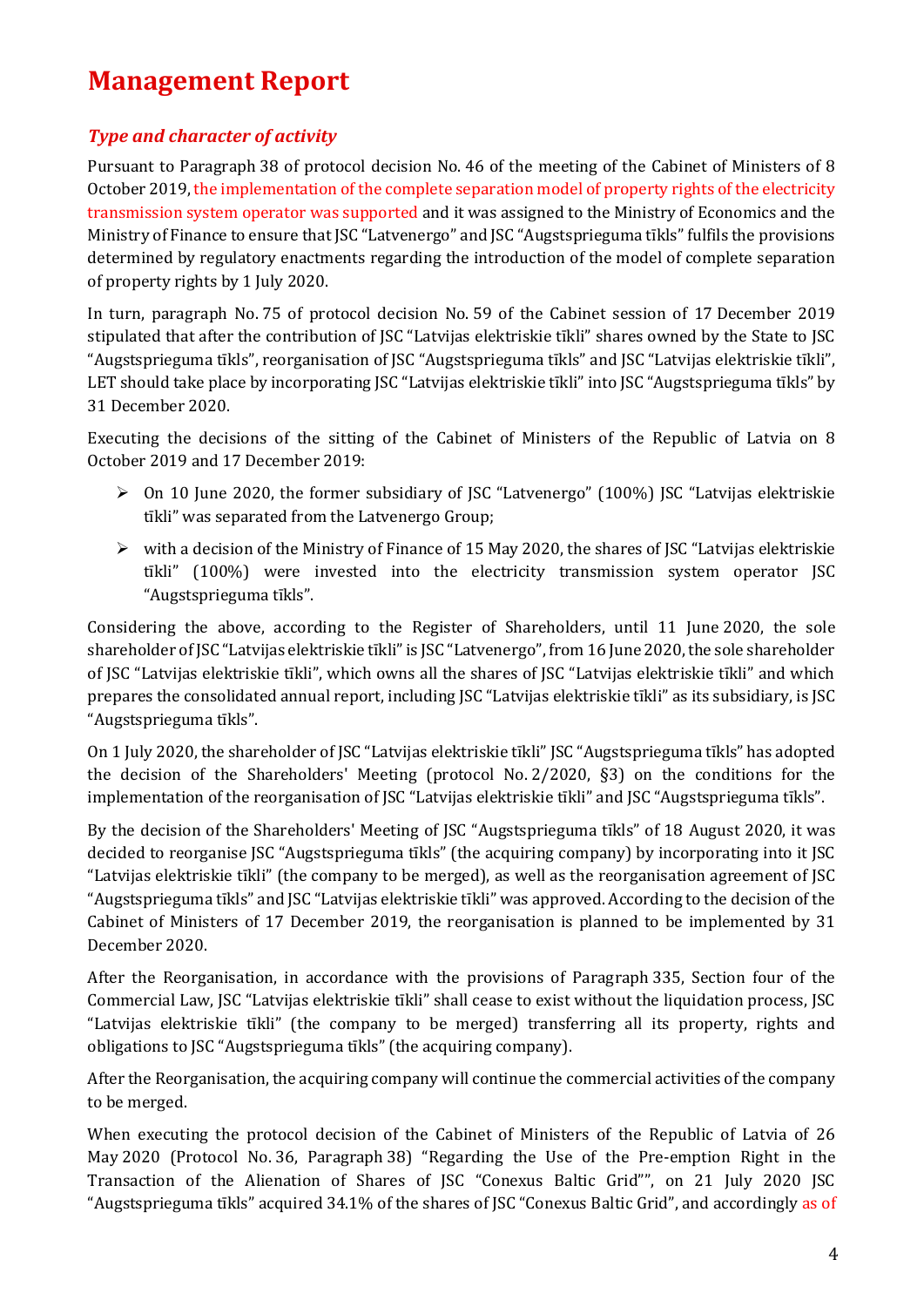# Management Report

## *Type and character of activity*

Pursuant to Paragraph 38 of protocol decision No. 46 of the meeting of the Cabinet of Ministers of 8 October 2019, the implementation of the complete separation model of property rights of the electricity transmission system operator was supported and it was assigned to the Ministry of Economics and the Ministry of Finance to ensure that JSC "Latvenergo" and JSC "Augstsprieguma tīkls" fulfils the provisions determined by regulatory enactments regarding the introduction of the model of complete separation of property rights by 1 July 2020.

In turn, paragraph No. 75 of protocol decision No. 59 of the Cabinet session of 17 December 2019 stipulated that after the contribution of JSC "Latvijas elektriskie tīkli" shares owned by the State to JSC "Augstsprieguma tīkls", reorganisation of JSC "Augstsprieguma tīkls" and JSC "Latvijas elektriskie tīkli", LET should take place by incorporating JSC "Latvijas elektriskie tīkli" into JSC "Augstsprieguma tīkls" by 31 December 2020.

Executing the decisions of the sitting of the Cabinet of Ministers of the Republic of Latvia on 8 October 2019 and 17 December 2019:

- On 10 June 2020, the former subsidiary of JSC "Latvenergo" (100%) JSC "Latvijas elektriskie tīkli" was separated from the Latvenergo Group;
- with a decision of the Ministry of Finance of 15 May 2020, the shares of JSC "Latvijas elektriskie tīkli" (100%) were invested into the electricity transmission system operator JSC "Augstsprieguma tīkls".

Considering the above, according to the Register of Shareholders, until 11 June 2020, the sole shareholder of JSC "Latvijas elektriskie tīkli" is JSC "Latvenergo", from 16 June 2020, the sole shareholder of JSC "Latvijas elektriskie tīkli", which owns all the shares of JSC "Latvijas elektriskie tīkli" and which prepares the consolidated annual report, including JSC "Latvijas elektriskie tīkli" as its subsidiary, is JSC "Augstsprieguma tīkls".

On 1 July 2020, the shareholder of JSC "Latvijas elektriskie tīkli" JSC "Augstsprieguma tīkls" has adopted the decision of the Shareholders' Meeting (protocol No. 2/2020, §3) on the conditions for the implementation of the reorganisation of JSC "Latvijas elektriskie tīkli" and JSC "Augstsprieguma tīkls".

By the decision of the Shareholders' Meeting of JSC "Augstsprieguma tīkls" of 18 August 2020, it was decided to reorganise JSC "Augstsprieguma tīkls" (the acquiring company) by incorporating into it JSC "Latvijas elektriskie tīkli" (the company to be merged), as well as the reorganisation agreement of JSC "Augstsprieguma tīkls" and JSC "Latvijas elektriskie tīkli" was approved. According to the decision of the Cabinet of Ministers of 17 December 2019, the reorganisation is planned to be implemented by 31 December 2020.

After the Reorganisation, in accordance with the provisions of Paragraph 335, Section four of the Commercial Law, JSC "Latvijas elektriskie tīkli" shall cease to exist without the liquidation process, JSC "Latvijas elektriskie tīkli" (the company to be merged) transferring all its property, rights and obligations to JSC "Augstsprieguma tīkls" (the acquiring company).

After the Reorganisation, the acquiring company will continue the commercial activities of the company to be merged.

When executing the protocol decision of the Cabinet of Ministers of the Republic of Latvia of 26 May 2020 (Protocol No. 36, Paragraph 38) "Regarding the Use of the Pre-emption Right in the Transaction of the Alienation of Shares of JSC "Conexus Baltic Grid"", on 21 July 2020 JSC "Augstsprieguma tīkls" acquired 34.1% of the shares of JSC "Conexus Baltic Grid", and accordingly as of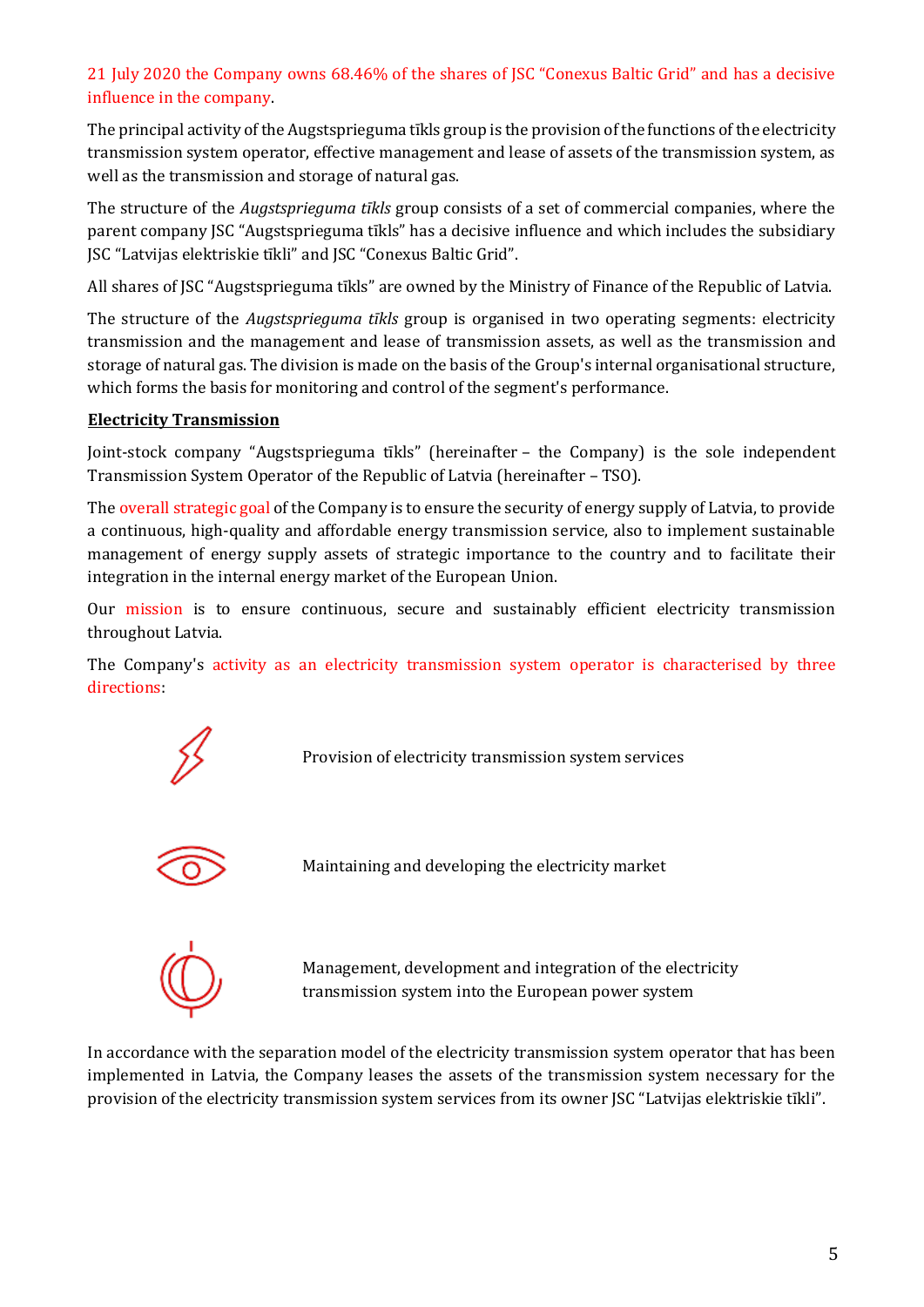21 July 2020 the Company owns 68.46% of the shares of JSC "Conexus Baltic Grid" and has a decisive influence in the company.

The principal activity of the Augstsprieguma tīkls group is the provision of the functions of the electricity transmission system operator, effective management and lease of assets of the transmission system, as well as the transmission and storage of natural gas.

The structure of the *Augstsprieguma tīkls* group consists of a set of commercial companies, where the parent company JSC "Augstsprieguma tīkls" has a decisive influence and which includes the subsidiary JSC "Latvijas elektriskie tīkli" and JSC "Conexus Baltic Grid".

All shares of JSC "Augstsprieguma tīkls" are owned by the Ministry of Finance of the Republic of Latvia.

The structure of the *Augstsprieguma tīkls* group is organised in two operating segments: electricity transmission and the management and lease of transmission assets, as well as the transmission and storage of natural gas. The division is made on the basis of the Group's internal organisational structure, which forms the basis for monitoring and control of the segment's performance.

**Electricity Transmission**

Joint-stock company "Augstsprieguma tīkls" (hereinafter – the Company) is the sole independent Transmission System Operator of the Republic of Latvia (hereinafter – TSO).

The overall strategic goal of the Company is to ensure the security of energy supply of Latvia, to provide a continuous, high-quality and affordable energy transmission service, also to implement sustainable management of energy supply assets of strategic importance to the country and to facilitate their integration in the internal energy market of the European Union.

Our mission is to ensure continuous, secure and sustainably efficient electricity transmission throughout Latvia.

The Company's activity as an electricity transmission system operator is characterised by three directions:

- Provision of electricity transmission system services
- Maintaining and developing the electricity market
- Management, development and integration of the electricity transmission system into the European power system

In accordance with the separation model of the electricity transmission system operator that has been implemented in Latvia, the Company leases the assets of the transmission system necessary for the provision of the electricity transmission system services from its owner JSC "Latvijas elektriskie tīkli".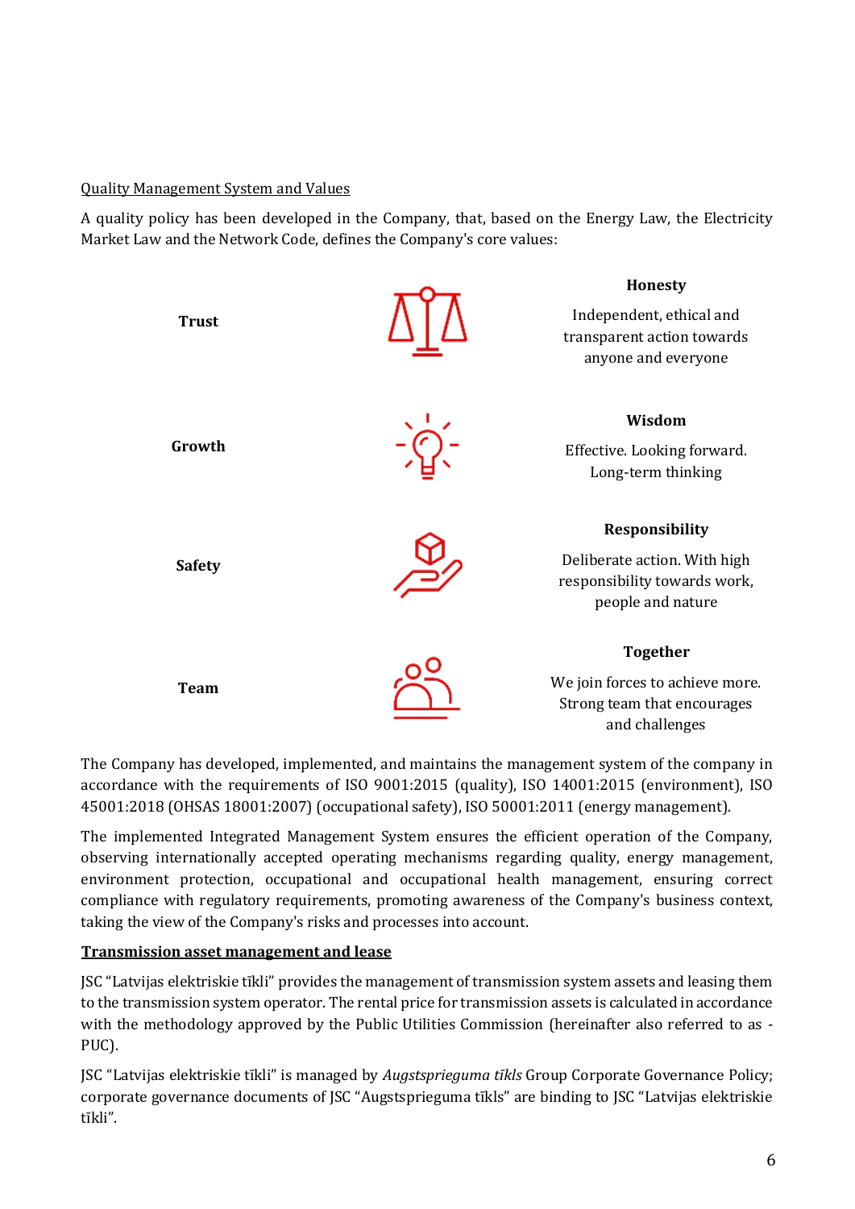Quality Management System and Values

A quality policy has been developed in the Company, that, based on the Energy Law, the Electricity Market Law and the Network Code, defines the Company's core values:

| | |
|---|---|
| **Trust** | **Honesty**<br>Independent, ethical and transparent action towards anyone and everyone |
| **Growth** | **Wisdom**<br>Effective. Looking forward. Long-term thinking |
| **Safety** | **Responsibility**<br>Deliberate action. With high responsibility towards work, people and nature |
| **Team** | **Together**<br>We join forces to achieve more. Strong team that encourages and challenges |

The Company has developed, implemented, and maintains the management system of the company in accordance with the requirements of ISO 9001:2015 (quality), ISO 14001:2015 (environment), ISO 45001:2018 (OHSAS 18001:2007) (occupational safety), ISO 50001:2011 (energy management).

The implemented Integrated Management System ensures the efficient operation of the Company, observing internationally accepted operating mechanisms regarding quality, energy management, environment protection, occupational and occupational health management, ensuring correct compliance with regulatory requirements, promoting awareness of the Company's business context, taking the view of the Company's risks and processes into account.

**Transmission asset management and lease**

JSC "Latvijas elektriskie tīkli" provides the management of transmission system assets and leasing them to the transmission system operator. The rental price for transmission assets is calculated in accordance with the methodology approved by the Public Utilities Commission (hereinafter also referred to as - PUC).

JSC "Latvijas elektriskie tīkli" is managed by *Augstsprieguma tīkls* Group Corporate Governance Policy; corporate governance documents of JSC "Augstsprieguma tīkls" are binding to JSC "Latvijas elektriskie tīkli".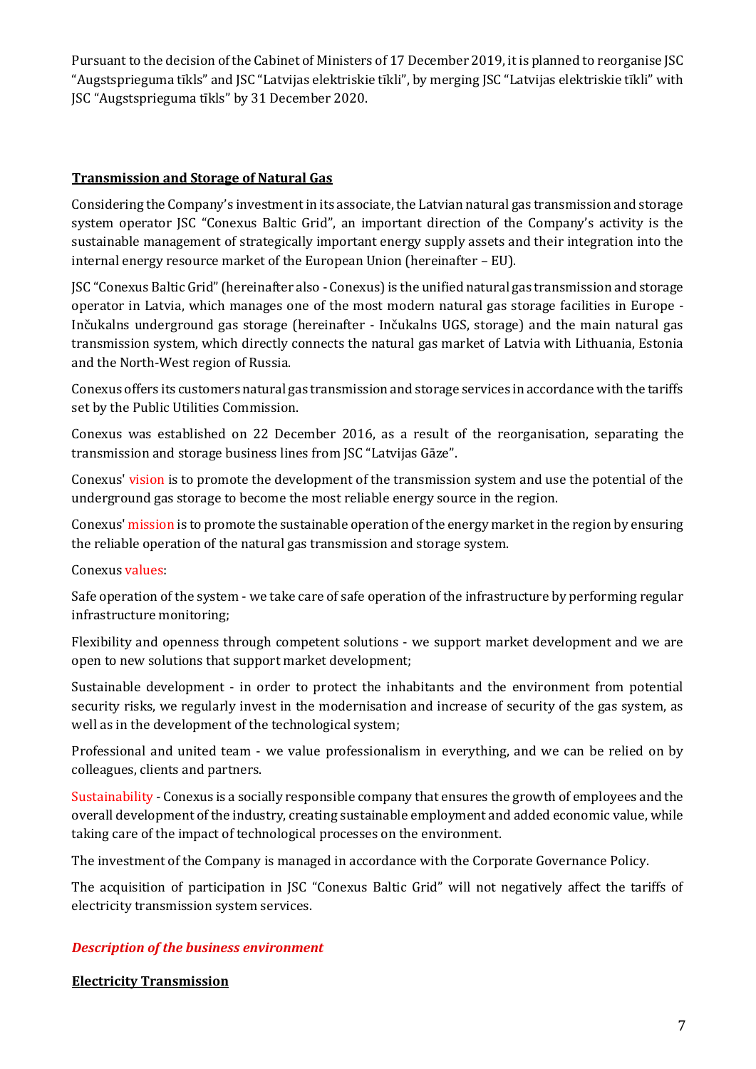Pursuant to the decision of the Cabinet of Ministers of 17 December 2019, it is planned to reorganise JSC "Augstsprieguma tīkls" and JSC "Latvijas elektriskie tīkli", by merging JSC "Latvijas elektriskie tīkli" with JSC "Augstsprieguma tīkls" by 31 December 2020.

## Transmission and Storage of Natural Gas

Considering the Company's investment in its associate, the Latvian natural gas transmission and storage system operator JSC "Conexus Baltic Grid", an important direction of the Company's activity is the sustainable management of strategically important energy supply assets and their integration into the internal energy resource market of the European Union (hereinafter – EU).

JSC "Conexus Baltic Grid" (hereinafter also - Conexus) is the unified natural gas transmission and storage operator in Latvia, which manages one of the most modern natural gas storage facilities in Europe - Inčukalns underground gas storage (hereinafter - Inčukalns UGS, storage) and the main natural gas transmission system, which directly connects the natural gas market of Latvia with Lithuania, Estonia and the North-West region of Russia.

Conexus offers its customers natural gas transmission and storage services in accordance with the tariffs set by the Public Utilities Commission.

Conexus was established on 22 December 2016, as a result of the reorganisation, separating the transmission and storage business lines from JSC "Latvijas Gāze".

Conexus' vision is to promote the development of the transmission system and use the potential of the underground gas storage to become the most reliable energy source in the region.

Conexus' mission is to promote the sustainable operation of the energy market in the region by ensuring the reliable operation of the natural gas transmission and storage system.

Conexus values:

Safe operation of the system - we take care of safe operation of the infrastructure by performing regular infrastructure monitoring;

Flexibility and openness through competent solutions - we support market development and we are open to new solutions that support market development;

Sustainable development - in order to protect the inhabitants and the environment from potential security risks, we regularly invest in the modernisation and increase of security of the gas system, as well as in the development of the technological system;

Professional and united team - we value professionalism in everything, and we can be relied on by colleagues, clients and partners.

Sustainability - Conexus is a socially responsible company that ensures the growth of employees and the overall development of the industry, creating sustainable employment and added economic value, while taking care of the impact of technological processes on the environment.

The investment of the Company is managed in accordance with the Corporate Governance Policy.

The acquisition of participation in JSC "Conexus Baltic Grid" will not negatively affect the tariffs of electricity transmission system services.

### *Description of the business environment*

## Electricity Transmission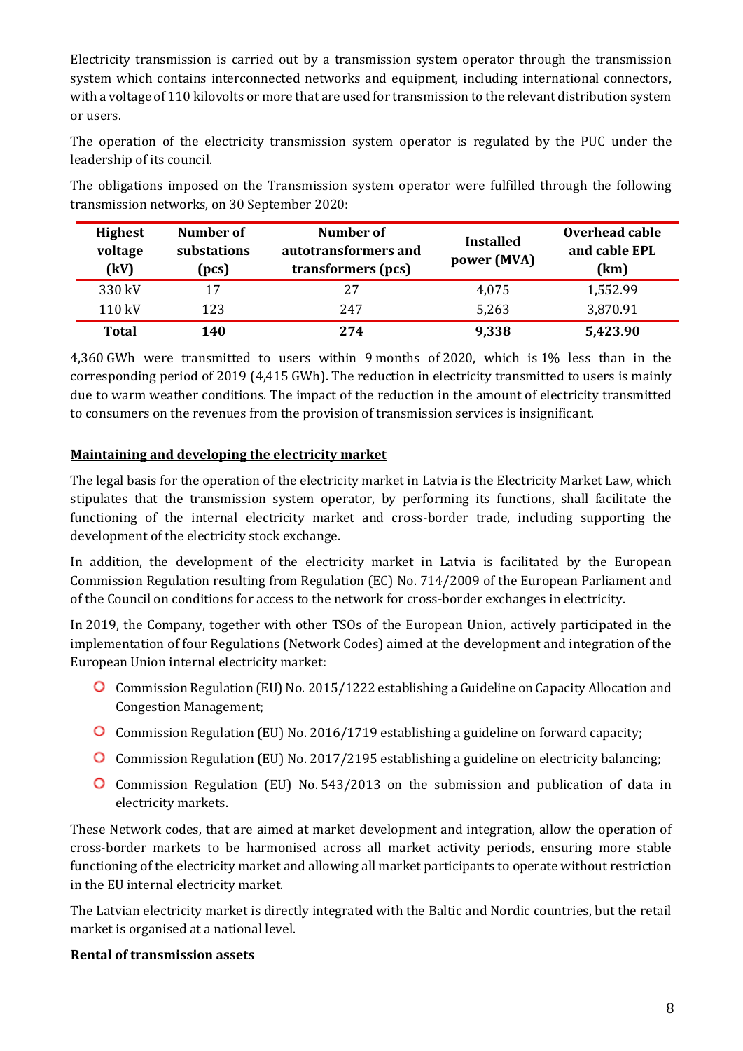Electricity transmission is carried out by a transmission system operator through the transmission system which contains interconnected networks and equipment, including international connectors, with a voltage of 110 kilovolts or more that are used for transmission to the relevant distribution system or users.

The operation of the electricity transmission system operator is regulated by the PUC under the leadership of its council.

The obligations imposed on the Transmission system operator were fulfilled through the following transmission networks, on 30 September 2020:

| Highest voltage (kV) | Number of substations (pcs) | Number of autotransformers and transformers (pcs) | Installed power (MVA) | Overhead cable and cable EPL (km) |
|---|---|---|---|---|
| 330 kV | 17 | 27 | 4,075 | 1,552.99 |
| 110 kV | 123 | 247 | 5,263 | 3,870.91 |
| **Total** | **140** | **274** | **9,338** | **5,423.90** |

4,360 GWh were transmitted to users within 9 months of 2020, which is 1% less than in the corresponding period of 2019 (4,415 GWh). The reduction in electricity transmitted to users is mainly due to warm weather conditions. The impact of the reduction in the amount of electricity transmitted to consumers on the revenues from the provision of transmission services is insignificant.

**Maintaining and developing the electricity market**

The legal basis for the operation of the electricity market in Latvia is the Electricity Market Law, which stipulates that the transmission system operator, by performing its functions, shall facilitate the functioning of the internal electricity market and cross-border trade, including supporting the development of the electricity stock exchange.

In addition, the development of the electricity market in Latvia is facilitated by the European Commission Regulation resulting from Regulation (EC) No. 714/2009 of the European Parliament and of the Council on conditions for access to the network for cross-border exchanges in electricity.

In 2019, the Company, together with other TSOs of the European Union, actively participated in the implementation of four Regulations (Network Codes) aimed at the development and integration of the European Union internal electricity market:

- Commission Regulation (EU) No. 2015/1222 establishing a Guideline on Capacity Allocation and Congestion Management;
- Commission Regulation (EU) No. 2016/1719 establishing a guideline on forward capacity;
- Commission Regulation (EU) No. 2017/2195 establishing a guideline on electricity balancing;
- Commission Regulation (EU) No. 543/2013 on the submission and publication of data in electricity markets.

These Network codes, that are aimed at market development and integration, allow the operation of cross-border markets to be harmonised across all market activity periods, ensuring more stable functioning of the electricity market and allowing all market participants to operate without restriction in the EU internal electricity market.

The Latvian electricity market is directly integrated with the Baltic and Nordic countries, but the retail market is organised at a national level.

**Rental of transmission assets**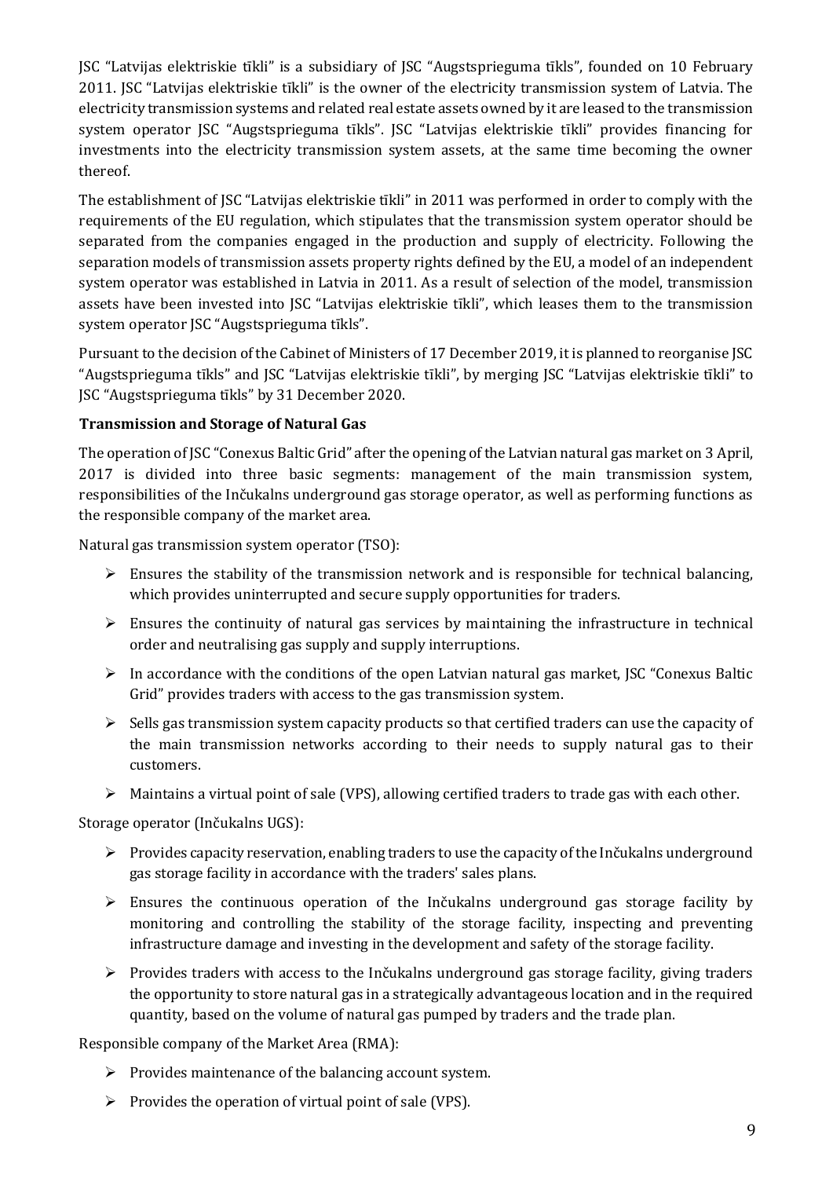JSC "Latvijas elektriskie tīkli" is a subsidiary of JSC "Augstsprieguma tīkls", founded on 10 February 2011. JSC "Latvijas elektriskie tīkli" is the owner of the electricity transmission system of Latvia. The electricity transmission systems and related real estate assets owned by it are leased to the transmission system operator JSC "Augstsprieguma tīkls". JSC "Latvijas elektriskie tīkli" provides financing for investments into the electricity transmission system assets, at the same time becoming the owner thereof.

The establishment of JSC "Latvijas elektriskie tīkli" in 2011 was performed in order to comply with the requirements of the EU regulation, which stipulates that the transmission system operator should be separated from the companies engaged in the production and supply of electricity. Following the separation models of transmission assets property rights defined by the EU, a model of an independent system operator was established in Latvia in 2011. As a result of selection of the model, transmission assets have been invested into JSC "Latvijas elektriskie tīkli", which leases them to the transmission system operator JSC "Augstsprieguma tīkls".

Pursuant to the decision of the Cabinet of Ministers of 17 December 2019, it is planned to reorganise JSC "Augstsprieguma tīkls" and JSC "Latvijas elektriskie tīkli", by merging JSC "Latvijas elektriskie tīkli" to JSC "Augstsprieguma tīkls" by 31 December 2020.

**Transmission and Storage of Natural Gas**

The operation of JSC "Conexus Baltic Grid" after the opening of the Latvian natural gas market on 3 April, 2017 is divided into three basic segments: management of the main transmission system, responsibilities of the Inčukalns underground gas storage operator, as well as performing functions as the responsible company of the market area.

Natural gas transmission system operator (TSO):

- Ensures the stability of the transmission network and is responsible for technical balancing, which provides uninterrupted and secure supply opportunities for traders.
- Ensures the continuity of natural gas services by maintaining the infrastructure in technical order and neutralising gas supply and supply interruptions.
- In accordance with the conditions of the open Latvian natural gas market, JSC "Conexus Baltic Grid" provides traders with access to the gas transmission system.
- Sells gas transmission system capacity products so that certified traders can use the capacity of the main transmission networks according to their needs to supply natural gas to their customers.
- Maintains a virtual point of sale (VPS), allowing certified traders to trade gas with each other.

Storage operator (Inčukalns UGS):

- Provides capacity reservation, enabling traders to use the capacity of the Inčukalns underground gas storage facility in accordance with the traders' sales plans.
- Ensures the continuous operation of the Inčukalns underground gas storage facility by monitoring and controlling the stability of the storage facility, inspecting and preventing infrastructure damage and investing in the development and safety of the storage facility.
- Provides traders with access to the Inčukalns underground gas storage facility, giving traders the opportunity to store natural gas in a strategically advantageous location and in the required quantity, based on the volume of natural gas pumped by traders and the trade plan.

Responsible company of the Market Area (RMA):

- Provides maintenance of the balancing account system.
- Provides the operation of virtual point of sale (VPS).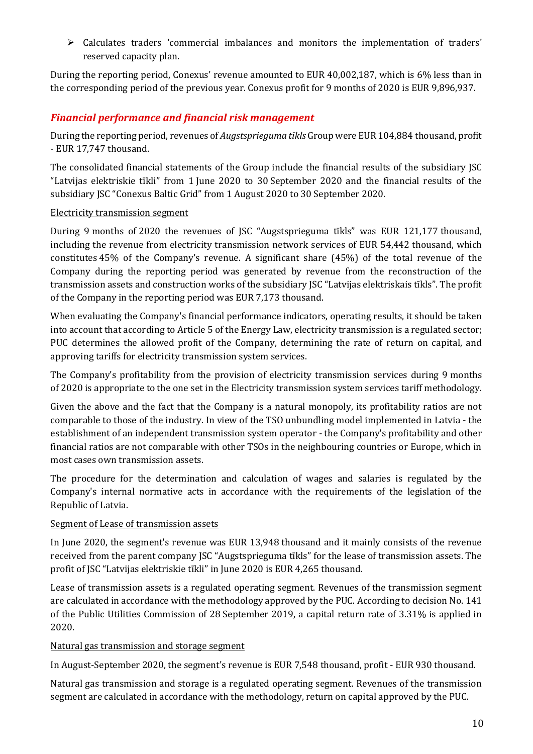- Calculates traders 'commercial imbalances and monitors the implementation of traders' reserved capacity plan.

During the reporting period, Conexus' revenue amounted to EUR 40,002,187, which is 6% less than in the corresponding period of the previous year. Conexus profit for 9 months of 2020 is EUR 9,896,937.

## *Financial performance and financial risk management*

During the reporting period, revenues of *Augstsprieguma tīkls* Group were EUR 104,884 thousand, profit - EUR 17,747 thousand.

The consolidated financial statements of the Group include the financial results of the subsidiary JSC "Latvijas elektriskie tīkli" from 1 June 2020 to 30 September 2020 and the financial results of the subsidiary JSC "Conexus Baltic Grid" from 1 August 2020 to 30 September 2020.

Electricity transmission segment

During 9 months of 2020 the revenues of JSC "Augstsprieguma tīkls" was EUR 121,177 thousand, including the revenue from electricity transmission network services of EUR 54,442 thousand, which constitutes 45% of the Company's revenue. A significant share (45%) of the total revenue of the Company during the reporting period was generated by revenue from the reconstruction of the transmission assets and construction works of the subsidiary JSC "Latvijas elektriskais tīkls". The profit of the Company in the reporting period was EUR 7,173 thousand.

When evaluating the Company's financial performance indicators, operating results, it should be taken into account that according to Article 5 of the Energy Law, electricity transmission is a regulated sector; PUC determines the allowed profit of the Company, determining the rate of return on capital, and approving tariffs for electricity transmission system services.

The Company's profitability from the provision of electricity transmission services during 9 months of 2020 is appropriate to the one set in the Electricity transmission system services tariff methodology.

Given the above and the fact that the Company is a natural monopoly, its profitability ratios are not comparable to those of the industry. In view of the TSO unbundling model implemented in Latvia - the establishment of an independent transmission system operator - the Company's profitability and other financial ratios are not comparable with other TSOs in the neighbouring countries or Europe, which in most cases own transmission assets.

The procedure for the determination and calculation of wages and salaries is regulated by the Company's internal normative acts in accordance with the requirements of the legislation of the Republic of Latvia.

Segment of Lease of transmission assets

In June 2020, the segment's revenue was EUR 13,948 thousand and it mainly consists of the revenue received from the parent company JSC "Augstsprieguma tīkls" for the lease of transmission assets. The profit of JSC "Latvijas elektriskie tīkli" in June 2020 is EUR 4,265 thousand.

Lease of transmission assets is a regulated operating segment. Revenues of the transmission segment are calculated in accordance with the methodology approved by the PUC. According to decision No. 141 of the Public Utilities Commission of 28 September 2019, a capital return rate of 3.31% is applied in 2020.

Natural gas transmission and storage segment

In August-September 2020, the segment's revenue is EUR 7,548 thousand, profit - EUR 930 thousand.

Natural gas transmission and storage is a regulated operating segment. Revenues of the transmission segment are calculated in accordance with the methodology, return on capital approved by the PUC.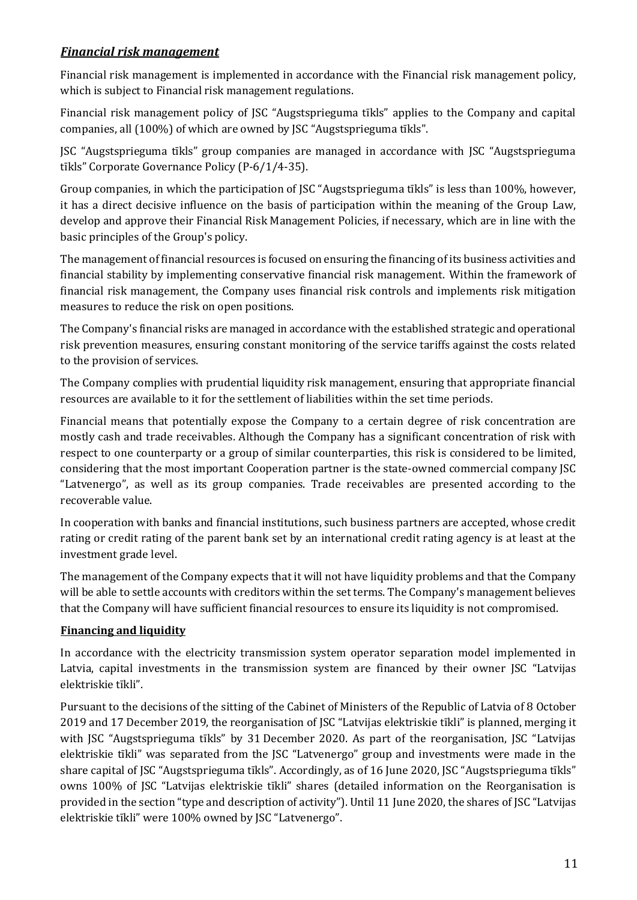## ***Financial risk management***

Financial risk management is implemented in accordance with the Financial risk management policy, which is subject to Financial risk management regulations.

Financial risk management policy of JSC "Augstsprieguma tīkls" applies to the Company and capital companies, all (100%) of which are owned by JSC "Augstsprieguma tīkls".

JSC "Augstsprieguma tīkls" group companies are managed in accordance with JSC "Augstsprieguma tīkls" Corporate Governance Policy (P-6/1/4-35).

Group companies, in which the participation of JSC "Augstsprieguma tīkls" is less than 100%, however, it has a direct decisive influence on the basis of participation within the meaning of the Group Law, develop and approve their Financial Risk Management Policies, if necessary, which are in line with the basic principles of the Group's policy.

The management of financial resources is focused on ensuring the financing of its business activities and financial stability by implementing conservative financial risk management. Within the framework of financial risk management, the Company uses financial risk controls and implements risk mitigation measures to reduce the risk on open positions.

The Company's financial risks are managed in accordance with the established strategic and operational risk prevention measures, ensuring constant monitoring of the service tariffs against the costs related to the provision of services.

The Company complies with prudential liquidity risk management, ensuring that appropriate financial resources are available to it for the settlement of liabilities within the set time periods.

Financial means that potentially expose the Company to a certain degree of risk concentration are mostly cash and trade receivables. Although the Company has a significant concentration of risk with respect to one counterparty or a group of similar counterparties, this risk is considered to be limited, considering that the most important Cooperation partner is the state-owned commercial company JSC "Latvenergo", as well as its group companies. Trade receivables are presented according to the recoverable value.

In cooperation with banks and financial institutions, such business partners are accepted, whose credit rating or credit rating of the parent bank set by an international credit rating agency is at least at the investment grade level.

The management of the Company expects that it will not have liquidity problems and that the Company will be able to settle accounts with creditors within the set terms. The Company's management believes that the Company will have sufficient financial resources to ensure its liquidity is not compromised.

### **Financing and liquidity**

In accordance with the electricity transmission system operator separation model implemented in Latvia, capital investments in the transmission system are financed by their owner JSC "Latvijas elektriskie tīkli".

Pursuant to the decisions of the sitting of the Cabinet of Ministers of the Republic of Latvia of 8 October 2019 and 17 December 2019, the reorganisation of JSC "Latvijas elektriskie tīkli" is planned, merging it with JSC "Augstsprieguma tīkls" by 31 December 2020. As part of the reorganisation, JSC "Latvijas elektriskie tīkli" was separated from the JSC "Latvenergo" group and investments were made in the share capital of JSC "Augstsprieguma tīkls". Accordingly, as of 16 June 2020, JSC "Augstsprieguma tīkls" owns 100% of JSC "Latvijas elektriskie tīkli" shares (detailed information on the Reorganisation is provided in the section "type and description of activity"). Until 11 June 2020, the shares of JSC "Latvijas elektriskie tīkli" were 100% owned by JSC "Latvenergo".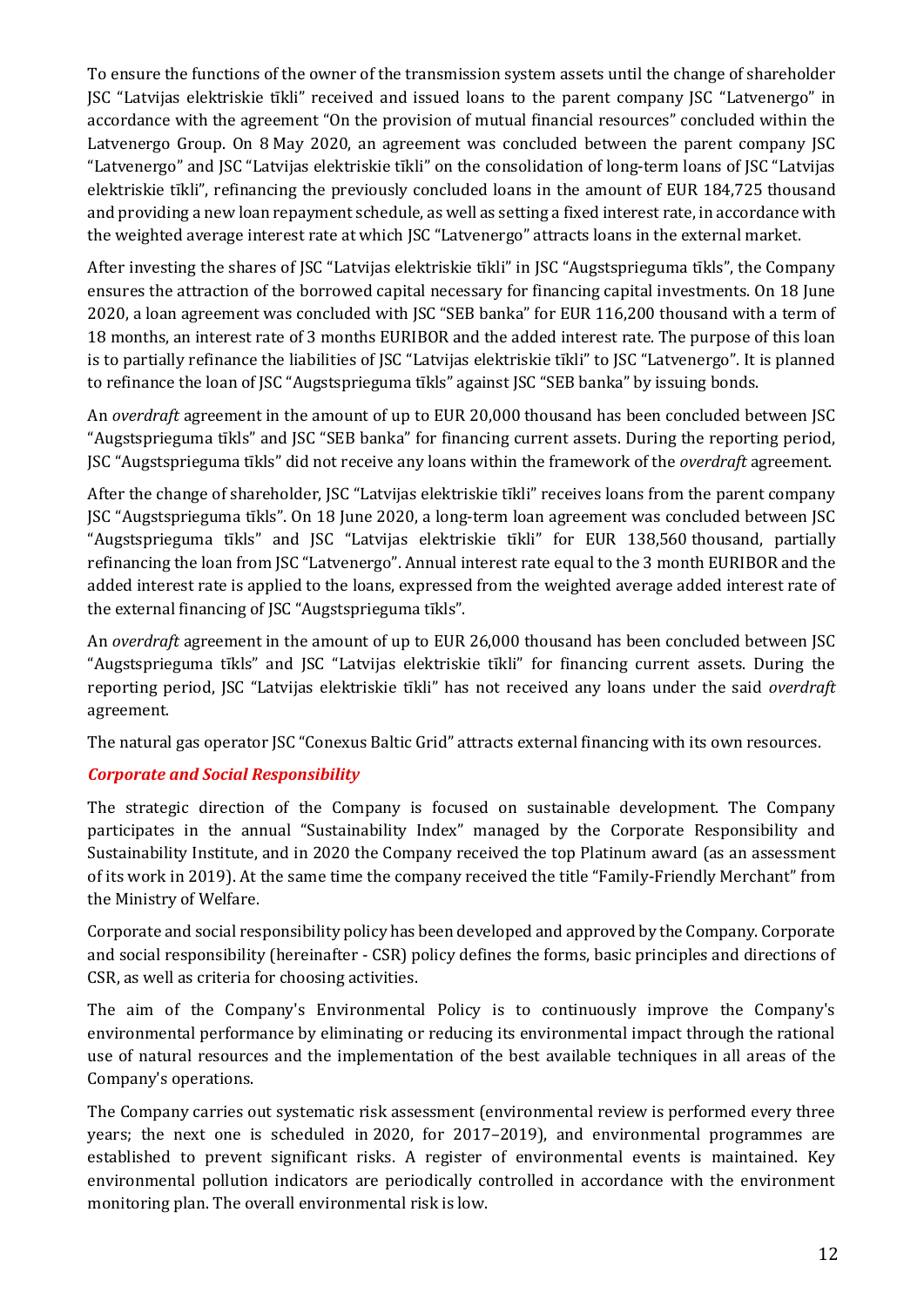To ensure the functions of the owner of the transmission system assets until the change of shareholder JSC "Latvijas elektriskie tīkli" received and issued loans to the parent company JSC "Latvenergo" in accordance with the agreement "On the provision of mutual financial resources" concluded within the Latvenergo Group. On 8 May 2020, an agreement was concluded between the parent company JSC "Latvenergo" and JSC "Latvijas elektriskie tīkli" on the consolidation of long-term loans of JSC "Latvijas elektriskie tīkli", refinancing the previously concluded loans in the amount of EUR 184,725 thousand and providing a new loan repayment schedule, as well as setting a fixed interest rate, in accordance with the weighted average interest rate at which JSC "Latvenergo" attracts loans in the external market.

After investing the shares of JSC "Latvijas elektriskie tīkli" in JSC "Augstsprieguma tīkls", the Company ensures the attraction of the borrowed capital necessary for financing capital investments. On 18 June 2020, a loan agreement was concluded with JSC "SEB banka" for EUR 116,200 thousand with a term of 18 months, an interest rate of 3 months EURIBOR and the added interest rate. The purpose of this loan is to partially refinance the liabilities of JSC "Latvijas elektriskie tīkli" to JSC "Latvenergo". It is planned to refinance the loan of JSC "Augstsprieguma tīkls" against JSC "SEB banka" by issuing bonds.

An *overdraft* agreement in the amount of up to EUR 20,000 thousand has been concluded between JSC "Augstsprieguma tīkls" and JSC "SEB banka" for financing current assets. During the reporting period, JSC "Augstsprieguma tīkls" did not receive any loans within the framework of the *overdraft* agreement.

After the change of shareholder, JSC "Latvijas elektriskie tīkli" receives loans from the parent company JSC "Augstsprieguma tīkls". On 18 June 2020, a long-term loan agreement was concluded between JSC "Augstsprieguma tīkls" and JSC "Latvijas elektriskie tīkli" for EUR 138,560 thousand, partially refinancing the loan from JSC "Latvenergo". Annual interest rate equal to the 3 month EURIBOR and the added interest rate is applied to the loans, expressed from the weighted average added interest rate of the external financing of JSC "Augstsprieguma tīkls".

An *overdraft* agreement in the amount of up to EUR 26,000 thousand has been concluded between JSC "Augstsprieguma tīkls" and JSC "Latvijas elektriskie tīkli" for financing current assets. During the reporting period, JSC "Latvijas elektriskie tīkli" has not received any loans under the said *overdraft* agreement.

The natural gas operator JSC "Conexus Baltic Grid" attracts external financing with its own resources.

### *Corporate and Social Responsibility*

The strategic direction of the Company is focused on sustainable development. The Company participates in the annual "Sustainability Index" managed by the Corporate Responsibility and Sustainability Institute, and in 2020 the Company received the top Platinum award (as an assessment of its work in 2019). At the same time the company received the title "Family-Friendly Merchant" from the Ministry of Welfare.

Corporate and social responsibility policy has been developed and approved by the Company. Corporate and social responsibility (hereinafter - CSR) policy defines the forms, basic principles and directions of CSR, as well as criteria for choosing activities.

The aim of the Company's Environmental Policy is to continuously improve the Company's environmental performance by eliminating or reducing its environmental impact through the rational use of natural resources and the implementation of the best available techniques in all areas of the Company's operations.

The Company carries out systematic risk assessment (environmental review is performed every three years; the next one is scheduled in 2020, for 2017–2019), and environmental programmes are established to prevent significant risks. A register of environmental events is maintained. Key environmental pollution indicators are periodically controlled in accordance with the environment monitoring plan. The overall environmental risk is low.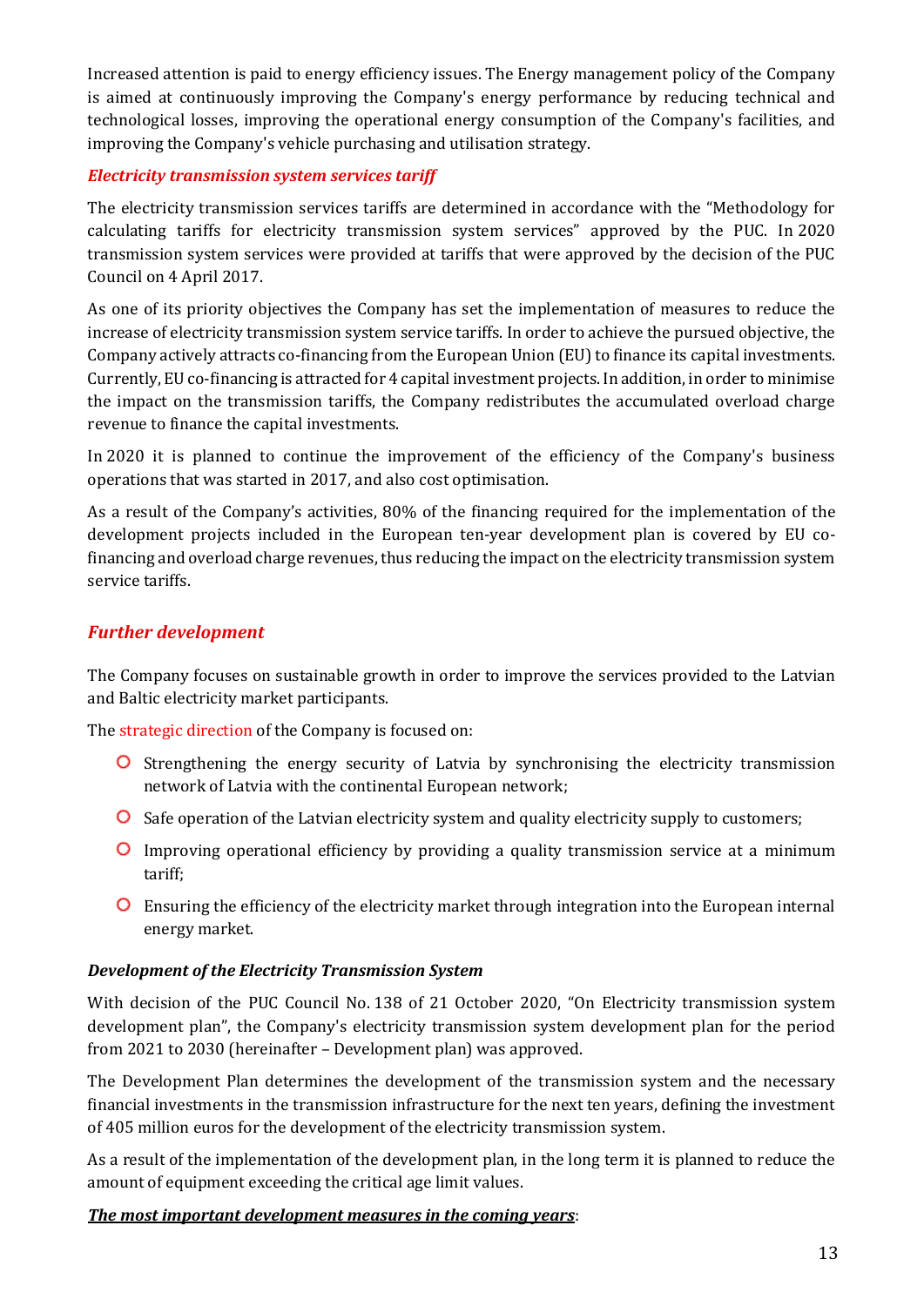Increased attention is paid to energy efficiency issues. The Energy management policy of the Company is aimed at continuously improving the Company's energy performance by reducing technical and technological losses, improving the operational energy consumption of the Company's facilities, and improving the Company's vehicle purchasing and utilisation strategy.

### *Electricity transmission system services tariff*

The electricity transmission services tariffs are determined in accordance with the "Methodology for calculating tariffs for electricity transmission system services" approved by the PUC. In 2020 transmission system services were provided at tariffs that were approved by the decision of the PUC Council on 4 April 2017.

As one of its priority objectives the Company has set the implementation of measures to reduce the increase of electricity transmission system service tariffs. In order to achieve the pursued objective, the Company actively attracts co-financing from the European Union (EU) to finance its capital investments. Currently, EU co-financing is attracted for 4 capital investment projects. In addition, in order to minimise the impact on the transmission tariffs, the Company redistributes the accumulated overload charge revenue to finance the capital investments.

In 2020 it is planned to continue the improvement of the efficiency of the Company's business operations that was started in 2017, and also cost optimisation.

As a result of the Company's activities, 80% of the financing required for the implementation of the development projects included in the European ten-year development plan is covered by EU co-financing and overload charge revenues, thus reducing the impact on the electricity transmission system service tariffs.

## *Further development*

The Company focuses on sustainable growth in order to improve the services provided to the Latvian and Baltic electricity market participants.

The strategic direction of the Company is focused on:

- Strengthening the energy security of Latvia by synchronising the electricity transmission network of Latvia with the continental European network;
- Safe operation of the Latvian electricity system and quality electricity supply to customers;
- Improving operational efficiency by providing a quality transmission service at a minimum tariff;
- Ensuring the efficiency of the electricity market through integration into the European internal energy market.

### *Development of the Electricity Transmission System*

With decision of the PUC Council No. 138 of 21 October 2020, "On Electricity transmission system development plan", the Company's electricity transmission system development plan for the period from 2021 to 2030 (hereinafter – Development plan) was approved.

The Development Plan determines the development of the transmission system and the necessary financial investments in the transmission infrastructure for the next ten years, defining the investment of 405 million euros for the development of the electricity transmission system.

As a result of the implementation of the development plan, in the long term it is planned to reduce the amount of equipment exceeding the critical age limit values.

***The most important development measures in the coming years***: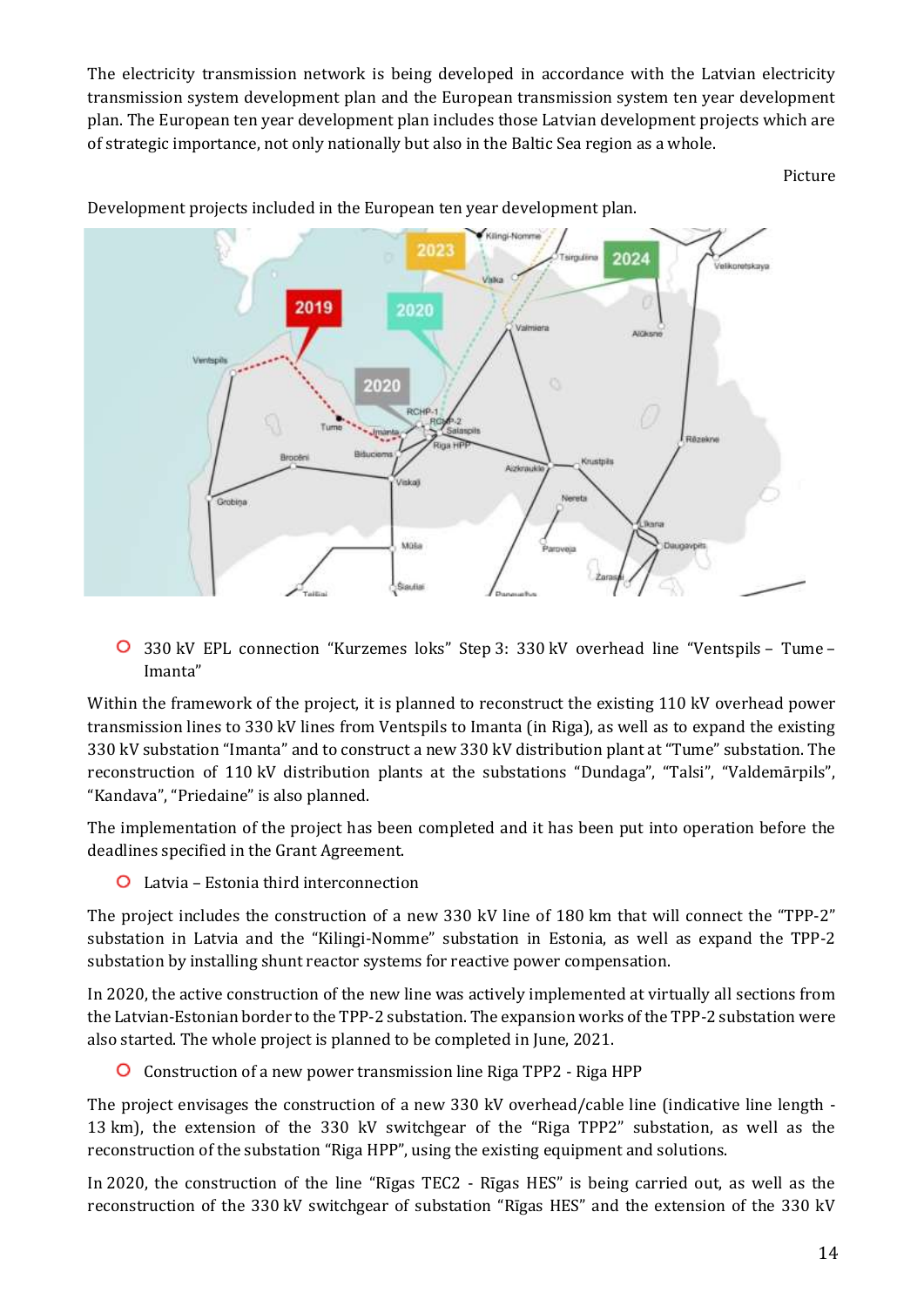The electricity transmission network is being developed in accordance with the Latvian electricity transmission system development plan and the European transmission system ten year development plan. The European ten year development plan includes those Latvian development projects which are of strategic importance, not only nationally but also in the Baltic Sea region as a whole.

Picture

Development projects included in the European ten year development plan.

- 330 kV EPL connection "Kurzemes loks" Step 3: 330 kV overhead line "Ventspils – Tume – Imanta"

Within the framework of the project, it is planned to reconstruct the existing 110 kV overhead power transmission lines to 330 kV lines from Ventspils to Imanta (in Riga), as well as to expand the existing 330 kV substation "Imanta" and to construct a new 330 kV distribution plant at "Tume" substation. The reconstruction of 110 kV distribution plants at the substations "Dundaga", "Talsi", "Valdemārpils", "Kandava", "Priedaine" is also planned.

The implementation of the project has been completed and it has been put into operation before the deadlines specified in the Grant Agreement.

- Latvia – Estonia third interconnection

The project includes the construction of a new 330 kV line of 180 km that will connect the "TPP-2" substation in Latvia and the "Kilingi-Nomme" substation in Estonia, as well as expand the TPP-2 substation by installing shunt reactor systems for reactive power compensation.

In 2020, the active construction of the new line was actively implemented at virtually all sections from the Latvian-Estonian border to the TPP-2 substation. The expansion works of the TPP-2 substation were also started. The whole project is planned to be completed in June, 2021.

- Construction of a new power transmission line Riga TPP2 - Riga HPP

The project envisages the construction of a new 330 kV overhead/cable line (indicative line length - 13 km), the extension of the 330 kV switchgear of the "Riga TPP2" substation, as well as the reconstruction of the substation "Riga HPP", using the existing equipment and solutions.

In 2020, the construction of the line "Rīgas TEC2 - Rīgas HES" is being carried out, as well as the reconstruction of the 330 kV switchgear of substation "Rīgas HES" and the extension of the 330 kV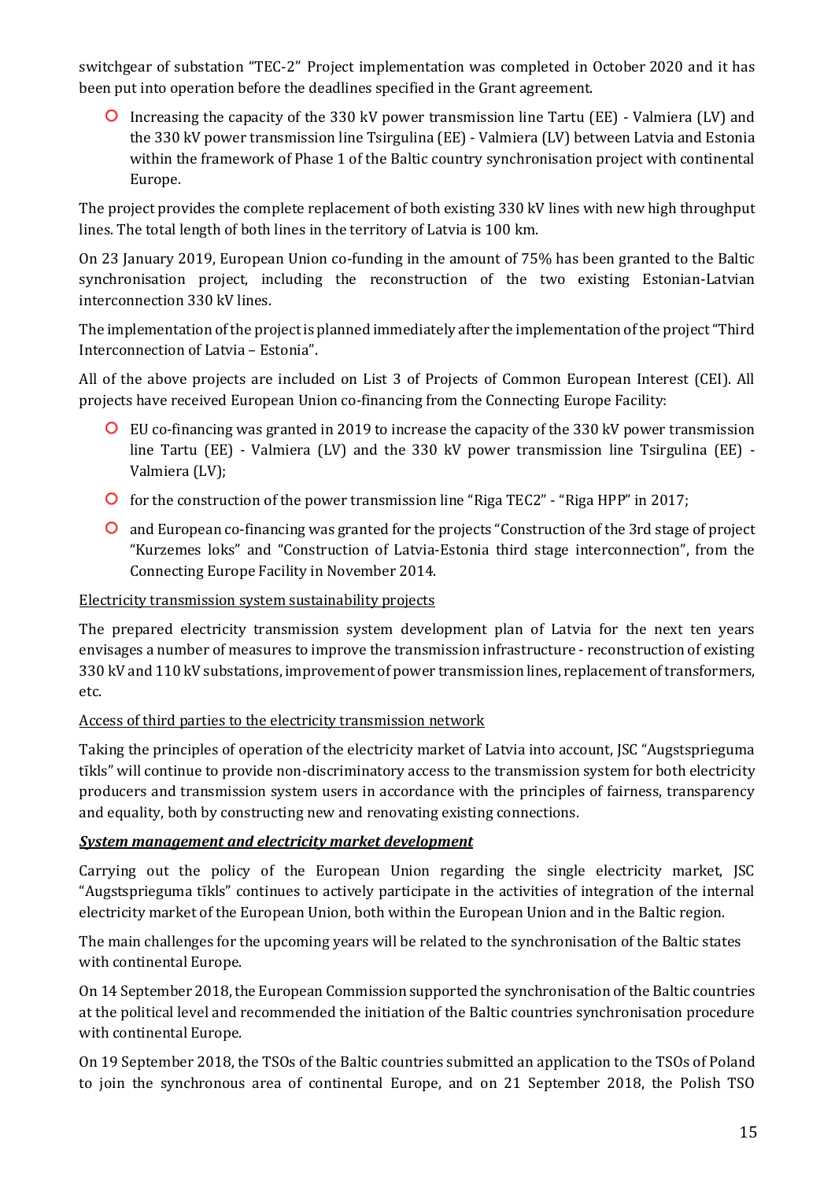switchgear of substation "TEC-2" Project implementation was completed in October 2020 and it has been put into operation before the deadlines specified in the Grant agreement.

- Increasing the capacity of the 330 kV power transmission line Tartu (EE) - Valmiera (LV) and the 330 kV power transmission line Tsirgulina (EE) - Valmiera (LV) between Latvia and Estonia within the framework of Phase 1 of the Baltic country synchronisation project with continental Europe.

The project provides the complete replacement of both existing 330 kV lines with new high throughput lines. The total length of both lines in the territory of Latvia is 100 km.

On 23 January 2019, European Union co-funding in the amount of 75% has been granted to the Baltic synchronisation project, including the reconstruction of the two existing Estonian-Latvian interconnection 330 kV lines.

The implementation of the project is planned immediately after the implementation of the project "Third Interconnection of Latvia – Estonia".

All of the above projects are included on List 3 of Projects of Common European Interest (CEI). All projects have received European Union co-financing from the Connecting Europe Facility:

- EU co-financing was granted in 2019 to increase the capacity of the 330 kV power transmission line Tartu (EE) - Valmiera (LV) and the 330 kV power transmission line Tsirgulina (EE) - Valmiera (LV);
- for the construction of the power transmission line "Riga TEC2" - "Riga HPP" in 2017;
- and European co-financing was granted for the projects "Construction of the 3rd stage of project "Kurzemes loks" and "Construction of Latvia-Estonia third stage interconnection", from the Connecting Europe Facility in November 2014.

Electricity transmission system sustainability projects

The prepared electricity transmission system development plan of Latvia for the next ten years envisages a number of measures to improve the transmission infrastructure - reconstruction of existing 330 kV and 110 kV substations, improvement of power transmission lines, replacement of transformers, etc.

Access of third parties to the electricity transmission network

Taking the principles of operation of the electricity market of Latvia into account, JSC "Augstsprieguma tīkls" will continue to provide non-discriminatory access to the transmission system for both electricity producers and transmission system users in accordance with the principles of fairness, transparency and equality, both by constructing new and renovating existing connections.

***System management and electricity market development***

Carrying out the policy of the European Union regarding the single electricity market, JSC "Augstsprieguma tīkls" continues to actively participate in the activities of integration of the internal electricity market of the European Union, both within the European Union and in the Baltic region.

The main challenges for the upcoming years will be related to the synchronisation of the Baltic states with continental Europe.

On 14 September 2018, the European Commission supported the synchronisation of the Baltic countries at the political level and recommended the initiation of the Baltic countries synchronisation procedure with continental Europe.

On 19 September 2018, the TSOs of the Baltic countries submitted an application to the TSOs of Poland to join the synchronous area of continental Europe, and on 21 September 2018, the Polish TSO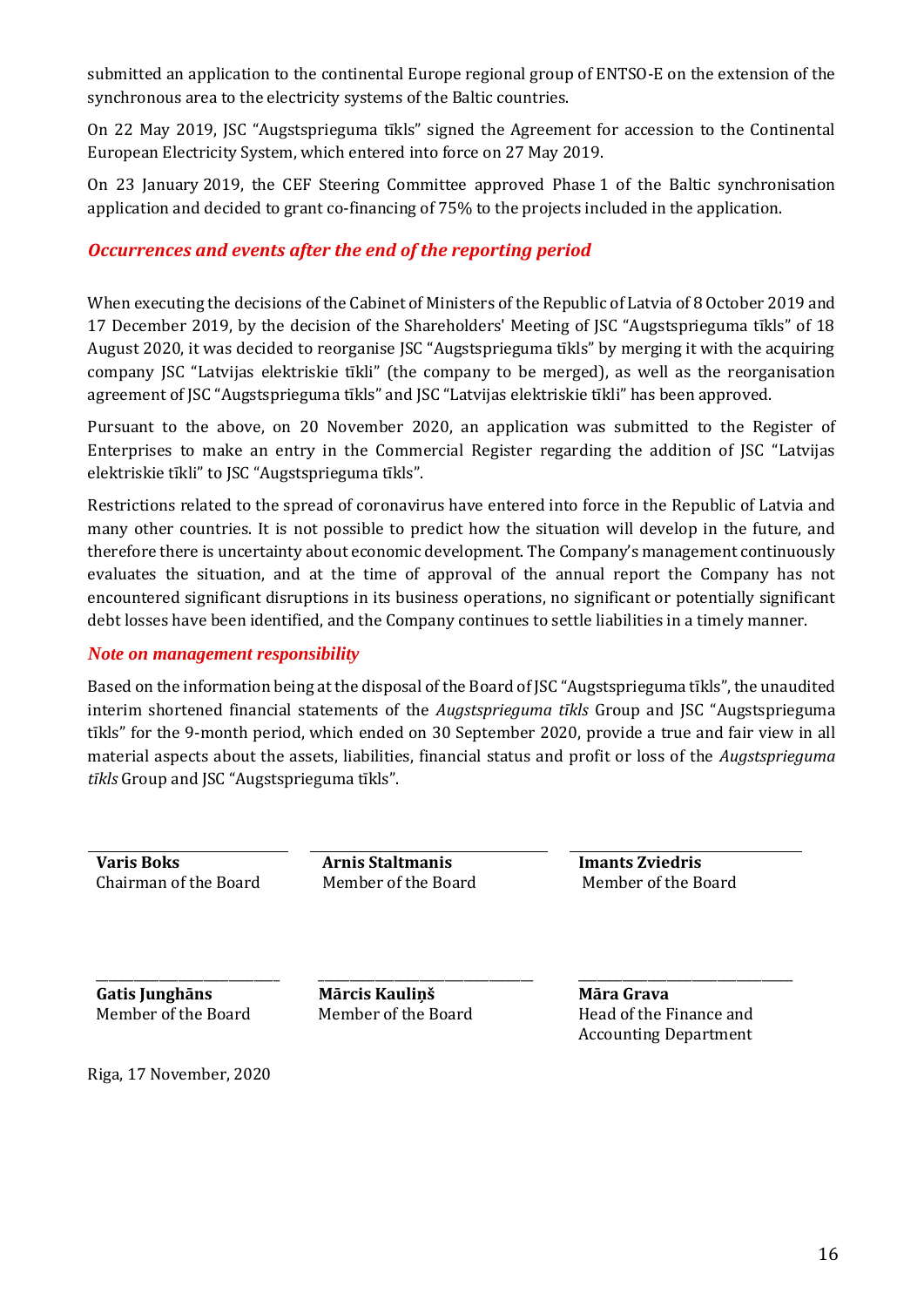submitted an application to the continental Europe regional group of ENTSO-E on the extension of the synchronous area to the electricity systems of the Baltic countries.

On 22 May 2019, JSC "Augstsprieguma tīkls" signed the Agreement for accession to the Continental European Electricity System, which entered into force on 27 May 2019.

On 23 January 2019, the CEF Steering Committee approved Phase 1 of the Baltic synchronisation application and decided to grant co-financing of 75% to the projects included in the application.

### *Occurrences and events after the end of the reporting period*

When executing the decisions of the Cabinet of Ministers of the Republic of Latvia of 8 October 2019 and 17 December 2019, by the decision of the Shareholders' Meeting of JSC "Augstsprieguma tīkls" of 18 August 2020, it was decided to reorganise JSC "Augstsprieguma tīkls" by merging it with the acquiring company JSC "Latvijas elektriskie tīkli" (the company to be merged), as well as the reorganisation agreement of JSC "Augstsprieguma tīkls" and JSC "Latvijas elektriskie tīkli" has been approved.

Pursuant to the above, on 20 November 2020, an application was submitted to the Register of Enterprises to make an entry in the Commercial Register regarding the addition of JSC "Latvijas elektriskie tīkli" to JSC "Augstsprieguma tīkls".

Restrictions related to the spread of coronavirus have entered into force in the Republic of Latvia and many other countries. It is not possible to predict how the situation will develop in the future, and therefore there is uncertainty about economic development. The Company's management continuously evaluates the situation, and at the time of approval of the annual report the Company has not encountered significant disruptions in its business operations, no significant or potentially significant debt losses have been identified, and the Company continues to settle liabilities in a timely manner.

### *Note on management responsibility*

Based on the information being at the disposal of the Board of JSC "Augstsprieguma tīkls", the unaudited interim shortened financial statements of the *Augstsprieguma tīkls* Group and JSC "Augstsprieguma tīkls" for the 9-month period, which ended on 30 September 2020, provide a true and fair view in all material aspects about the assets, liabilities, financial status and profit or loss of the *Augstsprieguma tīkls* Group and JSC "Augstsprieguma tīkls".

| | | |
|---|---|---|
| **Varis Boks**<br>Chairman of the Board | **Arnis Staltmanis**<br>Member of the Board | **Imants Zviedris**<br>Member of the Board |
| **Gatis Junghāns**<br>Member of the Board | **Mārcis Kauliņš**<br>Member of the Board | **Māra Grava**<br>Head of the Finance and Accounting Department |

Riga, 17 November, 2020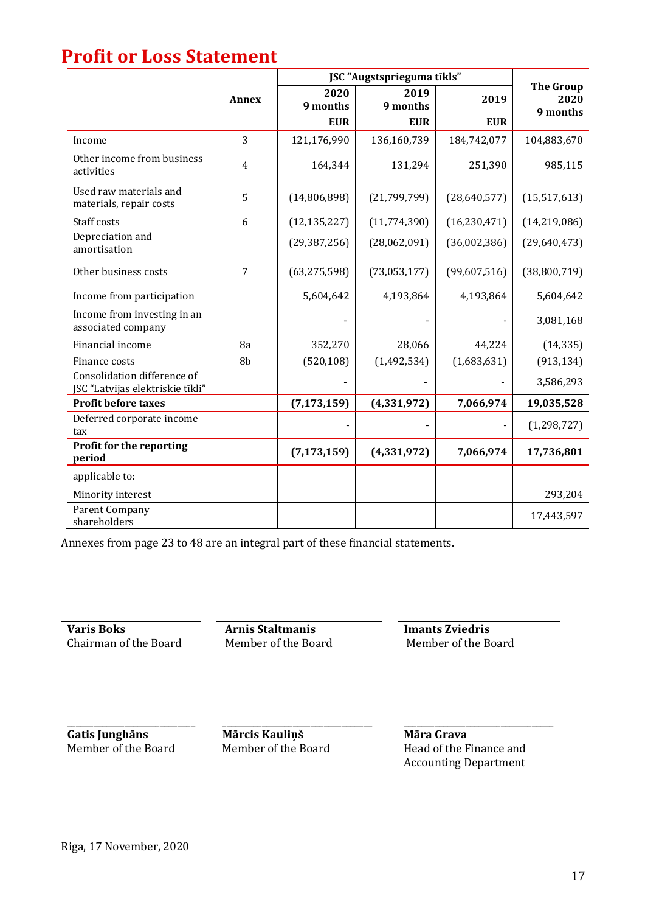# Profit or Loss Statement

| | Annex | JSC "Augstsprieguma tīkls" | | | The Group |
|---|---|---|---|---|---|
| | | 2020 9 months | 2019 9 months | 2019 | 2020 9 months |
| | | EUR | EUR | EUR | |
| Income | 3 | 121,176,990 | 136,160,739 | 184,742,077 | 104,883,670 |
| Other income from business activities | 4 | 164,344 | 131,294 | 251,390 | 985,115 |
| Used raw materials and materials, repair costs | 5 | (14,806,898) | (21,799,799) | (28,640,577) | (15,517,613) |
| Staff costs | 6 | (12,135,227) | (11,774,390) | (16,230,471) | (14,219,086) |
| Depreciation and amortisation | | (29,387,256) | (28,062,091) | (36,002,386) | (29,640,473) |
| Other business costs | 7 | (63,275,598) | (73,053,177) | (99,607,516) | (38,800,719) |
| Income from participation | | 5,604,642 | 4,193,864 | 4,193,864 | 5,604,642 |
| Income from investing in an associated company | | - | - | - | 3,081,168 |
| Financial income | 8a | 352,270 | 28,066 | 44,224 | (14,335) |
| Finance costs | 8b | (520,108) | (1,492,534) | (1,683,631) | (913,134) |
| Consolidation difference of JSC "Latvijas elektriskie tīkli" | | - | - | - | 3,586,293 |
| **Profit before taxes** | | **(7,173,159)** | **(4,331,972)** | **7,066,974** | **19,035,528** |
| Deferred corporate income tax | | - | - | - | (1,298,727) |
| **Profit for the reporting period** | | **(7,173,159)** | **(4,331,972)** | **7,066,974** | **17,736,801** |
| applicable to: | | | | | |
| Minority interest | | | | | 293,204 |
| Parent Company shareholders | | | | | 17,443,597 |

Annexes from page 23 to 48 are an integral part of these financial statements.

**Varis Boks**
Chairman of the Board

**Arnis Staltmanis**
Member of the Board

**Imants Zviedris**
Member of the Board

**Gatis Junghāns**
Member of the Board

**Mārcis Kauliņš**
Member of the Board

**Māra Grava**
Head of the Finance and Accounting Department

Riga, 17 November, 2020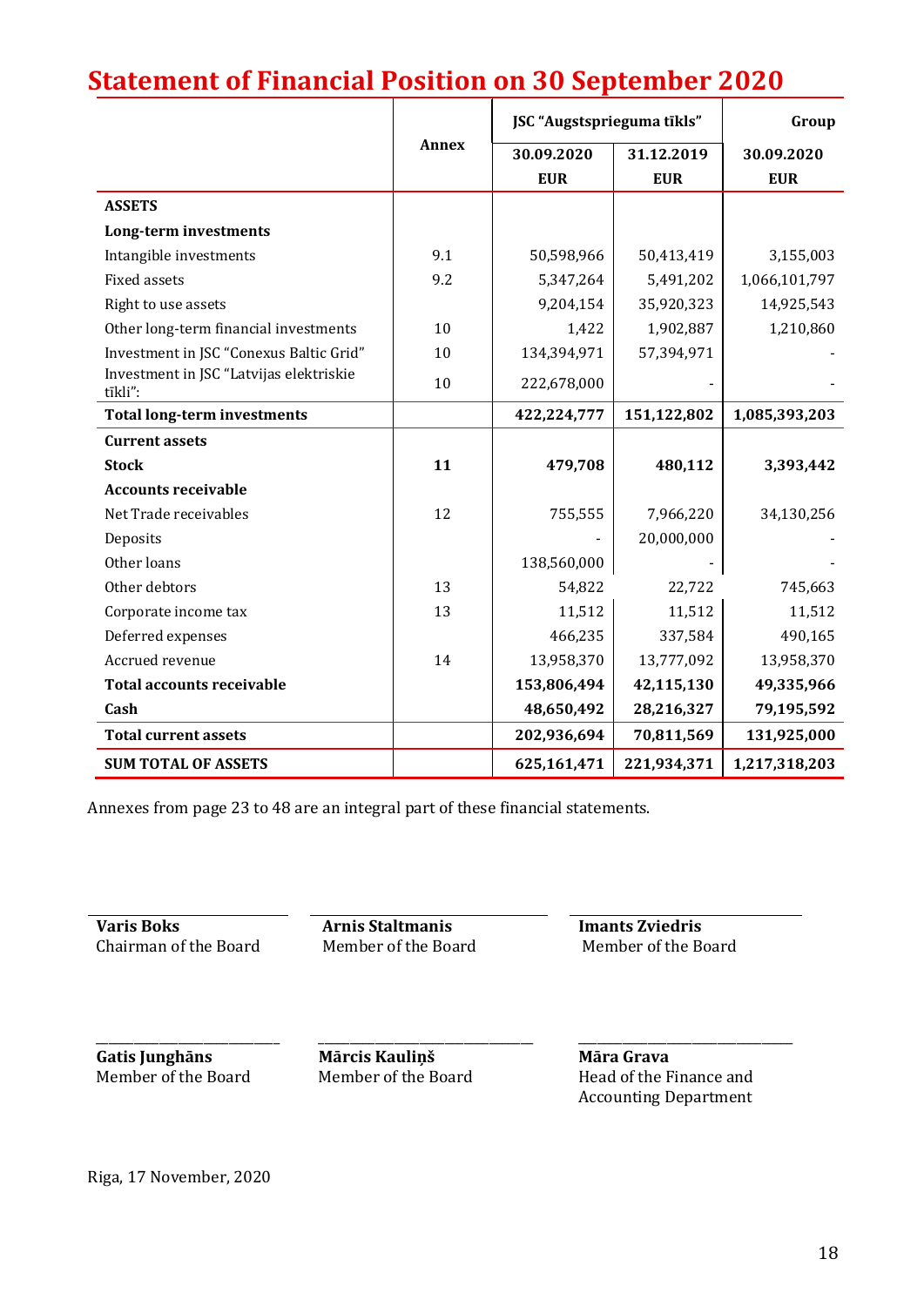# Statement of Financial Position on 30 September 2020

| | Annex | JSC "Augstsprieguma tīkls" | | Group |
|---|---|---|---|---|
| | | 30.09.2020 EUR | 31.12.2019 EUR | 30.09.2020 EUR |
| **ASSETS** | | | | |
| **Long-term investments** | | | | |
| Intangible investments | 9.1 | 50,598,966 | 50,413,419 | 3,155,003 |
| Fixed assets | 9.2 | 5,347,264 | 5,491,202 | 1,066,101,797 |
| Right to use assets | | 9,204,154 | 35,920,323 | 14,925,543 |
| Other long-term financial investments | 10 | 1,422 | 1,902,887 | 1,210,860 |
| Investment in JSC "Conexus Baltic Grid" | 10 | 134,394,971 | 57,394,971 | - |
| Investment in JSC "Latvijas elektriskie tīkli": | 10 | 222,678,000 | - | - |
| **Total long-term investments** | | **422,224,777** | **151,122,802** | **1,085,393,203** |
| **Current assets** | | | | |
| **Stock** | **11** | **479,708** | **480,112** | **3,393,442** |
| **Accounts receivable** | | | | |
| Net Trade receivables | 12 | 755,555 | 7,966,220 | 34,130,256 |
| Deposits | | - | 20,000,000 | - |
| Other loans | | 138,560,000 | - | - |
| Other debtors | 13 | 54,822 | 22,722 | 745,663 |
| Corporate income tax | 13 | 11,512 | 11,512 | 11,512 |
| Deferred expenses | | 466,235 | 337,584 | 490,165 |
| Accrued revenue | 14 | 13,958,370 | 13,777,092 | 13,958,370 |
| **Total accounts receivable** | | **153,806,494** | **42,115,130** | **49,335,966** |
| **Cash** | | **48,650,492** | **28,216,327** | **79,195,592** |
| **Total current assets** | | **202,936,694** | **70,811,569** | **131,925,000** |
| **SUM TOTAL OF ASSETS** | | **625,161,471** | **221,934,371** | **1,217,318,203** |

Annexes from page 23 to 48 are an integral part of these financial statements.

**Varis Boks**
Chairman of the Board

**Arnis Staltmanis**
Member of the Board

**Imants Zviedris**
Member of the Board

**Gatis Junghāns**
Member of the Board

**Mārcis Kauliņš**
Member of the Board

**Māra Grava**
Head of the Finance and Accounting Department

Riga, 17 November, 2020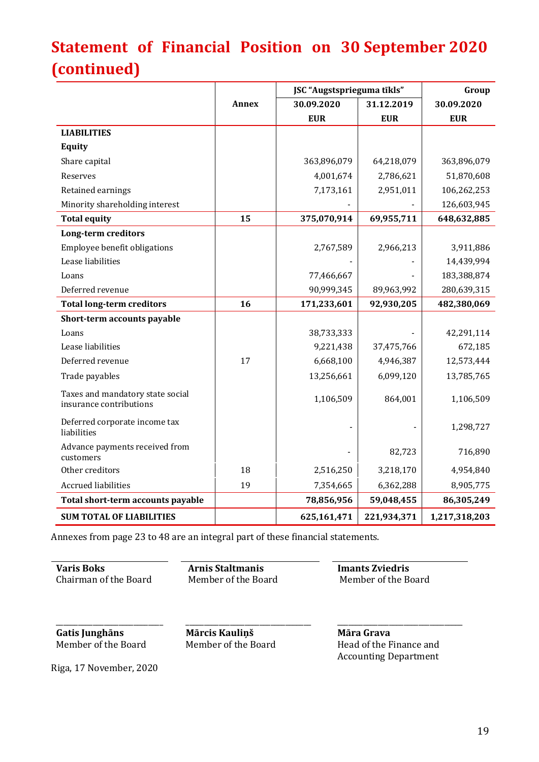# Statement of Financial Position on 30 September 2020 (continued)

| | Annex | JSC "Augstsprieguma tīkls" | | Group |
|---|---|---|---|---|
| | | 30.09.2020 | 31.12.2019 | 30.09.2020 |
| | | EUR | EUR | EUR |
| **LIABILITIES** | | | | |
| **Equity** | | | | |
| Share capital | | 363,896,079 | 64,218,079 | 363,896,079 |
| Reserves | | 4,001,674 | 2,786,621 | 51,870,608 |
| Retained earnings | | 7,173,161 | 2,951,011 | 106,262,253 |
| Minority shareholding interest | | - | - | 126,603,945 |
| **Total equity** | **15** | **375,070,914** | **69,955,711** | **648,632,885** |
| **Long-term creditors** | | | | |
| Employee benefit obligations | | 2,767,589 | 2,966,213 | 3,911,886 |
| Lease liabilities | | - | - | 14,439,994 |
| Loans | | 77,466,667 | - | 183,388,874 |
| Deferred revenue | | 90,999,345 | 89,963,992 | 280,639,315 |
| **Total long-term creditors** | **16** | **171,233,601** | **92,930,205** | **482,380,069** |
| **Short-term accounts payable** | | | | |
| Loans | | 38,733,333 | - | 42,291,114 |
| Lease liabilities | | 9,221,438 | 37,475,766 | 672,185 |
| Deferred revenue | 17 | 6,668,100 | 4,946,387 | 12,573,444 |
| Trade payables | | 13,256,661 | 6,099,120 | 13,785,765 |
| Taxes and mandatory state social insurance contributions | | 1,106,509 | 864,001 | 1,106,509 |
| Deferred corporate income tax liabilities | | - | - | 1,298,727 |
| Advance payments received from customers | | - | 82,723 | 716,890 |
| Other creditors | 18 | 2,516,250 | 3,218,170 | 4,954,840 |
| Accrued liabilities | 19 | 7,354,665 | 6,362,288 | 8,905,775 |
| **Total short-term accounts payable** | | **78,856,956** | **59,048,455** | **86,305,249** |
| **SUM TOTAL OF LIABILITIES** | | **625,161,471** | **221,934,371** | **1,217,318,203** |

Annexes from page 23 to 48 are an integral part of these financial statements.

**Varis Boks**
Chairman of the Board

**Arnis Staltmanis**
Member of the Board

**Imants Zviedris**
Member of the Board

**Gatis Junghāns**
Member of the Board

**Mārcis Kauliņš**
Member of the Board

**Māra Grava**
Head of the Finance and Accounting Department

Riga, 17 November, 2020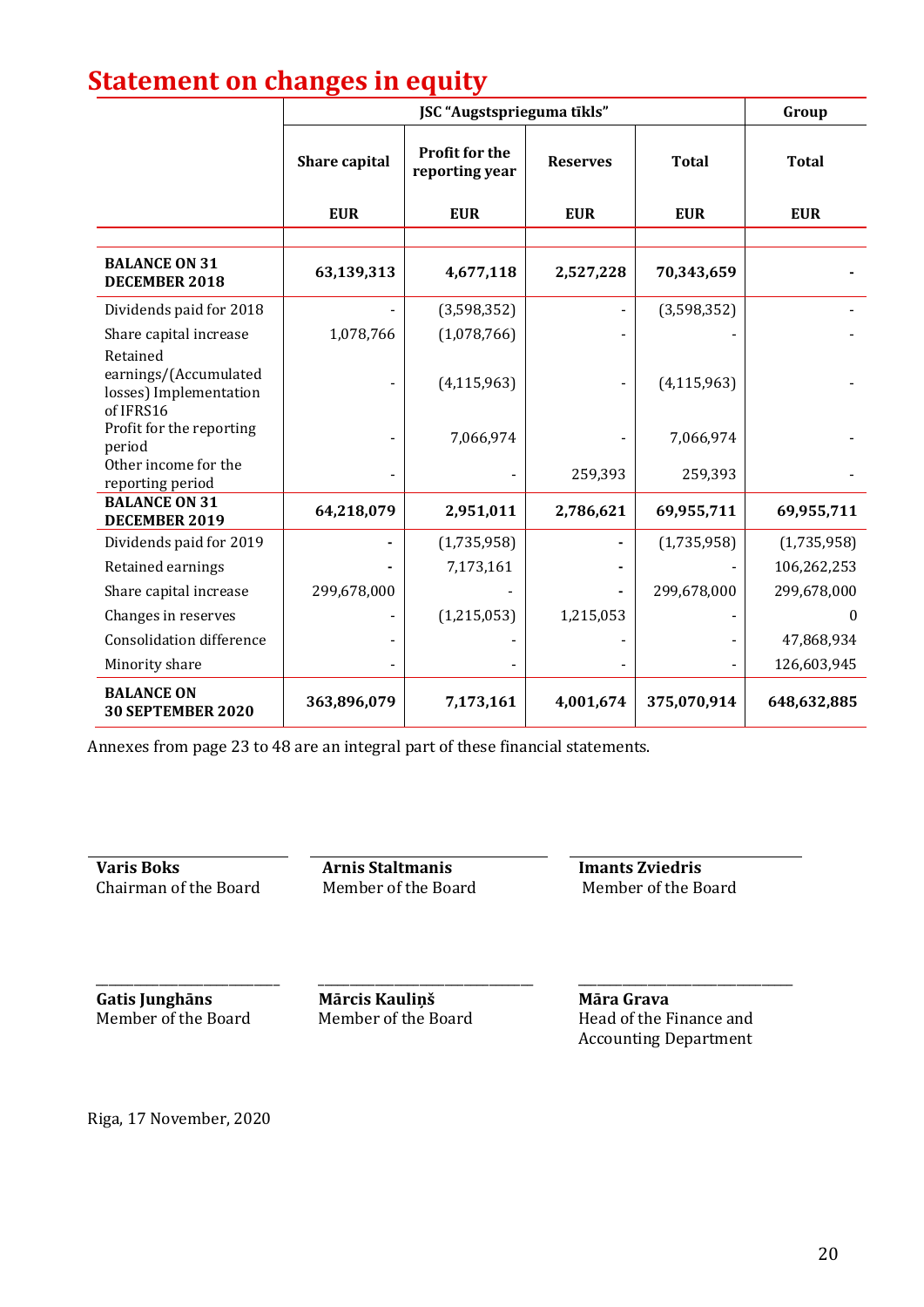# Statement on changes in equity

| | JSC "Augstsprieguma tīkls" | | | | Group |
|---|---|---|---|---|---|
| | Share capital | Profit for the reporting year | Reserves | Total | Total |
| | EUR | EUR | EUR | EUR | EUR |
| **BALANCE ON 31 DECEMBER 2018** | **63,139,313** | **4,677,118** | **2,527,228** | **70,343,659** | **-** |
| Dividends paid for 2018 | - | (3,598,352) | - | (3,598,352) | - |
| Share capital increase | 1,078,766 | (1,078,766) | - | - | - |
| Retained earnings/(Accumulated losses) Implementation of IFRS16 | - | (4,115,963) | - | (4,115,963) | - |
| Profit for the reporting period | - | 7,066,974 | - | 7,066,974 | - |
| Other income for the reporting period | - | - | 259,393 | 259,393 | - |
| **BALANCE ON 31 DECEMBER 2019** | **64,218,079** | **2,951,011** | **2,786,621** | **69,955,711** | **69,955,711** |
| Dividends paid for 2019 | - | (1,735,958) | - | (1,735,958) | (1,735,958) |
| Retained earnings | - | 7,173,161 | - | - | 106,262,253 |
| Share capital increase | 299,678,000 | - | - | 299,678,000 | 299,678,000 |
| Changes in reserves | - | (1,215,053) | 1,215,053 | - | 0 |
| Consolidation difference | - | - | - | - | 47,868,934 |
| Minority share | - | - | - | - | 126,603,945 |
| **BALANCE ON 30 SEPTEMBER 2020** | **363,896,079** | **7,173,161** | **4,001,674** | **375,070,914** | **648,632,885** |

Annexes from page 23 to 48 are an integral part of these financial statements.

**Varis Boks**
Chairman of the Board

**Arnis Staltmanis**
Member of the Board

**Imants Zviedris**
Member of the Board

**Gatis Junghāns**
Member of the Board

**Mārcis Kauliņš**
Member of the Board

**Māra Grava**
Head of the Finance and Accounting Department

Riga, 17 November, 2020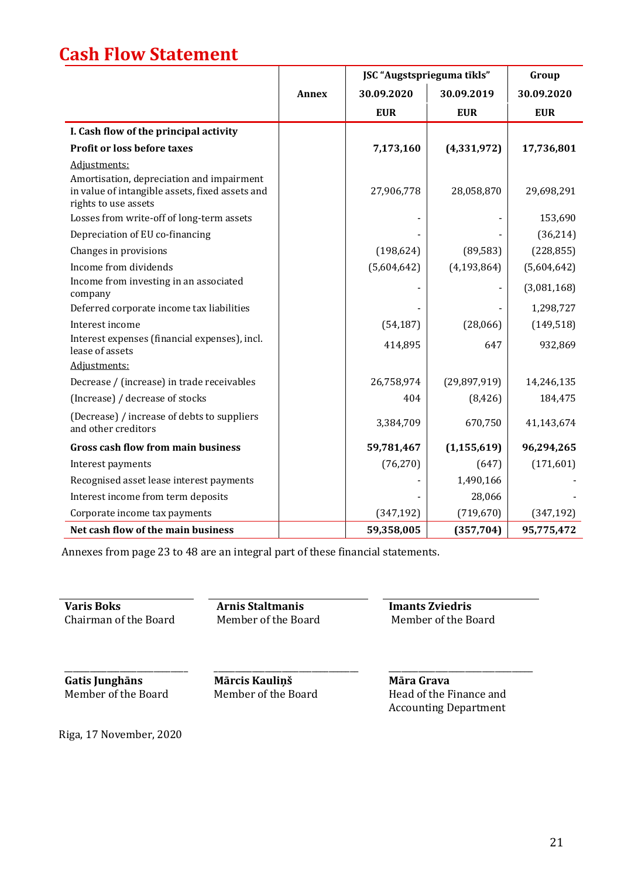# Cash Flow Statement

| | Annex | JSC "Augstsprieguma tīkls" | | Group |
|---|---|---|---|---|
| | | 30.09.2020 | 30.09.2019 | 30.09.2020 |
| | | EUR | EUR | EUR |
| **I. Cash flow of the principal activity** | | | | |
| **Profit or loss before taxes** | | **7,173,160** | **(4,331,972)** | **17,736,801** |
| Adjustments: | | | | |
| Amortisation, depreciation and impairment in value of intangible assets, fixed assets and rights to use assets | | 27,906,778 | 28,058,870 | 29,698,291 |
| Losses from write-off of long-term assets | | - | - | 153,690 |
| Depreciation of EU co-financing | | - | - | (36,214) |
| Changes in provisions | | (198,624) | (89,583) | (228,855) |
| Income from dividends | | (5,604,642) | (4,193,864) | (5,604,642) |
| Income from investing in an associated company | | - | - | (3,081,168) |
| Deferred corporate income tax liabilities | | - | - | 1,298,727 |
| Interest income | | (54,187) | (28,066) | (149,518) |
| Interest expenses (financial expenses), incl. lease of assets | | 414,895 | 647 | 932,869 |
| Adjustments: | | | | |
| Decrease / (increase) in trade receivables | | 26,758,974 | (29,897,919) | 14,246,135 |
| (Increase) / decrease of stocks | | 404 | (8,426) | 184,475 |
| (Decrease) / increase of debts to suppliers and other creditors | | 3,384,709 | 670,750 | 41,143,674 |
| **Gross cash flow from main business** | | **59,781,467** | **(1,155,619)** | **96,294,265** |
| Interest payments | | (76,270) | (647) | (171,601) |
| Recognised asset lease interest payments | | - | 1,490,166 | - |
| Interest income from term deposits | | - | 28,066 | - |
| Corporate income tax payments | | (347,192) | (719,670) | (347,192) |
| **Net cash flow of the main business** | | **59,358,005** | **(357,704)** | **95,775,472** |

Annexes from page 23 to 48 are an integral part of these financial statements.

**Varis Boks**
Chairman of the Board

**Arnis Staltmanis**
Member of the Board

**Imants Zviedris**
Member of the Board

**Gatis Junghāns**
Member of the Board

**Mārcis Kauliņš**
Member of the Board

**Māra Grava**
Head of the Finance and Accounting Department

Riga, 17 November, 2020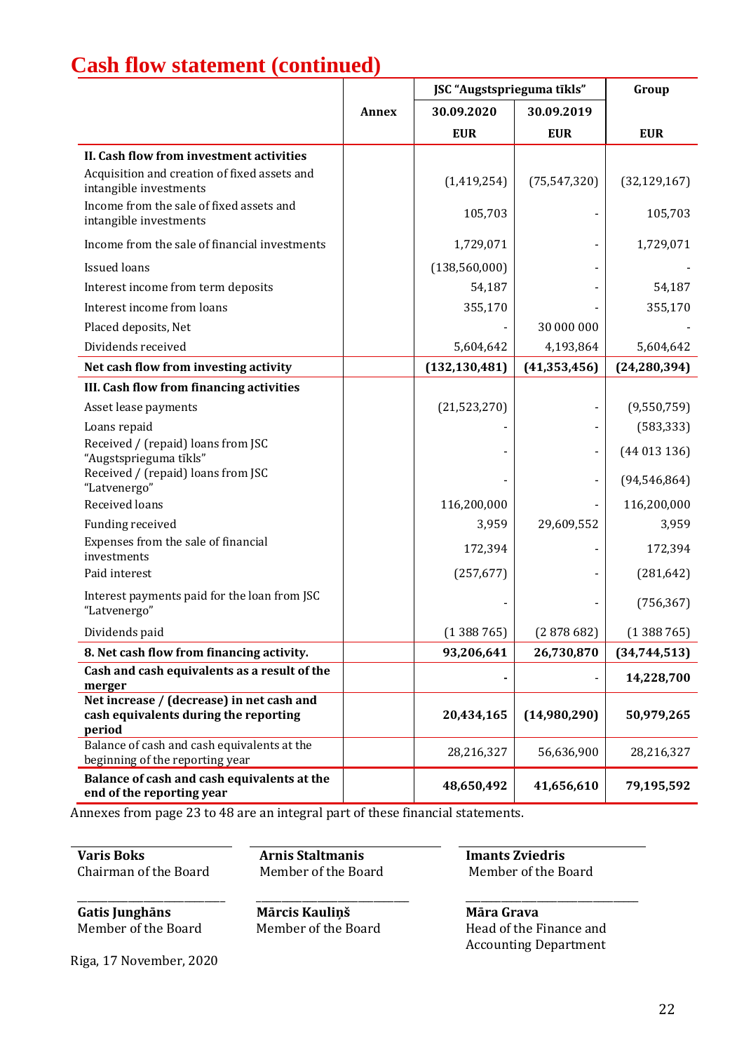# Cash flow statement (continued)

| | Annex | JSC "Augstsprieguma tīkls" | | Group |
|---|---|---|---|---|
| | | 30.09.2020 | 30.09.2019 | |
| | | EUR | EUR | EUR |
| **II. Cash flow from investment activities** | | | | |
| Acquisition and creation of fixed assets and intangible investments | | (1,419,254) | (75,547,320) | (32,129,167) |
| Income from the sale of fixed assets and intangible investments | | 105,703 | - | 105,703 |
| Income from the sale of financial investments | | 1,729,071 | - | 1,729,071 |
| Issued loans | | (138,560,000) | - | - |
| Interest income from term deposits | | 54,187 | - | 54,187 |
| Interest income from loans | | 355,170 | - | 355,170 |
| Placed deposits, Net | | - | 30 000 000 | - |
| Dividends received | | 5,604,642 | 4,193,864 | 5,604,642 |
| **Net cash flow from investing activity** | | **(132,130,481)** | **(41,353,456)** | **(24,280,394)** |
| **III. Cash flow from financing activities** | | | | |
| Asset lease payments | | (21,523,270) | - | (9,550,759) |
| Loans repaid | | - | - | (583,333) |
| Received / (repaid) loans from JSC "Augstsprieguma tīkls" | | - | - | (44 013 136) |
| Received / (repaid) loans from JSC "Latvenergo" | | - | - | (94,546,864) |
| Received loans | | 116,200,000 | - | 116,200,000 |
| Funding received | | 3,959 | 29,609,552 | 3,959 |
| Expenses from the sale of financial investments | | 172,394 | - | 172,394 |
| Paid interest | | (257,677) | - | (281,642) |
| Interest payments paid for the loan from JSC "Latvenergo" | | - | - | (756,367) |
| Dividends paid | | (1 388 765) | (2 878 682) | (1 388 765) |
| **8. Net cash flow from financing activity.** | | **93,206,641** | **26,730,870** | **(34,744,513)** |
| **Cash and cash equivalents as a result of the merger** | | **-** | - | **14,228,700** |
| **Net increase / (decrease) in net cash and cash equivalents during the reporting period** | | **20,434,165** | **(14,980,290)** | **50,979,265** |
| Balance of cash and cash equivalents at the beginning of the reporting year | | 28,216,327 | 56,636,900 | 28,216,327 |
| **Balance of cash and cash equivalents at the end of the reporting year** | | **48,650,492** | **41,656,610** | **79,195,592** |

Annexes from page 23 to 48 are an integral part of these financial statements.

**Varis Boks**
Chairman of the Board

**Arnis Staltmanis**
Member of the Board

**Imants Zviedris**
Member of the Board

**Gatis Junghāns**
Member of the Board

**Mārcis Kauliņš**
Member of the Board

**Māra Grava**
Head of the Finance and Accounting Department

Riga, 17 November, 2020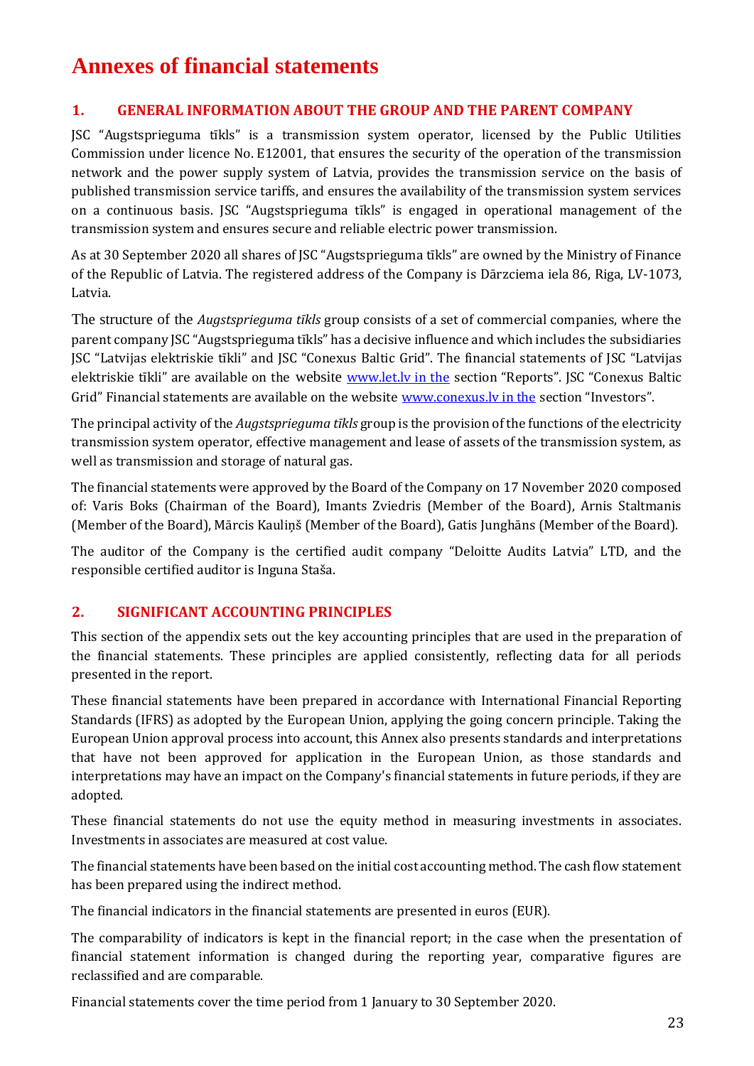# Annexes of financial statements

## 1. GENERAL INFORMATION ABOUT THE GROUP AND THE PARENT COMPANY

JSC "Augstsprieguma tīkls" is a transmission system operator, licensed by the Public Utilities Commission under licence No. E12001, that ensures the security of the operation of the transmission network and the power supply system of Latvia, provides the transmission service on the basis of published transmission service tariffs, and ensures the availability of the transmission system services on a continuous basis. JSC "Augstsprieguma tīkls" is engaged in operational management of the transmission system and ensures secure and reliable electric power transmission.

As at 30 September 2020 all shares of JSC "Augstsprieguma tīkls" are owned by the Ministry of Finance of the Republic of Latvia. The registered address of the Company is Dārzciema iela 86, Riga, LV-1073, Latvia.

The structure of the *Augstsprieguma tīkls* group consists of a set of commercial companies, where the parent company JSC "Augstsprieguma tīkls" has a decisive influence and which includes the subsidiaries JSC "Latvijas elektriskie tīkli" and JSC "Conexus Baltic Grid". The financial statements of JSC "Latvijas elektriskie tīkli" are available on the website www.let.lv in the section "Reports". JSC "Conexus Baltic Grid" Financial statements are available on the website www.conexus.lv in the section "Investors".

The principal activity of the *Augstsprieguma tīkls* group is the provision of the functions of the electricity transmission system operator, effective management and lease of assets of the transmission system, as well as transmission and storage of natural gas.

The financial statements were approved by the Board of the Company on 17 November 2020 composed of: Varis Boks (Chairman of the Board), Imants Zviedris (Member of the Board), Arnis Staltmanis (Member of the Board), Mārcis Kauliņš (Member of the Board), Gatis Junghāns (Member of the Board).

The auditor of the Company is the certified audit company "Deloitte Audits Latvia" LTD, and the responsible certified auditor is Inguna Staša.

## 2. SIGNIFICANT ACCOUNTING PRINCIPLES

This section of the appendix sets out the key accounting principles that are used in the preparation of the financial statements. These principles are applied consistently, reflecting data for all periods presented in the report.

These financial statements have been prepared in accordance with International Financial Reporting Standards (IFRS) as adopted by the European Union, applying the going concern principle. Taking the European Union approval process into account, this Annex also presents standards and interpretations that have not been approved for application in the European Union, as those standards and interpretations may have an impact on the Company's financial statements in future periods, if they are adopted.

These financial statements do not use the equity method in measuring investments in associates. Investments in associates are measured at cost value.

The financial statements have been based on the initial cost accounting method. The cash flow statement has been prepared using the indirect method.

The financial indicators in the financial statements are presented in euros (EUR).

The comparability of indicators is kept in the financial report; in the case when the presentation of financial statement information is changed during the reporting year, comparative figures are reclassified and are comparable.

Financial statements cover the time period from 1 January to 30 September 2020.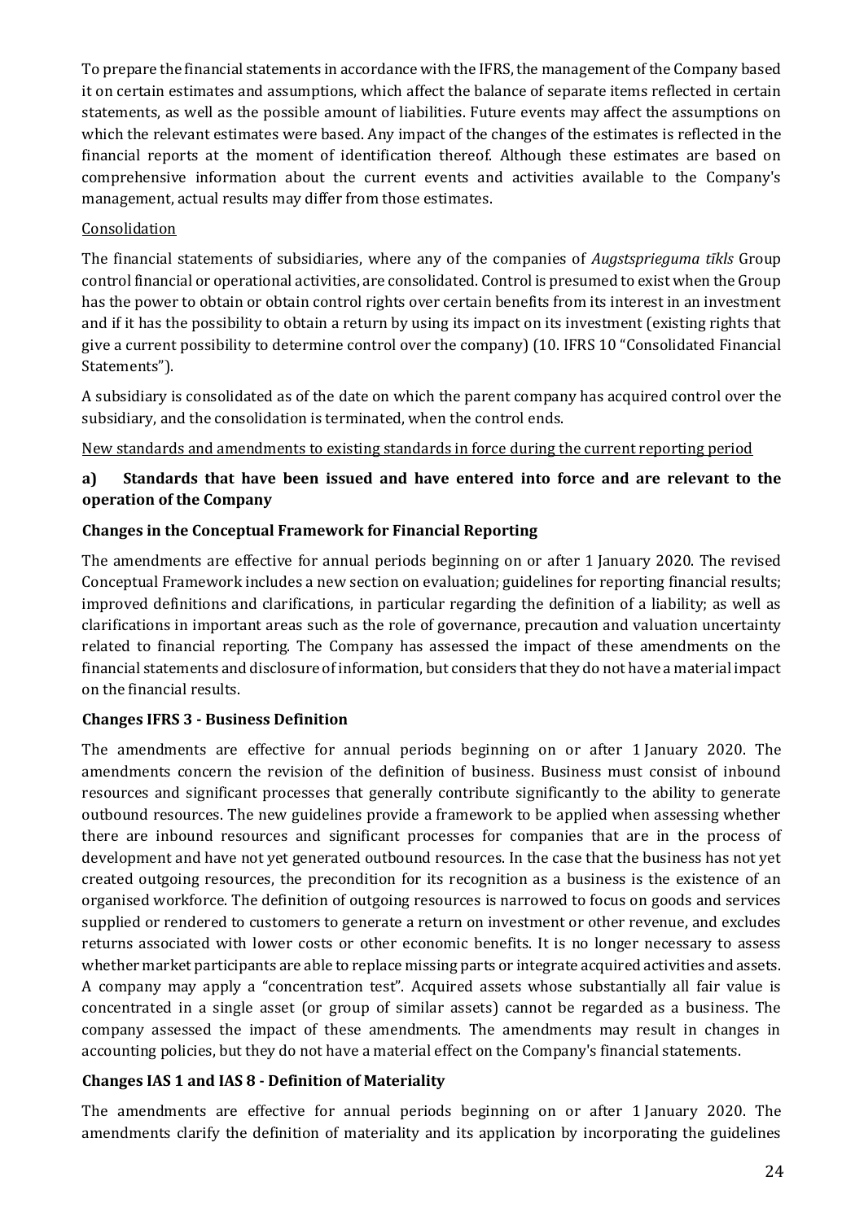To prepare the financial statements in accordance with the IFRS, the management of the Company based it on certain estimates and assumptions, which affect the balance of separate items reflected in certain statements, as well as the possible amount of liabilities. Future events may affect the assumptions on which the relevant estimates were based. Any impact of the changes of the estimates is reflected in the financial reports at the moment of identification thereof. Although these estimates are based on comprehensive information about the current events and activities available to the Company's management, actual results may differ from those estimates.

Consolidation

The financial statements of subsidiaries, where any of the companies of *Augstsprieguma tīkls* Group control financial or operational activities, are consolidated. Control is presumed to exist when the Group has the power to obtain or obtain control rights over certain benefits from its interest in an investment and if it has the possibility to obtain a return by using its impact on its investment (existing rights that give a current possibility to determine control over the company) (10. IFRS 10 "Consolidated Financial Statements").

A subsidiary is consolidated as of the date on which the parent company has acquired control over the subsidiary, and the consolidation is terminated, when the control ends.

New standards and amendments to existing standards in force during the current reporting period

**a) Standards that have been issued and have entered into force and are relevant to the operation of the Company**

**Changes in the Conceptual Framework for Financial Reporting**

The amendments are effective for annual periods beginning on or after 1 January 2020. The revised Conceptual Framework includes a new section on evaluation; guidelines for reporting financial results; improved definitions and clarifications, in particular regarding the definition of a liability; as well as clarifications in important areas such as the role of governance, precaution and valuation uncertainty related to financial reporting. The Company has assessed the impact of these amendments on the financial statements and disclosure of information, but considers that they do not have a material impact on the financial results.

**Changes IFRS 3 - Business Definition**

The amendments are effective for annual periods beginning on or after 1 January 2020. The amendments concern the revision of the definition of business. Business must consist of inbound resources and significant processes that generally contribute significantly to the ability to generate outbound resources. The new guidelines provide a framework to be applied when assessing whether there are inbound resources and significant processes for companies that are in the process of development and have not yet generated outbound resources. In the case that the business has not yet created outgoing resources, the precondition for its recognition as a business is the existence of an organised workforce. The definition of outgoing resources is narrowed to focus on goods and services supplied or rendered to customers to generate a return on investment or other revenue, and excludes returns associated with lower costs or other economic benefits. It is no longer necessary to assess whether market participants are able to replace missing parts or integrate acquired activities and assets. A company may apply a "concentration test". Acquired assets whose substantially all fair value is concentrated in a single asset (or group of similar assets) cannot be regarded as a business. The company assessed the impact of these amendments. The amendments may result in changes in accounting policies, but they do not have a material effect on the Company's financial statements.

**Changes IAS 1 and IAS 8 - Definition of Materiality**

The amendments are effective for annual periods beginning on or after 1 January 2020. The amendments clarify the definition of materiality and its application by incorporating the guidelines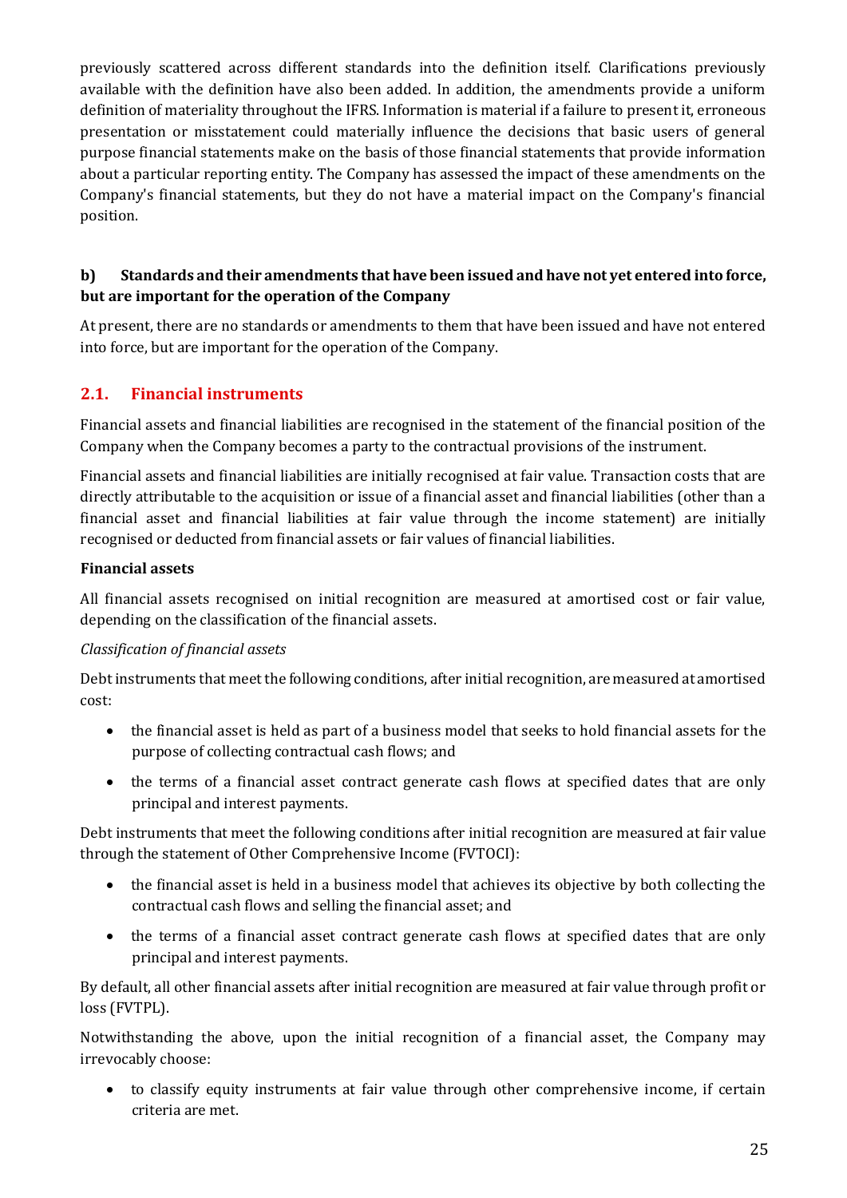previously scattered across different standards into the definition itself. Clarifications previously available with the definition have also been added. In addition, the amendments provide a uniform definition of materiality throughout the IFRS. Information is material if a failure to present it, erroneous presentation or misstatement could materially influence the decisions that basic users of general purpose financial statements make on the basis of those financial statements that provide information about a particular reporting entity. The Company has assessed the impact of these amendments on the Company's financial statements, but they do not have a material impact on the Company's financial position.

**b) Standards and their amendments that have been issued and have not yet entered into force, but are important for the operation of the Company**

At present, there are no standards or amendments to them that have been issued and have not entered into force, but are important for the operation of the Company.

## 2.1. Financial instruments

Financial assets and financial liabilities are recognised in the statement of the financial position of the Company when the Company becomes a party to the contractual provisions of the instrument.

Financial assets and financial liabilities are initially recognised at fair value. Transaction costs that are directly attributable to the acquisition or issue of a financial asset and financial liabilities (other than a financial asset and financial liabilities at fair value through the income statement) are initially recognised or deducted from financial assets or fair values of financial liabilities.

**Financial assets**

All financial assets recognised on initial recognition are measured at amortised cost or fair value, depending on the classification of the financial assets.

*Classification of financial assets*

Debt instruments that meet the following conditions, after initial recognition, are measured at amortised cost:

- the financial asset is held as part of a business model that seeks to hold financial assets for the purpose of collecting contractual cash flows; and
- the terms of a financial asset contract generate cash flows at specified dates that are only principal and interest payments.

Debt instruments that meet the following conditions after initial recognition are measured at fair value through the statement of Other Comprehensive Income (FVTOCI):

- the financial asset is held in a business model that achieves its objective by both collecting the contractual cash flows and selling the financial asset; and
- the terms of a financial asset contract generate cash flows at specified dates that are only principal and interest payments.

By default, all other financial assets after initial recognition are measured at fair value through profit or loss (FVTPL).

Notwithstanding the above, upon the initial recognition of a financial asset, the Company may irrevocably choose:

- to classify equity instruments at fair value through other comprehensive income, if certain criteria are met.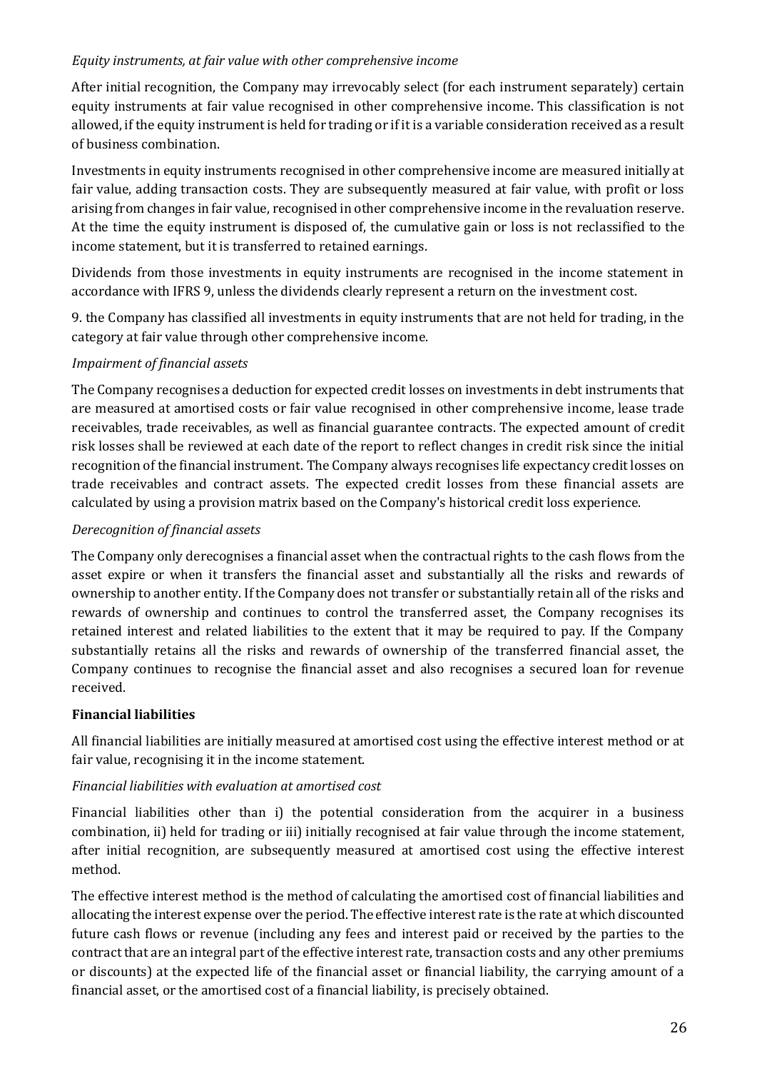*Equity instruments, at fair value with other comprehensive income*

After initial recognition, the Company may irrevocably select (for each instrument separately) certain equity instruments at fair value recognised in other comprehensive income. This classification is not allowed, if the equity instrument is held for trading or if it is a variable consideration received as a result of business combination.

Investments in equity instruments recognised in other comprehensive income are measured initially at fair value, adding transaction costs. They are subsequently measured at fair value, with profit or loss arising from changes in fair value, recognised in other comprehensive income in the revaluation reserve. At the time the equity instrument is disposed of, the cumulative gain or loss is not reclassified to the income statement, but it is transferred to retained earnings.

Dividends from those investments in equity instruments are recognised in the income statement in accordance with IFRS 9, unless the dividends clearly represent a return on the investment cost.

9. the Company has classified all investments in equity instruments that are not held for trading, in the category at fair value through other comprehensive income.

*Impairment of financial assets*

The Company recognises a deduction for expected credit losses on investments in debt instruments that are measured at amortised costs or fair value recognised in other comprehensive income, lease trade receivables, trade receivables, as well as financial guarantee contracts. The expected amount of credit risk losses shall be reviewed at each date of the report to reflect changes in credit risk since the initial recognition of the financial instrument. The Company always recognises life expectancy credit losses on trade receivables and contract assets. The expected credit losses from these financial assets are calculated by using a provision matrix based on the Company's historical credit loss experience.

*Derecognition of financial assets*

The Company only derecognises a financial asset when the contractual rights to the cash flows from the asset expire or when it transfers the financial asset and substantially all the risks and rewards of ownership to another entity. If the Company does not transfer or substantially retain all of the risks and rewards of ownership and continues to control the transferred asset, the Company recognises its retained interest and related liabilities to the extent that it may be required to pay. If the Company substantially retains all the risks and rewards of ownership of the transferred financial asset, the Company continues to recognise the financial asset and also recognises a secured loan for revenue received.

**Financial liabilities**

All financial liabilities are initially measured at amortised cost using the effective interest method or at fair value, recognising it in the income statement.

*Financial liabilities with evaluation at amortised cost*

Financial liabilities other than i) the potential consideration from the acquirer in a business combination, ii) held for trading or iii) initially recognised at fair value through the income statement, after initial recognition, are subsequently measured at amortised cost using the effective interest method.

The effective interest method is the method of calculating the amortised cost of financial liabilities and allocating the interest expense over the period. The effective interest rate is the rate at which discounted future cash flows or revenue (including any fees and interest paid or received by the parties to the contract that are an integral part of the effective interest rate, transaction costs and any other premiums or discounts) at the expected life of the financial asset or financial liability, the carrying amount of a financial asset, or the amortised cost of a financial liability, is precisely obtained.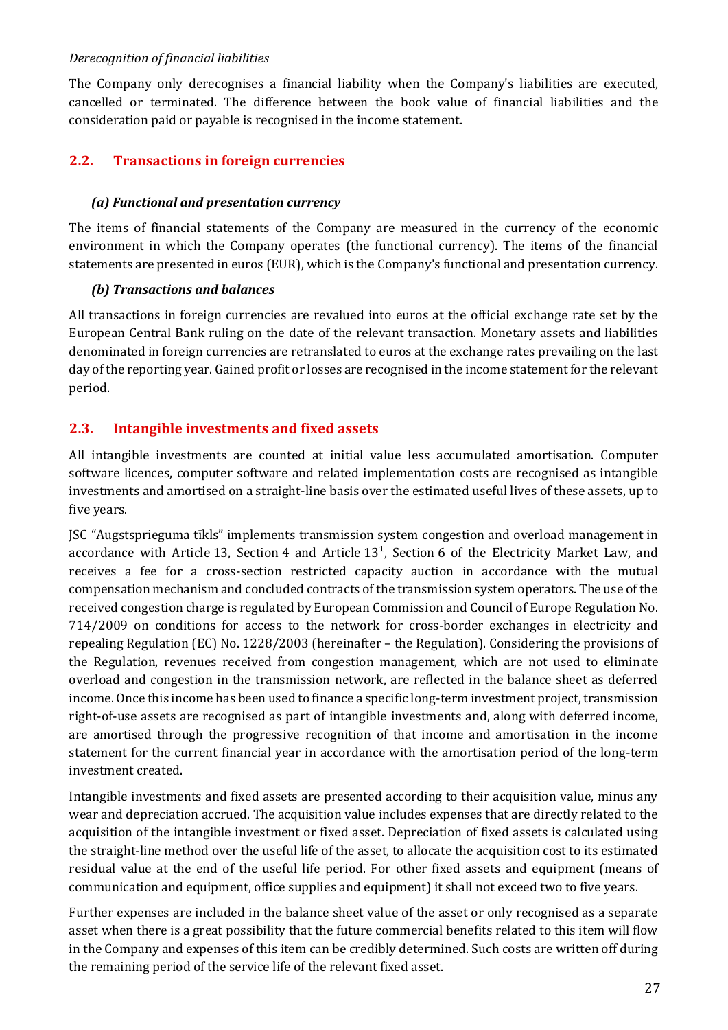*Derecognition of financial liabilities*

The Company only derecognises a financial liability when the Company's liabilities are executed, cancelled or terminated. The difference between the book value of financial liabilities and the consideration paid or payable is recognised in the income statement.

## 2.2. Transactions in foreign currencies

### *(a) Functional and presentation currency*

The items of financial statements of the Company are measured in the currency of the economic environment in which the Company operates (the functional currency). The items of the financial statements are presented in euros (EUR), which is the Company's functional and presentation currency.

### *(b) Transactions and balances*

All transactions in foreign currencies are revalued into euros at the official exchange rate set by the European Central Bank ruling on the date of the relevant transaction. Monetary assets and liabilities denominated in foreign currencies are retranslated to euros at the exchange rates prevailing on the last day of the reporting year. Gained profit or losses are recognised in the income statement for the relevant period.

## 2.3. Intangible investments and fixed assets

All intangible investments are counted at initial value less accumulated amortisation. Computer software licences, computer software and related implementation costs are recognised as intangible investments and amortised on a straight-line basis over the estimated useful lives of these assets, up to five years.

JSC "Augstsprieguma tīkls" implements transmission system congestion and overload management in accordance with Article 13, Section 4 and Article 13[1], Section 6 of the Electricity Market Law, and receives a fee for a cross-section restricted capacity auction in accordance with the mutual compensation mechanism and concluded contracts of the transmission system operators. The use of the received congestion charge is regulated by European Commission and Council of Europe Regulation No. 714/2009 on conditions for access to the network for cross-border exchanges in electricity and repealing Regulation (EC) No. 1228/2003 (hereinafter – the Regulation). Considering the provisions of the Regulation, revenues received from congestion management, which are not used to eliminate overload and congestion in the transmission network, are reflected in the balance sheet as deferred income. Once this income has been used to finance a specific long-term investment project, transmission right-of-use assets are recognised as part of intangible investments and, along with deferred income, are amortised through the progressive recognition of that income and amortisation in the income statement for the current financial year in accordance with the amortisation period of the long-term investment created.

Intangible investments and fixed assets are presented according to their acquisition value, minus any wear and depreciation accrued. The acquisition value includes expenses that are directly related to the acquisition of the intangible investment or fixed asset. Depreciation of fixed assets is calculated using the straight-line method over the useful life of the asset, to allocate the acquisition cost to its estimated residual value at the end of the useful life period. For other fixed assets and equipment (means of communication and equipment, office supplies and equipment) it shall not exceed two to five years.

Further expenses are included in the balance sheet value of the asset or only recognised as a separate asset when there is a great possibility that the future commercial benefits related to this item will flow in the Company and expenses of this item can be credibly determined. Such costs are written off during the remaining period of the service life of the relevant fixed asset.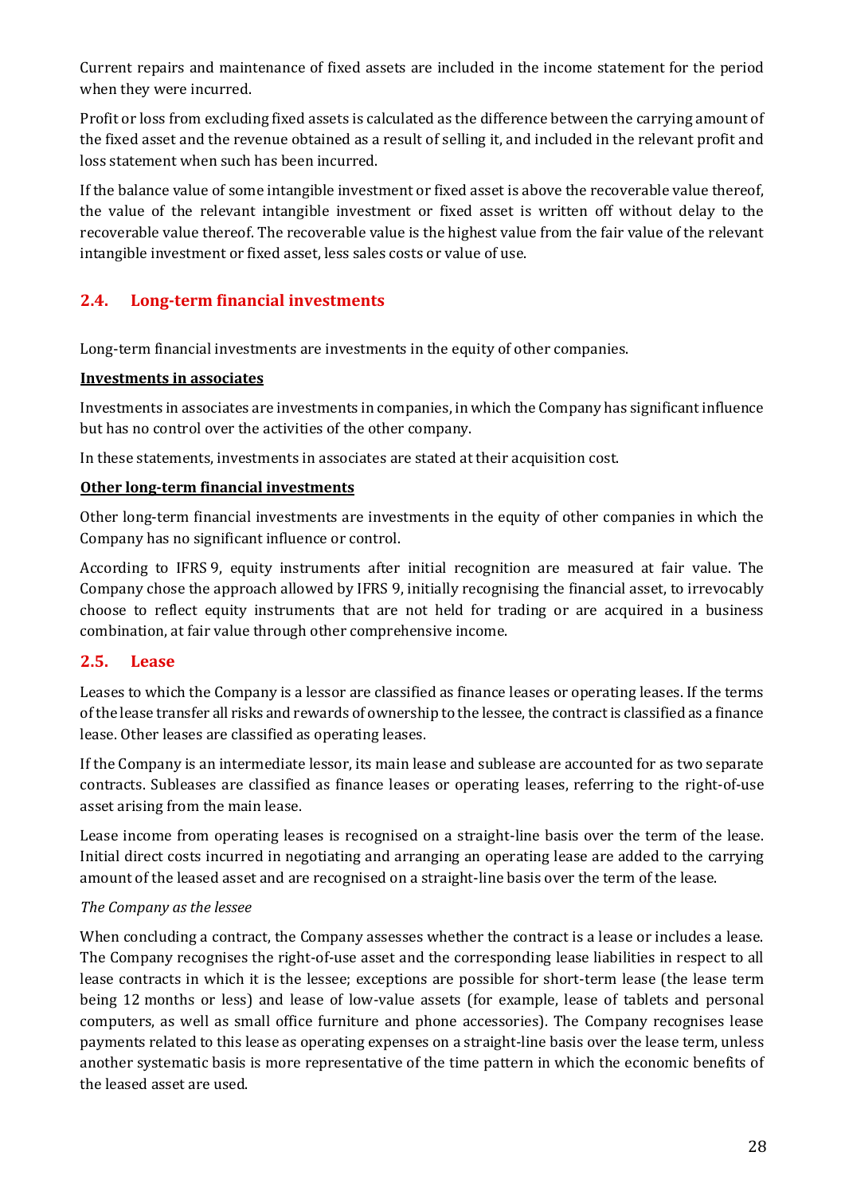Current repairs and maintenance of fixed assets are included in the income statement for the period when they were incurred.

Profit or loss from excluding fixed assets is calculated as the difference between the carrying amount of the fixed asset and the revenue obtained as a result of selling it, and included in the relevant profit and loss statement when such has been incurred.

If the balance value of some intangible investment or fixed asset is above the recoverable value thereof, the value of the relevant intangible investment or fixed asset is written off without delay to the recoverable value thereof. The recoverable value is the highest value from the fair value of the relevant intangible investment or fixed asset, less sales costs or value of use.

## 2.4. Long-term financial investments

Long-term financial investments are investments in the equity of other companies.

**Investments in associates**

Investments in associates are investments in companies, in which the Company has significant influence but has no control over the activities of the other company.

In these statements, investments in associates are stated at their acquisition cost.

**Other long-term financial investments**

Other long-term financial investments are investments in the equity of other companies in which the Company has no significant influence or control.

According to IFRS 9, equity instruments after initial recognition are measured at fair value. The Company chose the approach allowed by IFRS 9, initially recognising the financial asset, to irrevocably choose to reflect equity instruments that are not held for trading or are acquired in a business combination, at fair value through other comprehensive income.

## 2.5. Lease

Leases to which the Company is a lessor are classified as finance leases or operating leases. If the terms of the lease transfer all risks and rewards of ownership to the lessee, the contract is classified as a finance lease. Other leases are classified as operating leases.

If the Company is an intermediate lessor, its main lease and sublease are accounted for as two separate contracts. Subleases are classified as finance leases or operating leases, referring to the right-of-use asset arising from the main lease.

Lease income from operating leases is recognised on a straight-line basis over the term of the lease. Initial direct costs incurred in negotiating and arranging an operating lease are added to the carrying amount of the leased asset and are recognised on a straight-line basis over the term of the lease.

*The Company as the lessee*

When concluding a contract, the Company assesses whether the contract is a lease or includes a lease. The Company recognises the right-of-use asset and the corresponding lease liabilities in respect to all lease contracts in which it is the lessee; exceptions are possible for short-term lease (the lease term being 12 months or less) and lease of low-value assets (for example, lease of tablets and personal computers, as well as small office furniture and phone accessories). The Company recognises lease payments related to this lease as operating expenses on a straight-line basis over the lease term, unless another systematic basis is more representative of the time pattern in which the economic benefits of the leased asset are used.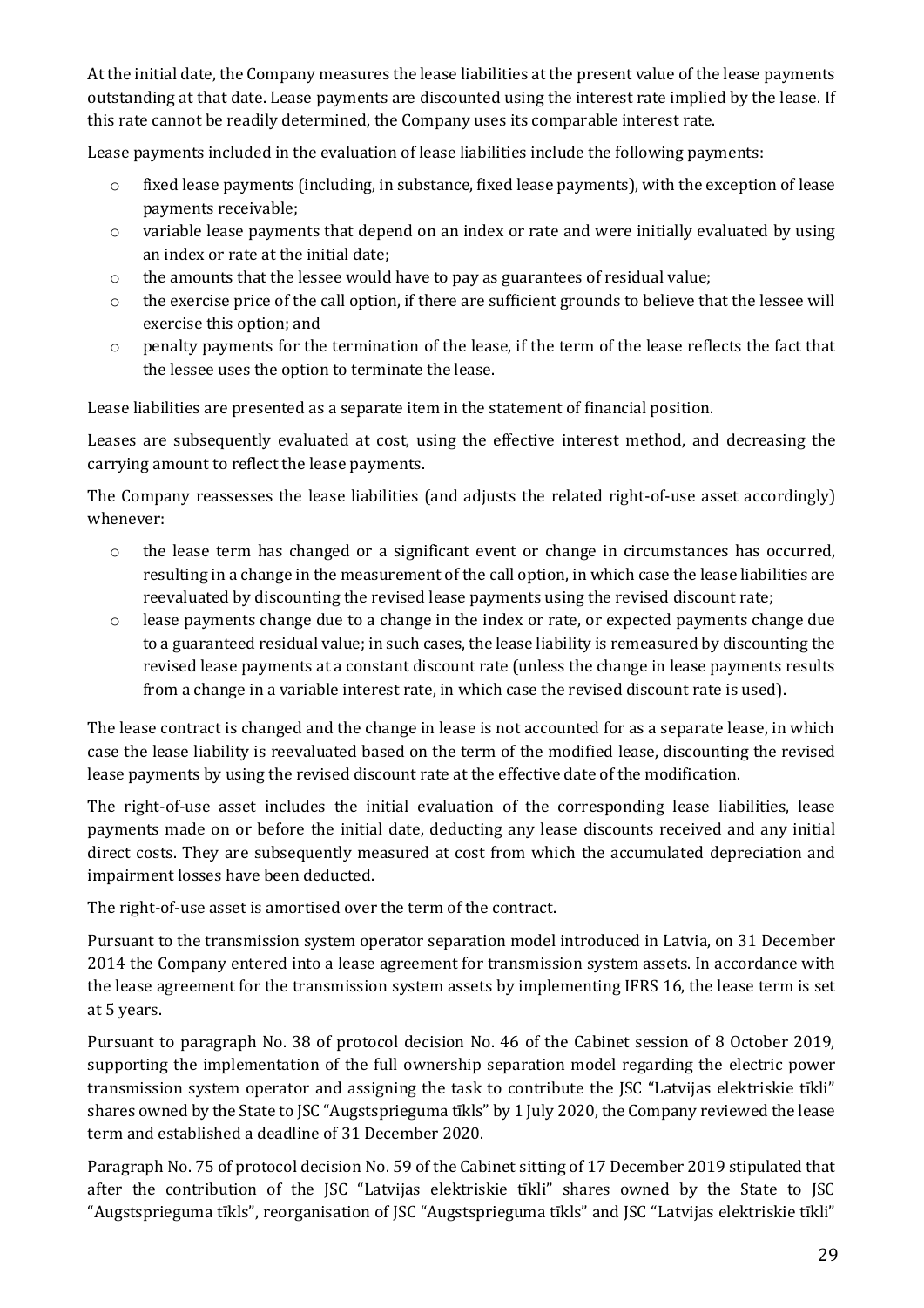At the initial date, the Company measures the lease liabilities at the present value of the lease payments outstanding at that date. Lease payments are discounted using the interest rate implied by the lease. If this rate cannot be readily determined, the Company uses its comparable interest rate.

Lease payments included in the evaluation of lease liabilities include the following payments:

- fixed lease payments (including, in substance, fixed lease payments), with the exception of lease payments receivable;
- variable lease payments that depend on an index or rate and were initially evaluated by using an index or rate at the initial date;
- the amounts that the lessee would have to pay as guarantees of residual value;
- the exercise price of the call option, if there are sufficient grounds to believe that the lessee will exercise this option; and
- penalty payments for the termination of the lease, if the term of the lease reflects the fact that the lessee uses the option to terminate the lease.

Lease liabilities are presented as a separate item in the statement of financial position.

Leases are subsequently evaluated at cost, using the effective interest method, and decreasing the carrying amount to reflect the lease payments.

The Company reassesses the lease liabilities (and adjusts the related right-of-use asset accordingly) whenever:

- the lease term has changed or a significant event or change in circumstances has occurred, resulting in a change in the measurement of the call option, in which case the lease liabilities are reevaluated by discounting the revised lease payments using the revised discount rate;
- lease payments change due to a change in the index or rate, or expected payments change due to a guaranteed residual value; in such cases, the lease liability is remeasured by discounting the revised lease payments at a constant discount rate (unless the change in lease payments results from a change in a variable interest rate, in which case the revised discount rate is used).

The lease contract is changed and the change in lease is not accounted for as a separate lease, in which case the lease liability is reevaluated based on the term of the modified lease, discounting the revised lease payments by using the revised discount rate at the effective date of the modification.

The right-of-use asset includes the initial evaluation of the corresponding lease liabilities, lease payments made on or before the initial date, deducting any lease discounts received and any initial direct costs. They are subsequently measured at cost from which the accumulated depreciation and impairment losses have been deducted.

The right-of-use asset is amortised over the term of the contract.

Pursuant to the transmission system operator separation model introduced in Latvia, on 31 December 2014 the Company entered into a lease agreement for transmission system assets. In accordance with the lease agreement for the transmission system assets by implementing IFRS 16, the lease term is set at 5 years.

Pursuant to paragraph No. 38 of protocol decision No. 46 of the Cabinet session of 8 October 2019, supporting the implementation of the full ownership separation model regarding the electric power transmission system operator and assigning the task to contribute the JSC "Latvijas elektriskie tīkli" shares owned by the State to JSC "Augstsprieguma tīkls" by 1 July 2020, the Company reviewed the lease term and established a deadline of 31 December 2020.

Paragraph No. 75 of protocol decision No. 59 of the Cabinet sitting of 17 December 2019 stipulated that after the contribution of the JSC "Latvijas elektriskie tīkli" shares owned by the State to JSC "Augstsprieguma tīkls", reorganisation of JSC "Augstsprieguma tīkls" and JSC "Latvijas elektriskie tīkli"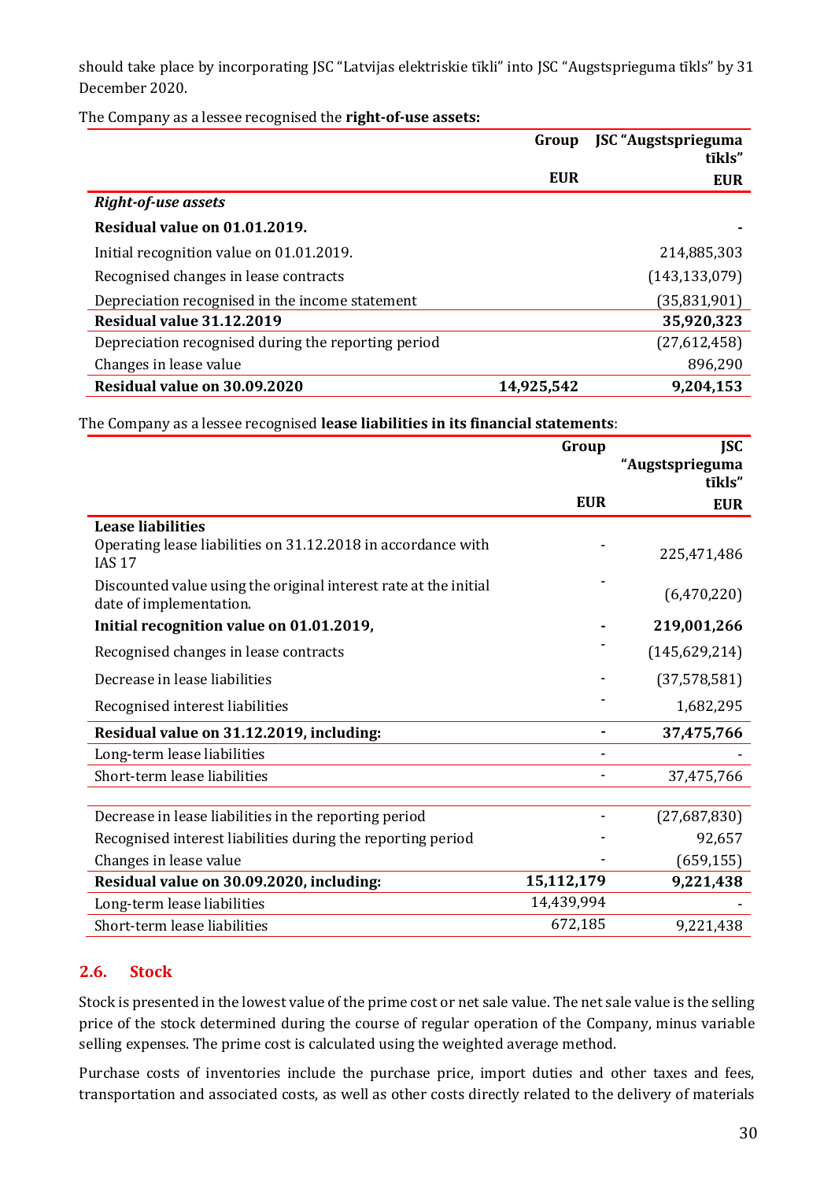should take place by incorporating JSC "Latvijas elektriskie tīkli" into JSC "Augstsprieguma tīkls" by 31 December 2020.

The Company as a lessee recognised the **right-of-use assets:**

| | Group | JSC "Augstsprieguma tīkls" |
|---|---|---|
| | **EUR** | **EUR** |
| ***Right-of-use assets*** | | |
| **Residual value on 01.01.2019.** | | **-** |
| Initial recognition value on 01.01.2019. | | 214,885,303 |
| Recognised changes in lease contracts | | (143,133,079) |
| Depreciation recognised in the income statement | | (35,831,901) |
| **Residual value 31.12.2019** | | **35,920,323** |
| Depreciation recognised during the reporting period | | (27,612,458) |
| Changes in lease value | | 896,290 |
| **Residual value on 30.09.2020** | **14,925,542** | **9,204,153** |

The Company as a lessee recognised **lease liabilities in its financial statements**:

| | Group | JSC "Augstsprieguma tīkls" |
|---|---|---|
| | **EUR** | **EUR** |
| **Lease liabilities** | | |
| Operating lease liabilities on 31.12.2018 in accordance with IAS 17 | - | 225,471,486 |
| Discounted value using the original interest rate at the initial date of implementation. | - | (6,470,220) |
| **Initial recognition value on 01.01.2019,** | **-** | **219,001,266** |
| Recognised changes in lease contracts | - | (145,629,214) |
| Decrease in lease liabilities | - | (37,578,581) |
| Recognised interest liabilities | - | 1,682,295 |
| **Residual value on 31.12.2019, including:** | **-** | **37,475,766** |
| Long-term lease liabilities | - | - |
| Short-term lease liabilities | - | 37,475,766 |
| | | |
| Decrease in lease liabilities in the reporting period | - | (27,687,830) |
| Recognised interest liabilities during the reporting period | - | 92,657 |
| Changes in lease value | - | (659,155) |
| **Residual value on 30.09.2020, including:** | **15,112,179** | **9,221,438** |
| Long-term lease liabilities | 14,439,994 | - |
| Short-term lease liabilities | 672,185 | 9,221,438 |

## 2.6. Stock

Stock is presented in the lowest value of the prime cost or net sale value. The net sale value is the selling price of the stock determined during the course of regular operation of the Company, minus variable selling expenses. The prime cost is calculated using the weighted average method.

Purchase costs of inventories include the purchase price, import duties and other taxes and fees, transportation and associated costs, as well as other costs directly related to the delivery of materials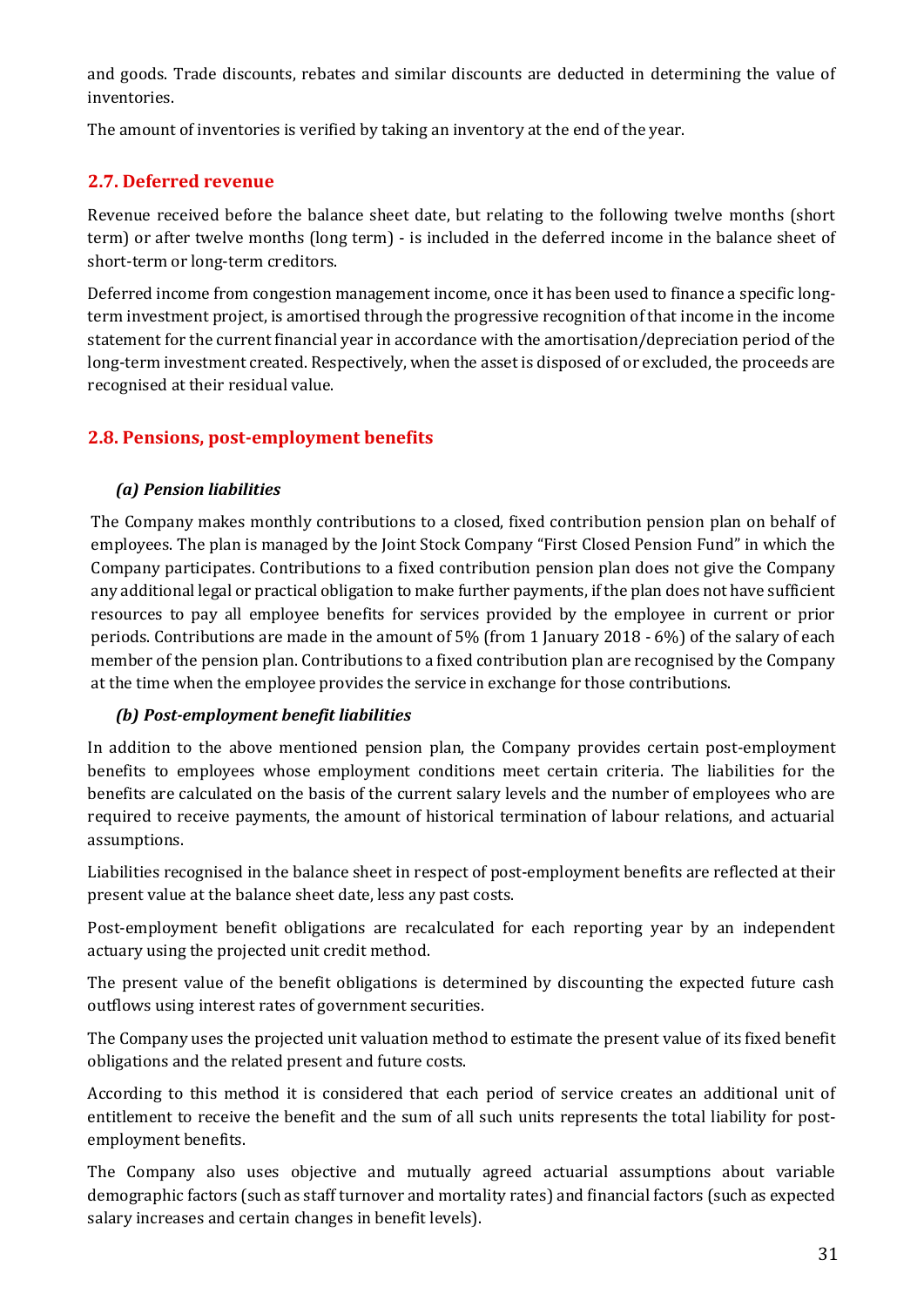and goods. Trade discounts, rebates and similar discounts are deducted in determining the value of inventories.

The amount of inventories is verified by taking an inventory at the end of the year.

## 2.7. Deferred revenue

Revenue received before the balance sheet date, but relating to the following twelve months (short term) or after twelve months (long term) - is included in the deferred income in the balance sheet of short-term or long-term creditors.

Deferred income from congestion management income, once it has been used to finance a specific long-term investment project, is amortised through the progressive recognition of that income in the income statement for the current financial year in accordance with the amortisation/depreciation period of the long-term investment created. Respectively, when the asset is disposed of or excluded, the proceeds are recognised at their residual value.

## 2.8. Pensions, post-employment benefits

### *(a) Pension liabilities*

The Company makes monthly contributions to a closed, fixed contribution pension plan on behalf of employees. The plan is managed by the Joint Stock Company "First Closed Pension Fund" in which the Company participates. Contributions to a fixed contribution pension plan do not give the Company any additional legal or practical obligation to make further payments, if the plan does not have sufficient resources to pay all employee benefits for services provided by the employee in current or prior periods. Contributions are made in the amount of 5% (from 1 January 2018 - 6%) of the salary of each member of the pension plan. Contributions to a fixed contribution plan are recognised by the Company at the time when the employee provides the service in exchange for those contributions.

### *(b) Post-employment benefit liabilities*

In addition to the above mentioned pension plan, the Company provides certain post-employment benefits to employees whose employment conditions meet certain criteria. The liabilities for the benefits are calculated on the basis of the current salary levels and the number of employees who are required to receive payments, the amount of historical termination of labour relations, and actuarial assumptions.

Liabilities recognised in the balance sheet in respect of post-employment benefits are reflected at their present value at the balance sheet date, less any past costs.

Post-employment benefit obligations are recalculated for each reporting year by an independent actuary using the projected unit credit method.

The present value of the benefit obligations is determined by discounting the expected future cash outflows using interest rates of government securities.

The Company uses the projected unit valuation method to estimate the present value of its fixed benefit obligations and the related present and future costs.

According to this method it is considered that each period of service creates an additional unit of entitlement to receive the benefit and the sum of all such units represents the total liability for post-employment benefits.

The Company also uses objective and mutually agreed actuarial assumptions about variable demographic factors (such as staff turnover and mortality rates) and financial factors (such as expected salary increases and certain changes in benefit levels).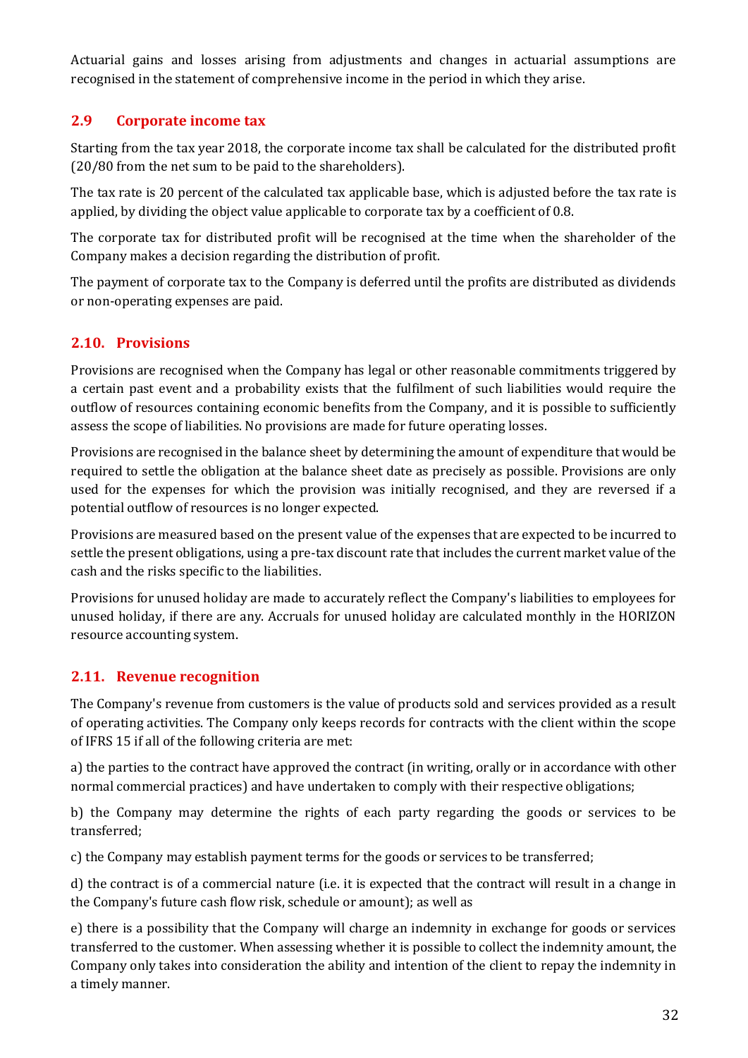Actuarial gains and losses arising from adjustments and changes in actuarial assumptions are recognised in the statement of comprehensive income in the period in which they arise.

## 2.9 Corporate income tax

Starting from the tax year 2018, the corporate income tax shall be calculated for the distributed profit (20/80 from the net sum to be paid to the shareholders).

The tax rate is 20 percent of the calculated tax applicable base, which is adjusted before the tax rate is applied, by dividing the object value applicable to corporate tax by a coefficient of 0.8.

The corporate tax for distributed profit will be recognised at the time when the shareholder of the Company makes a decision regarding the distribution of profit.

The payment of corporate tax to the Company is deferred until the profits are distributed as dividends or non-operating expenses are paid.

## 2.10. Provisions

Provisions are recognised when the Company has legal or other reasonable commitments triggered by a certain past event and a probability exists that the fulfilment of such liabilities would require the outflow of resources containing economic benefits from the Company, and it is possible to sufficiently assess the scope of liabilities. No provisions are made for future operating losses.

Provisions are recognised in the balance sheet by determining the amount of expenditure that would be required to settle the obligation at the balance sheet date as precisely as possible. Provisions are only used for the expenses for which the provision was initially recognised, and they are reversed if a potential outflow of resources is no longer expected.

Provisions are measured based on the present value of the expenses that are expected to be incurred to settle the present obligations, using a pre-tax discount rate that includes the current market value of the cash and the risks specific to the liabilities.

Provisions for unused holiday are made to accurately reflect the Company's liabilities to employees for unused holiday, if there are any. Accruals for unused holiday are calculated monthly in the HORIZON resource accounting system.

## 2.11. Revenue recognition

The Company's revenue from customers is the value of products sold and services provided as a result of operating activities. The Company only keeps records for contracts with the client within the scope of IFRS 15 if all of the following criteria are met:

a) the parties to the contract have approved the contract (in writing, orally or in accordance with other normal commercial practices) and have undertaken to comply with their respective obligations;

b) the Company may determine the rights of each party regarding the goods or services to be transferred;

c) the Company may establish payment terms for the goods or services to be transferred;

d) the contract is of a commercial nature (i.e. it is expected that the contract will result in a change in the Company's future cash flow risk, schedule or amount); as well as

e) there is a possibility that the Company will charge an indemnity in exchange for goods or services transferred to the customer. When assessing whether it is possible to collect the indemnity amount, the Company only takes into consideration the ability and intention of the client to repay the indemnity in a timely manner.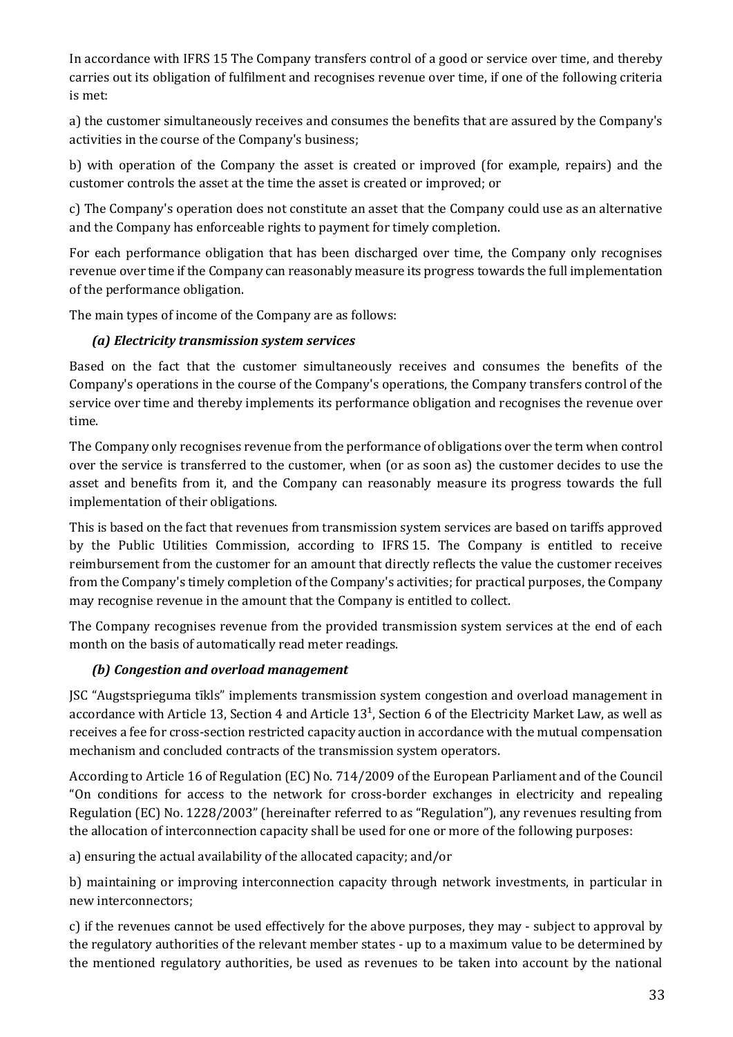In accordance with IFRS 15 The Company transfers control of a good or service over time, and thereby carries out its obligation of fulfilment and recognises revenue over time, if one of the following criteria is met:

a) the customer simultaneously receives and consumes the benefits that are assured by the Company's activities in the course of the Company's business;

b) with operation of the Company the asset is created or improved (for example, repairs) and the customer controls the asset at the time the asset is created or improved; or

c) The Company's operation does not constitute an asset that the Company could use as an alternative and the Company has enforceable rights to payment for timely completion.

For each performance obligation that has been discharged over time, the Company only recognises revenue over time if the Company can reasonably measure its progress towards the full implementation of the performance obligation.

The main types of income of the Company are as follows:

***(a) Electricity transmission system services***

Based on the fact that the customer simultaneously receives and consumes the benefits of the Company's operations in the course of the Company's operations, the Company transfers control of the service over time and thereby implements its performance obligation and recognises the revenue over time.

The Company only recognises revenue from the performance of obligations over the term when control over the service is transferred to the customer, when (or as soon as) the customer decides to use the asset and benefits from it, and the Company can reasonably measure its progress towards the full implementation of their obligations.

This is based on the fact that revenues from transmission system services are based on tariffs approved by the Public Utilities Commission, according to IFRS 15. The Company is entitled to receive reimbursement from the customer for an amount that directly reflects the value the customer receives from the Company's timely completion of the Company's activities; for practical purposes, the Company may recognise revenue in the amount that the Company is entitled to collect.

The Company recognises revenue from the provided transmission system services at the end of each month on the basis of automatically read meter readings.

***(b) Congestion and overload management***

JSC "Augstsprieguma tīkls" implements transmission system congestion and overload management in accordance with Article 13, Section 4 and Article $13^1$, Section 6 of the Electricity Market Law, as well as receives a fee for cross-section restricted capacity auction in accordance with the mutual compensation mechanism and concluded contracts of the transmission system operators.

According to Article 16 of Regulation (EC) No. 714/2009 of the European Parliament and of the Council "On conditions for access to the network for cross-border exchanges in electricity and repealing Regulation (EC) No. 1228/2003" (hereinafter referred to as "Regulation"), any revenues resulting from the allocation of interconnection capacity shall be used for one or more of the following purposes:

a) ensuring the actual availability of the allocated capacity; and/or

b) maintaining or improving interconnection capacity through network investments, in particular in new interconnectors;

c) if the revenues cannot be used effectively for the above purposes, they may - subject to approval by the regulatory authorities of the relevant member states - up to a maximum value to be determined by the mentioned regulatory authorities, be used as revenues to be taken into account by the national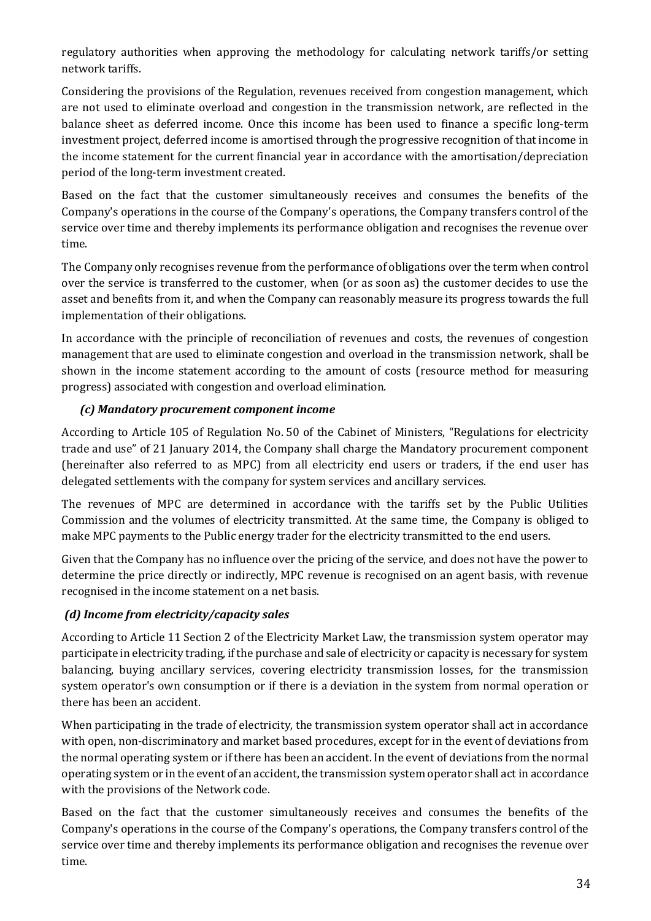regulatory authorities when approving the methodology for calculating network tariffs/or setting network tariffs.

Considering the provisions of the Regulation, revenues received from congestion management, which are not used to eliminate overload and congestion in the transmission network, are reflected in the balance sheet as deferred income. Once this income has been used to finance a specific long-term investment project, deferred income is amortised through the progressive recognition of that income in the income statement for the current financial year in accordance with the amortisation/depreciation period of the long-term investment created.

Based on the fact that the customer simultaneously receives and consumes the benefits of the Company's operations in the course of the Company's operations, the Company transfers control of the service over time and thereby implements its performance obligation and recognises the revenue over time.

The Company only recognises revenue from the performance of obligations over the term when control over the service is transferred to the customer, when (or as soon as) the customer decides to use the asset and benefits from it, and when the Company can reasonably measure its progress towards the full implementation of their obligations.

In accordance with the principle of reconciliation of revenues and costs, the revenues of congestion management that are used to eliminate congestion and overload in the transmission network, shall be shown in the income statement according to the amount of costs (resource method for measuring progress) associated with congestion and overload elimination.

***(c) Mandatory procurement component income***

According to Article 105 of Regulation No. 50 of the Cabinet of Ministers, "Regulations for electricity trade and use" of 21 January 2014, the Company shall charge the Mandatory procurement component (hereinafter also referred to as MPC) from all electricity end users or traders, if the end user has delegated settlements with the company for system services and ancillary services.

The revenues of MPC are determined in accordance with the tariffs set by the Public Utilities Commission and the volumes of electricity transmitted. At the same time, the Company is obliged to make MPC payments to the Public energy trader for the electricity transmitted to the end users.

Given that the Company has no influence over the pricing of the service, and does not have the power to determine the price directly or indirectly, MPC revenue is recognised on an agent basis, with revenue recognised in the income statement on a net basis.

***(d) Income from electricity/capacity sales***

According to Article 11 Section 2 of the Electricity Market Law, the transmission system operator may participate in electricity trading, if the purchase and sale of electricity or capacity is necessary for system balancing, buying ancillary services, covering electricity transmission losses, for the transmission system operator's own consumption or if there is a deviation in the system from normal operation or there has been an accident.

When participating in the trade of electricity, the transmission system operator shall act in accordance with open, non-discriminatory and market based procedures, except for in the event of deviations from the normal operating system or if there has been an accident. In the event of deviations from the normal operating system or in the event of an accident, the transmission system operator shall act in accordance with the provisions of the Network code.

Based on the fact that the customer simultaneously receives and consumes the benefits of the Company's operations in the course of the Company's operations, the Company transfers control of the service over time and thereby implements its performance obligation and recognises the revenue over time.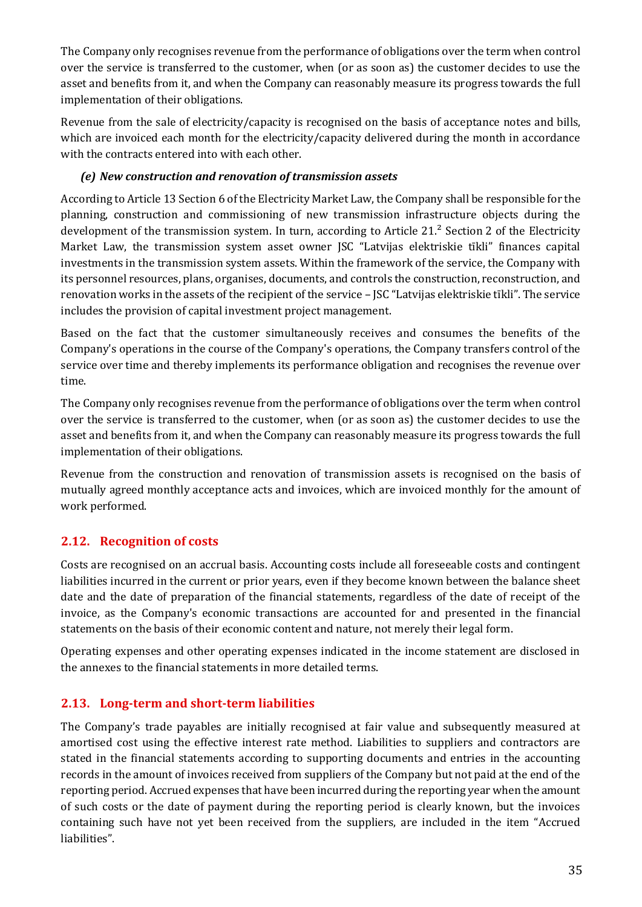The Company only recognises revenue from the performance of obligations over the term when control over the service is transferred to the customer, when (or as soon as) the customer decides to use the asset and benefits from it, and when the Company can reasonably measure its progress towards the full implementation of their obligations.

Revenue from the sale of electricity/capacity is recognised on the basis of acceptance notes and bills, which are invoiced each month for the electricity/capacity delivered during the month in accordance with the contracts entered into with each other.

***(e) New construction and renovation of transmission assets***

According to Article 13 Section 6 of the Electricity Market Law, the Company shall be responsible for the planning, construction and commissioning of new transmission infrastructure objects during the development of the transmission system. In turn, according to Article $21.^2$ Section 2 of the Electricity Market Law, the transmission system asset owner JSC "Latvijas elektriskie tīkli" finances capital investments in the transmission system assets. Within the framework of the service, the Company with its personnel resources, plans, organises, documents, and controls the construction, reconstruction, and renovation works in the assets of the recipient of the service – JSC "Latvijas elektriskie tīkli". The service includes the provision of capital investment project management.

Based on the fact that the customer simultaneously receives and consumes the benefits of the Company's operations in the course of the Company's operations, the Company transfers control of the service over time and thereby implements its performance obligation and recognises the revenue over time.

The Company only recognises revenue from the performance of obligations over the term when control over the service is transferred to the customer, when (or as soon as) the customer decides to use the asset and benefits from it, and when the Company can reasonably measure its progress towards the full implementation of their obligations.

Revenue from the construction and renovation of transmission assets is recognised on the basis of mutually agreed monthly acceptance acts and invoices, which are invoiced monthly for the amount of work performed.

## 2.12. Recognition of costs

Costs are recognised on an accrual basis. Accounting costs include all foreseeable costs and contingent liabilities incurred in the current or prior years, even if they become known between the balance sheet date and the date of preparation of the financial statements, regardless of the date of receipt of the invoice, as the Company's economic transactions are accounted for and presented in the financial statements on the basis of their economic content and nature, not merely their legal form.

Operating expenses and other operating expenses indicated in the income statement are disclosed in the annexes to the financial statements in more detailed terms.

## 2.13. Long-term and short-term liabilities

The Company's trade payables are initially recognised at fair value and subsequently measured at amortised cost using the effective interest rate method. Liabilities to suppliers and contractors are stated in the financial statements according to supporting documents and entries in the accounting records in the amount of invoices received from suppliers of the Company but not paid at the end of the reporting period. Accrued expenses that have been incurred during the reporting year when the amount of such costs or the date of payment during the reporting period is clearly known, but the invoices containing such have not yet been received from the suppliers, are included in the item "Accrued liabilities".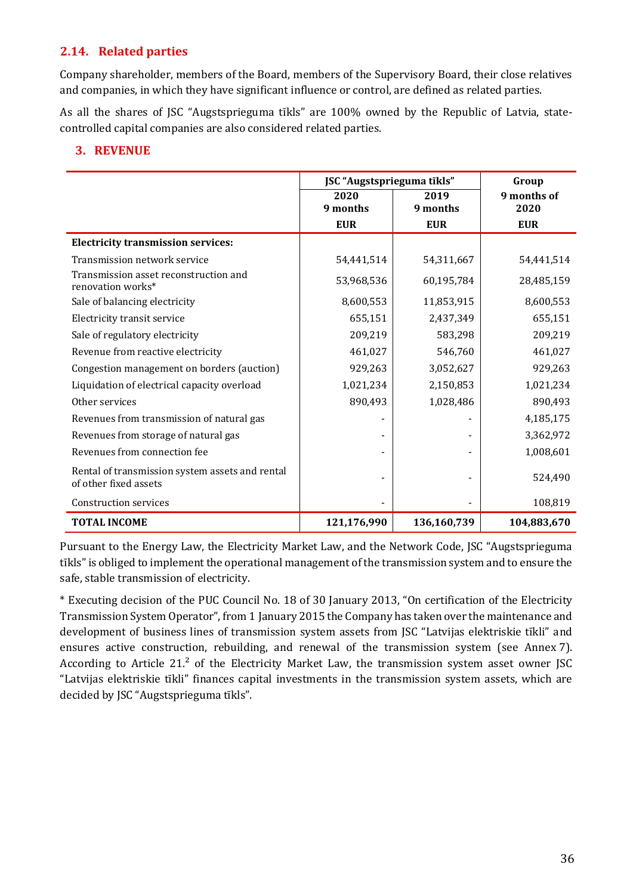### 2.14. Related parties

Company shareholder, members of the Board, members of the Supervisory Board, their close relatives and companies, in which they have significant influence or control, are defined as related parties.

As all the shares of JSC "Augstsprieguma tīkls" are 100% owned by the Republic of Latvia, state-controlled capital companies are also considered related parties.

## 3. REVENUE

| | JSC "Augstsprieguma tīkls" | | Group |
|---|---|---|---|
| | 2020 9 months | 2019 9 months | 9 months of 2020 |
| | EUR | EUR | EUR |
| **Electricity transmission services:** | | | |
| Transmission network service | 54,441,514 | 54,311,667 | 54,441,514 |
| Transmission asset reconstruction and renovation works* | 53,968,536 | 60,195,784 | 28,485,159 |
| Sale of balancing electricity | 8,600,553 | 11,853,915 | 8,600,553 |
| Electricity transit service | 655,151 | 2,437,349 | 655,151 |
| Sale of regulatory electricity | 209,219 | 583,298 | 209,219 |
| Revenue from reactive electricity | 461,027 | 546,760 | 461,027 |
| Congestion management on borders (auction) | 929,263 | 3,052,627 | 929,263 |
| Liquidation of electrical capacity overload | 1,021,234 | 2,150,853 | 1,021,234 |
| Other services | 890,493 | 1,028,486 | 890,493 |
| Revenues from transmission of natural gas | - | - | 4,185,175 |
| Revenues from storage of natural gas | - | - | 3,362,972 |
| Revenues from connection fee | - | - | 1,008,601 |
| Rental of transmission system assets and rental of other fixed assets | - | - | 524,490 |
| Construction services | - | - | 108,819 |
| **TOTAL INCOME** | **121,176,990** | **136,160,739** | **104,883,670** |

Pursuant to the Energy Law, the Electricity Market Law, and the Network Code, JSC "Augstsprieguma tīkls" is obliged to implement the operational management of the transmission system and to ensure the safe, stable transmission of electricity.

* Executing decision of the PUC Council No. 18 of 30 January 2013, "On certification of the Electricity Transmission System Operator", from 1 January 2015 the Company has taken over the maintenance and development of business lines of transmission system assets from JSC "Latvijas elektriskie tīkli" and ensures active construction, rebuilding, and renewal of the transmission system (see Annex 7). According to Article 21.[2] of the Electricity Market Law, the transmission system asset owner JSC "Latvijas elektriskie tīkli" finances capital investments in the transmission system assets, which are decided by JSC "Augstsprieguma tīkls".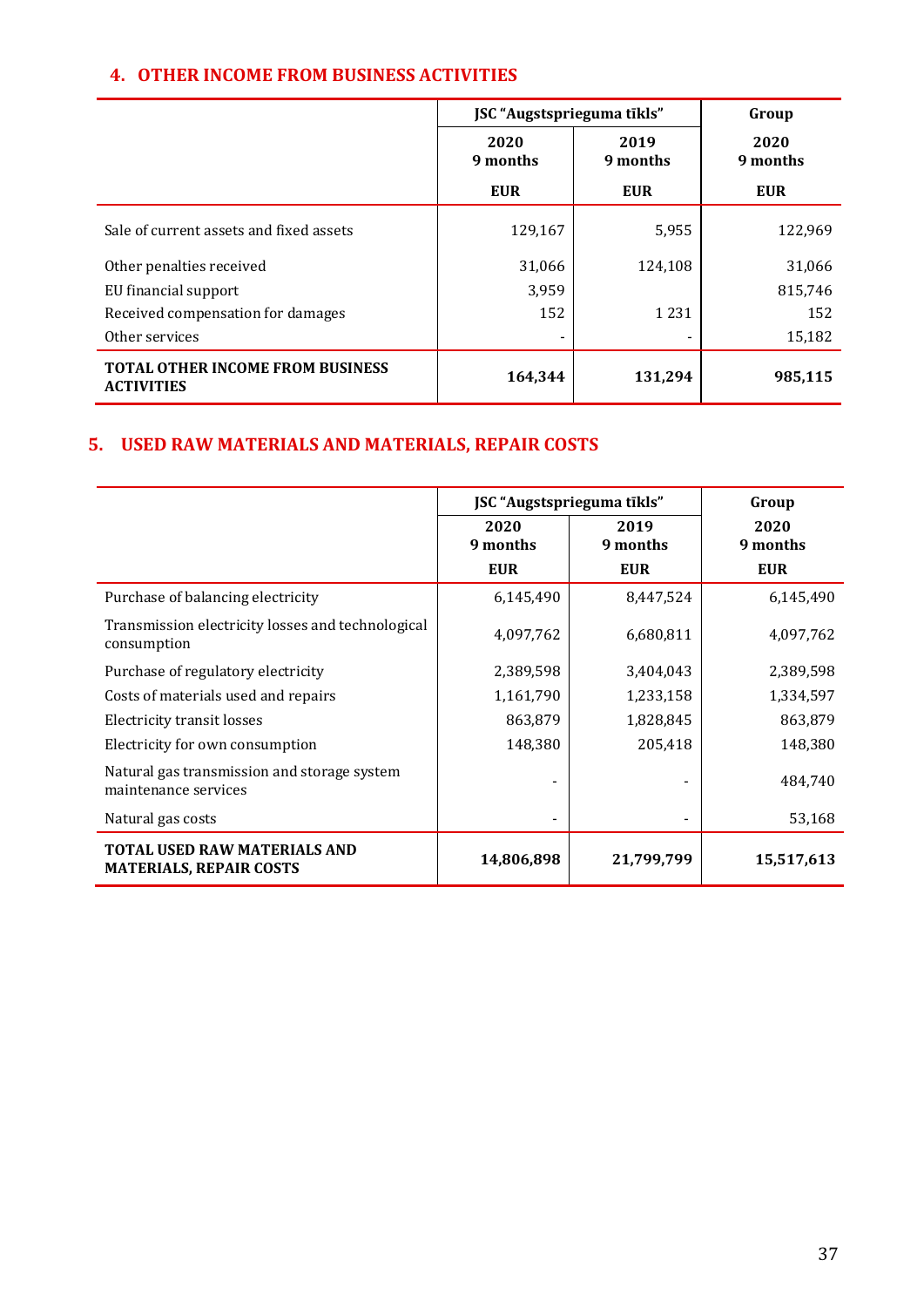## 4. OTHER INCOME FROM BUSINESS ACTIVITIES

| | JSC "Augstsprieguma tīkls" | | Group |
|---|---|---|---|
| | 2020 9 months | 2019 9 months | 2020 9 months |
| | EUR | EUR | EUR |
| Sale of current assets and fixed assets | 129,167 | 5,955 | 122,969 |
| Other penalties received | 31,066 | 124,108 | 31,066 |
| EU financial support | 3,959 | | 815,746 |
| Received compensation for damages | 152 | 1 231 | 152 |
| Other services | - | - | 15,182 |
| **TOTAL OTHER INCOME FROM BUSINESS ACTIVITIES** | **164,344** | **131,294** | **985,115** |

## 5. USED RAW MATERIALS AND MATERIALS, REPAIR COSTS

| | JSC "Augstsprieguma tīkls" | | Group |
|---|---|---|---|
| | 2020 9 months | 2019 9 months | 2020 9 months |
| | EUR | EUR | EUR |
| Purchase of balancing electricity | 6,145,490 | 8,447,524 | 6,145,490 |
| Transmission electricity losses and technological consumption | 4,097,762 | 6,680,811 | 4,097,762 |
| Purchase of regulatory electricity | 2,389,598 | 3,404,043 | 2,389,598 |
| Costs of materials used and repairs | 1,161,790 | 1,233,158 | 1,334,597 |
| Electricity transit losses | 863,879 | 1,828,845 | 863,879 |
| Electricity for own consumption | 148,380 | 205,418 | 148,380 |
| Natural gas transmission and storage system maintenance services | - | - | 484,740 |
| Natural gas costs | - | - | 53,168 |
| **TOTAL USED RAW MATERIALS AND MATERIALS, REPAIR COSTS** | **14,806,898** | **21,799,799** | **15,517,613** |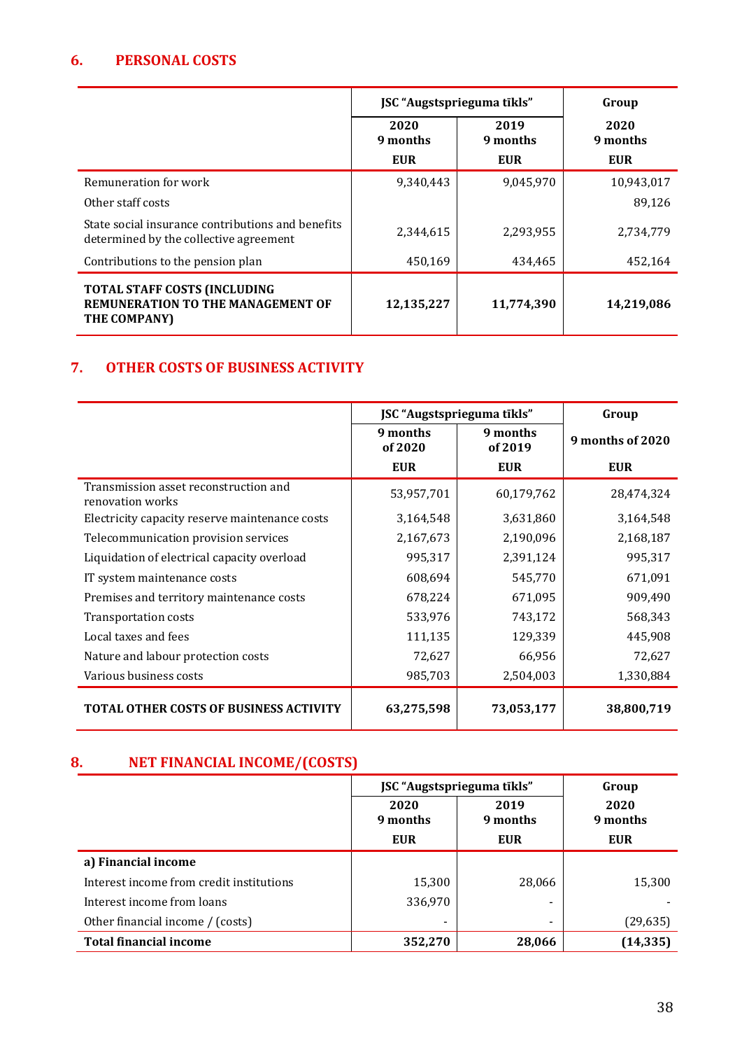## 6. PERSONAL COSTS

| | JSC "Augstsprieguma tīkls" | | Group |
|---|---|---|---|
| | 2020 9 months EUR | 2019 9 months EUR | 2020 9 months EUR |
| Remuneration for work | 9,340,443 | 9,045,970 | 10,943,017 |
| Other staff costs | | | 89,126 |
| State social insurance contributions and benefits determined by the collective agreement | 2,344,615 | 2,293,955 | 2,734,779 |
| Contributions to the pension plan | 450,169 | 434,465 | 452,164 |
| **TOTAL STAFF COSTS (INCLUDING REMUNERATION TO THE MANAGEMENT OF THE COMPANY)** | **12,135,227** | **11,774,390** | **14,219,086** |

## 7. OTHER COSTS OF BUSINESS ACTIVITY

| | JSC "Augstsprieguma tīkls" | | Group |
|---|---|---|---|
| | 9 months of 2020 EUR | 9 months of 2019 EUR | 9 months of 2020 EUR |
| Transmission asset reconstruction and renovation works | 53,957,701 | 60,179,762 | 28,474,324 |
| Electricity capacity reserve maintenance costs | 3,164,548 | 3,631,860 | 3,164,548 |
| Telecommunication provision services | 2,167,673 | 2,190,096 | 2,168,187 |
| Liquidation of electrical capacity overload | 995,317 | 2,391,124 | 995,317 |
| IT system maintenance costs | 608,694 | 545,770 | 671,091 |
| Premises and territory maintenance costs | 678,224 | 671,095 | 909,490 |
| Transportation costs | 533,976 | 743,172 | 568,343 |
| Local taxes and fees | 111,135 | 129,339 | 445,908 |
| Nature and labour protection costs | 72,627 | 66,956 | 72,627 |
| Various business costs | 985,703 | 2,504,003 | 1,330,884 |
| **TOTAL OTHER COSTS OF BUSINESS ACTIVITY** | **63,275,598** | **73,053,177** | **38,800,719** |

## 8. NET FINANCIAL INCOME/(COSTS)

| | JSC "Augstsprieguma tīkls" | | Group |
|---|---|---|---|
| | 2020 9 months EUR | 2019 9 months EUR | 2020 9 months EUR |
| **a) Financial income** | | | |
| Interest income from credit institutions | 15,300 | 28,066 | 15,300 |
| Interest income from loans | 336,970 | - | - |
| Other financial income / (costs) | - | - | (29,635) |
| **Total financial income** | **352,270** | **28,066** | **(14,335)** |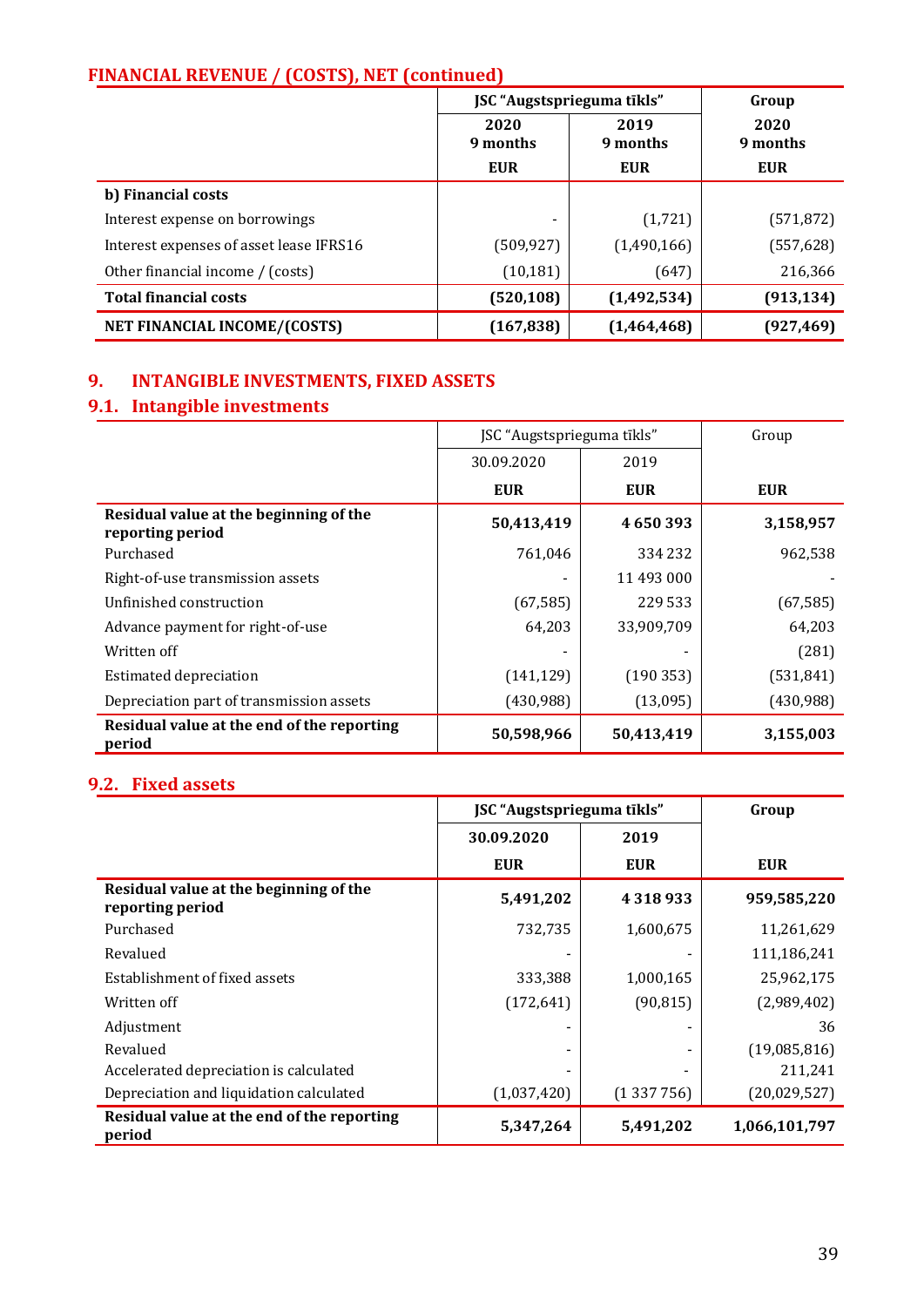## FINANCIAL REVENUE / (COSTS), NET (continued)

| | JSC "Augstsprieguma tīkls" | | Group |
|---|---|---|---|
| | 2020 9 months | 2019 9 months | 2020 9 months |
| | EUR | EUR | EUR |
| **b) Financial costs** | | | |
| Interest expense on borrowings | - | (1,721) | (571,872) |
| Interest expenses of asset lease IFRS16 | (509,927) | (1,490,166) | (557,628) |
| Other financial income / (costs) | (10,181) | (647) | 216,366 |
| **Total financial costs** | **(520,108)** | **(1,492,534)** | **(913,134)** |
| **NET FINANCIAL INCOME/(COSTS)** | **(167,838)** | **(1,464,468)** | **(927,469)** |

## 9. INTANGIBLE INVESTMENTS, FIXED ASSETS

### 9.1. Intangible investments

| | JSC "Augstsprieguma tīkls" | | Group |
|---|---|---|---|
| | 30.09.2020 | 2019 | |
| | EUR | EUR | EUR |
| **Residual value at the beginning of the reporting period** | **50,413,419** | **4 650 393** | **3,158,957** |
| Purchased | 761,046 | 334 232 | 962,538 |
| Right-of-use transmission assets | - | 11 493 000 | - |
| Unfinished construction | (67,585) | 229 533 | (67,585) |
| Advance payment for right-of-use | 64,203 | 33,909,709 | 64,203 |
| Written off | - | - | (281) |
| Estimated depreciation | (141,129) | (190 353) | (531,841) |
| Depreciation part of transmission assets | (430,988) | (13,095) | (430,988) |
| **Residual value at the end of the reporting period** | **50,598,966** | **50,413,419** | **3,155,003** |

### 9.2. Fixed assets

| | JSC "Augstsprieguma tīkls" | | Group |
|---|---|---|---|
| | 30.09.2020 | 2019 | |
| | EUR | EUR | EUR |
| **Residual value at the beginning of the reporting period** | **5,491,202** | **4 318 933** | **959,585,220** |
| Purchased | 732,735 | 1,600,675 | 11,261,629 |
| Revalued | - | - | 111,186,241 |
| Establishment of fixed assets | 333,388 | 1,000,165 | 25,962,175 |
| Written off | (172,641) | (90,815) | (2,989,402) |
| Adjustment | - | - | 36 |
| Revalued | - | - | (19,085,816) |
| Accelerated depreciation is calculated | - | - | 211,241 |
| Depreciation and liquidation calculated | (1,037,420) | (1 337 756) | (20,029,527) |
| **Residual value at the end of the reporting period** | **5,347,264** | **5,491,202** | **1,066,101,797** |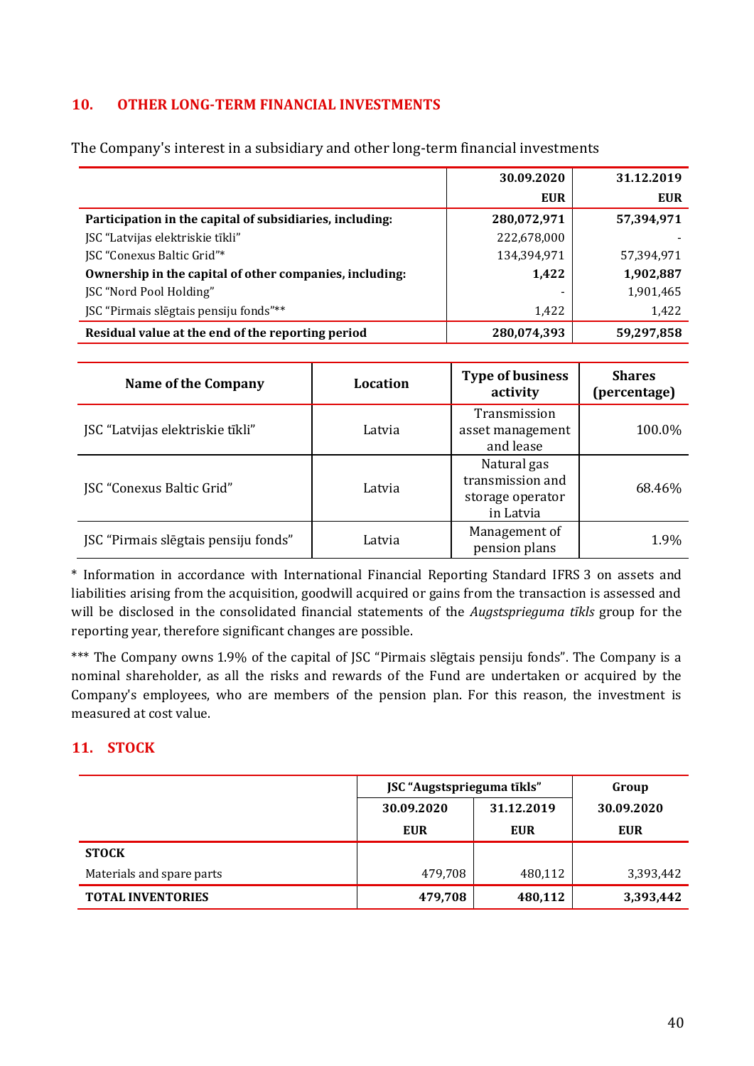## 10. OTHER LONG-TERM FINANCIAL INVESTMENTS

The Company's interest in a subsidiary and other long-term financial investments

| | 30.09.2020 | 31.12.2019 |
|---|---|---|
| | EUR | EUR |
| **Participation in the capital of subsidiaries, including:** | **280,072,971** | **57,394,971** |
| JSC "Latvijas elektriskie tīkli" | 222,678,000 | - |
| JSC "Conexus Baltic Grid"* | 134,394,971 | 57,394,971 |
| **Ownership in the capital of other companies, including:** | **1,422** | **1,902,887** |
| JSC "Nord Pool Holding" | - | 1,901,465 |
| JSC "Pirmais slēgtais pensiju fonds"** | 1,422 | 1,422 |
| **Residual value at the end of the reporting period** | **280,074,393** | **59,297,858** |

| Name of the Company | Location | Type of business activity | Shares (percentage) |
|---|---|---|---|
| JSC "Latvijas elektriskie tīkli" | Latvia | Transmission asset management and lease | 100.0% |
| JSC "Conexus Baltic Grid" | Latvia | Natural gas transmission and storage operator in Latvia | 68.46% |
| JSC "Pirmais slēgtais pensiju fonds" | Latvia | Management of pension plans | 1.9% |

\* Information in accordance with International Financial Reporting Standard IFRS 3 on assets and liabilities arising from the acquisition, goodwill acquired or gains from the transaction is assessed and will be disclosed in the consolidated financial statements of the *Augstsprieguma tīkls* group for the reporting year, therefore significant changes are possible.

*** The Company owns 1.9% of the capital of JSC "Pirmais slēgtais pensiju fonds". The Company is a nominal shareholder, as all the risks and rewards of the Fund are undertaken or acquired by the Company's employees, who are members of the pension plan. For this reason, the investment is measured at cost value.

## 11. STOCK

| | JSC "Augstsprieguma tīkls" | | Group |
|---|---|---|---|
| | 30.09.2020 | 31.12.2019 | 30.09.2020 |
| | EUR | EUR | EUR |
| **STOCK** | | | |
| Materials and spare parts | 479,708 | 480,112 | 3,393,442 |
| **TOTAL INVENTORIES** | **479,708** | **480,112** | **3,393,442** |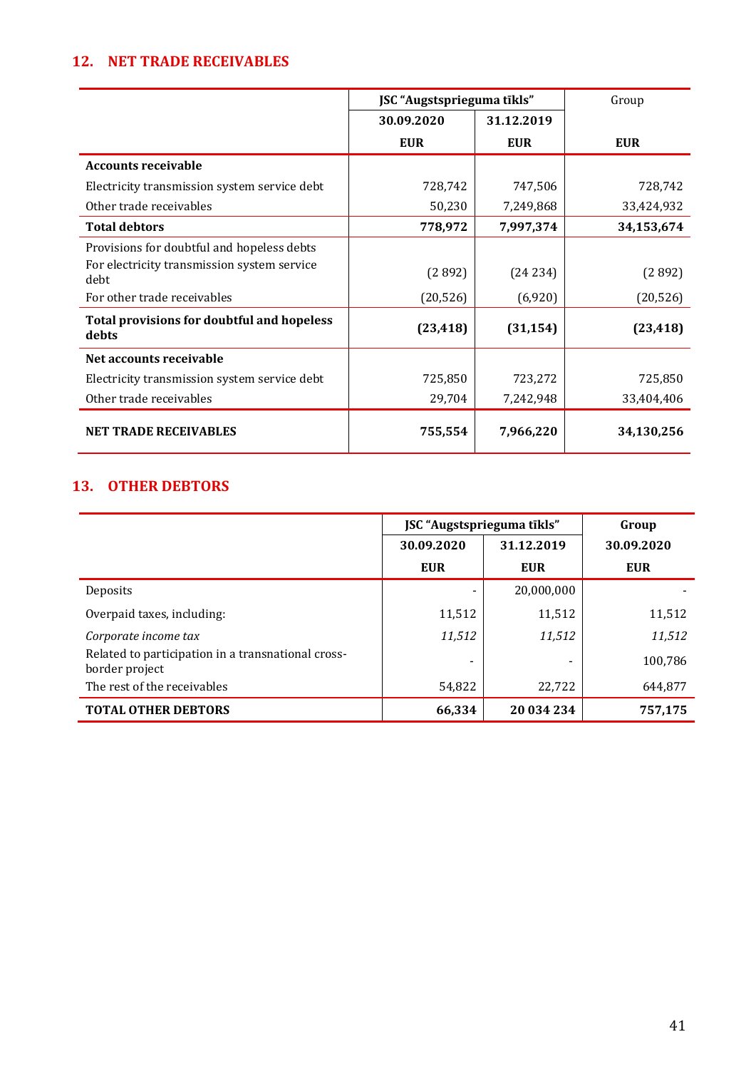## 12. NET TRADE RECEIVABLES

| | JSC "Augstsprieguma tīkls" | | Group |
|---|---|---|---|
| | 30.09.2020 | 31.12.2019 | |
| | EUR | EUR | EUR |
| **Accounts receivable** | | | |
| Electricity transmission system service debt | 728,742 | 747,506 | 728,742 |
| Other trade receivables | 50,230 | 7,249,868 | 33,424,932 |
| **Total debtors** | **778,972** | **7,997,374** | **34,153,674** |
| Provisions for doubtful and hopeless debts | | | |
| For electricity transmission system service debt | (2 892) | (24 234) | (2 892) |
| For other trade receivables | (20,526) | (6,920) | (20,526) |
| **Total provisions for doubtful and hopeless debts** | **(23,418)** | **(31,154)** | **(23,418)** |
| **Net accounts receivable** | | | |
| Electricity transmission system service debt | 725,850 | 723,272 | 725,850 |
| Other trade receivables | 29,704 | 7,242,948 | 33,404,406 |
| **NET TRADE RECEIVABLES** | **755,554** | **7,966,220** | **34,130,256** |

## 13. OTHER DEBTORS

| | JSC "Augstsprieguma tīkls" | | Group |
|---|---|---|---|
| | 30.09.2020 | 31.12.2019 | 30.09.2020 |
| | EUR | EUR | EUR |
| Deposits | - | 20,000,000 | - |
| Overpaid taxes, including: | 11,512 | 11,512 | 11,512 |
| *Corporate income tax* | *11,512* | *11,512* | *11,512* |
| Related to participation in a transnational cross-border project | - | - | 100,786 |
| The rest of the receivables | 54,822 | 22,722 | 644,877 |
| **TOTAL OTHER DEBTORS** | **66,334** | **20 034 234** | **757,175** |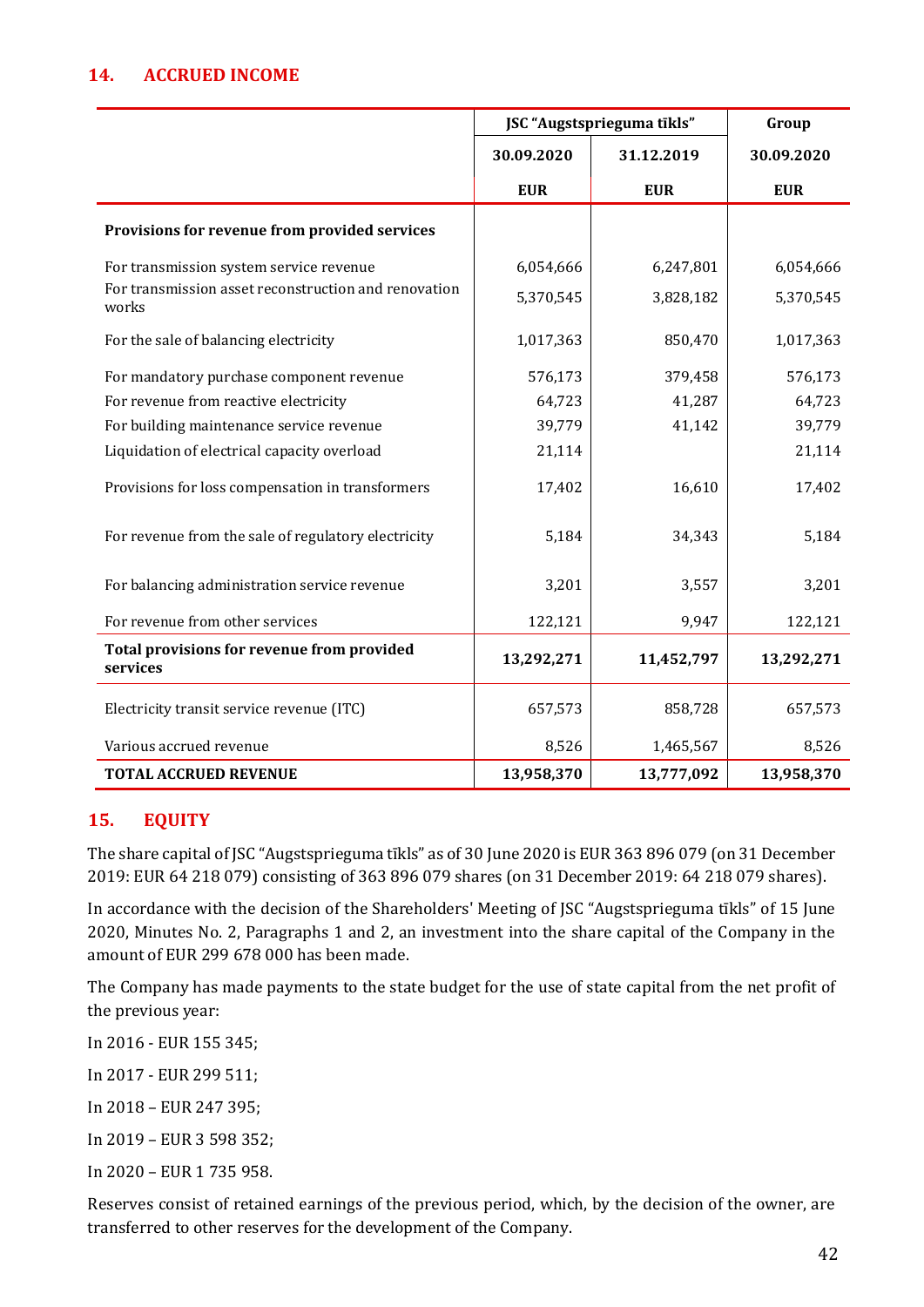## 14. ACCRUED INCOME

| | JSC "Augstsprieguma tīkls" | | Group |
|---|---|---|---|
| | 30.09.2020 | 31.12.2019 | 30.09.2020 |
| | EUR | EUR | EUR |
| **Provisions for revenue from provided services** | | | |
| For transmission system service revenue | 6,054,666 | 6,247,801 | 6,054,666 |
| For transmission asset reconstruction and renovation works | 5,370,545 | 3,828,182 | 5,370,545 |
| For the sale of balancing electricity | 1,017,363 | 850,470 | 1,017,363 |
| For mandatory purchase component revenue | 576,173 | 379,458 | 576,173 |
| For revenue from reactive electricity | 64,723 | 41,287 | 64,723 |
| For building maintenance service revenue | 39,779 | 41,142 | 39,779 |
| Liquidation of electrical capacity overload | 21,114 | | 21,114 |
| Provisions for loss compensation in transformers | 17,402 | 16,610 | 17,402 |
| For revenue from the sale of regulatory electricity | 5,184 | 34,343 | 5,184 |
| For balancing administration service revenue | 3,201 | 3,557 | 3,201 |
| For revenue from other services | 122,121 | 9,947 | 122,121 |
| **Total provisions for revenue from provided services** | **13,292,271** | **11,452,797** | **13,292,271** |
| Electricity transit service revenue (ITC) | 657,573 | 858,728 | 657,573 |
| Various accrued revenue | 8,526 | 1,465,567 | 8,526 |
| **TOTAL ACCRUED REVENUE** | **13,958,370** | **13,777,092** | **13,958,370** |

## 15. EQUITY

The share capital of JSC "Augstsprieguma tīkls" as of 30 June 2020 is EUR 363 896 079 (on 31 December 2019: EUR 64 218 079) consisting of 363 896 079 shares (on 31 December 2019: 64 218 079 shares).

In accordance with the decision of the Shareholders' Meeting of JSC "Augstsprieguma tīkls" of 15 June 2020, Minutes No. 2, Paragraphs 1 and 2, an investment into the share capital of the Company in the amount of EUR 299 678 000 has been made.

The Company has made payments to the state budget for the use of state capital from the net profit of the previous year:

In 2016 - EUR 155 345;

In 2017 - EUR 299 511;

In 2018 – EUR 247 395;

In 2019 – EUR 3 598 352;

In 2020 – EUR 1 735 958.

Reserves consist of retained earnings of the previous period, which, by the decision of the owner, are transferred to other reserves for the development of the Company.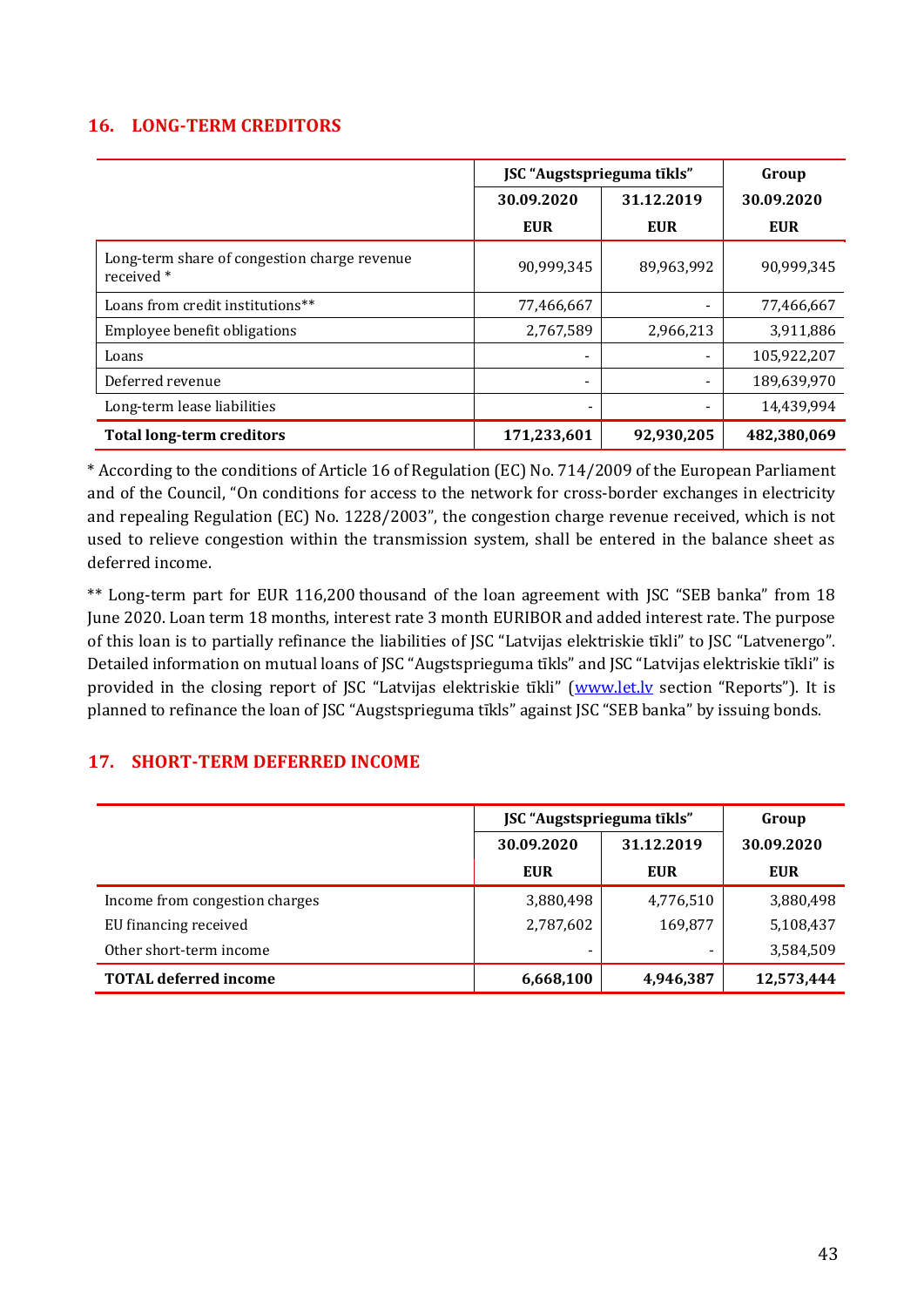## 16. LONG-TERM CREDITORS

| | JSC "Augstsprieguma tīkls" | | Group |
|---|---|---|---|
| | 30.09.2020 | 31.12.2019 | 30.09.2020 |
| | EUR | EUR | EUR |
| Long-term share of congestion charge revenue received * | 90,999,345 | 89,963,992 | 90,999,345 |
| Loans from credit institutions** | 77,466,667 | - | 77,466,667 |
| Employee benefit obligations | 2,767,589 | 2,966,213 | 3,911,886 |
| Loans | - | - | 105,922,207 |
| Deferred revenue | - | - | 189,639,970 |
| Long-term lease liabilities | - | - | 14,439,994 |
| **Total long-term creditors** | **171,233,601** | **92,930,205** | **482,380,069** |

* According to the conditions of Article 16 of Regulation (EC) No. 714/2009 of the European Parliament and of the Council, "On conditions for access to the network for cross-border exchanges in electricity and repealing Regulation (EC) No. 1228/2003", the congestion charge revenue received, which is not used to relieve congestion within the transmission system, shall be entered in the balance sheet as deferred income.

** Long-term part for EUR 116,200 thousand of the loan agreement with JSC "SEB banka" from 18 June 2020. Loan term 18 months, interest rate 3 month EURIBOR and added interest rate. The purpose of this loan is to partially refinance the liabilities of JSC "Latvijas elektriskie tīkli" to JSC "Latvenergo". Detailed information on mutual loans of JSC "Augstsprieguma tīkls" and JSC "Latvijas elektriskie tīkli" is provided in the closing report of JSC "Latvijas elektriskie tīkli" (www.let.lv section "Reports"). It is planned to refinance the loan of JSC "Augstsprieguma tīkls" against JSC "SEB banka" by issuing bonds.

## 17. SHORT-TERM DEFERRED INCOME

| | JSC "Augstsprieguma tīkls" | | Group |
|---|---|---|---|
| | 30.09.2020 | 31.12.2019 | 30.09.2020 |
| | EUR | EUR | EUR |
| Income from congestion charges | 3,880,498 | 4,776,510 | 3,880,498 |
| EU financing received | 2,787,602 | 169,877 | 5,108,437 |
| Other short-term income | - | - | 3,584,509 |
| **TOTAL deferred income** | **6,668,100** | **4,946,387** | **12,573,444** |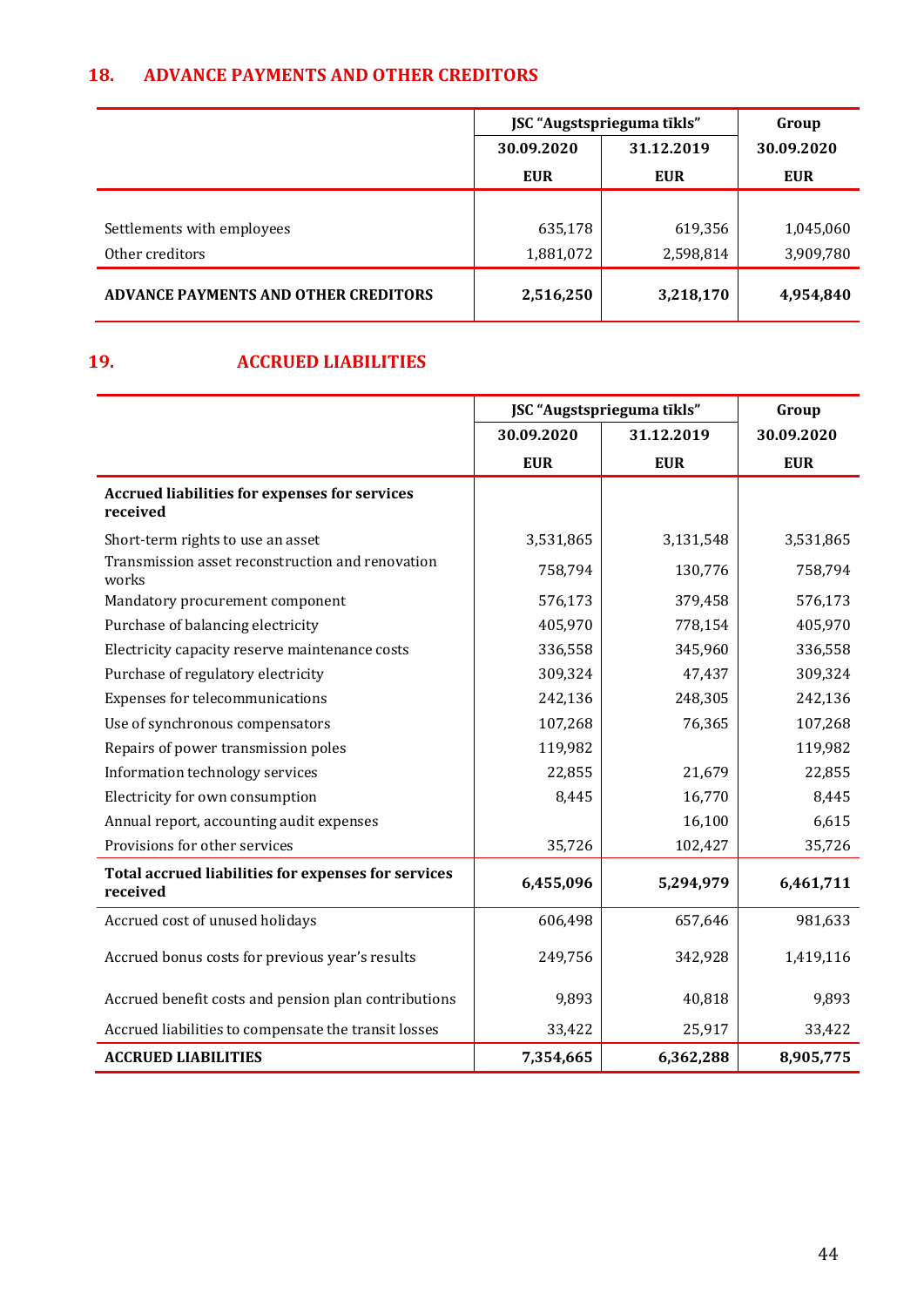## 18. ADVANCE PAYMENTS AND OTHER CREDITORS

| | JSC "Augstsprieguma tīkls" | | Group |
|---|---|---|---|
| | 30.09.2020 | 31.12.2019 | 30.09.2020 |
| | EUR | EUR | EUR |
| Settlements with employees | 635,178 | 619,356 | 1,045,060 |
| Other creditors | 1,881,072 | 2,598,814 | 3,909,780 |
| **ADVANCE PAYMENTS AND OTHER CREDITORS** | **2,516,250** | **3,218,170** | **4,954,840** |

## 19. ACCRUED LIABILITIES

| | JSC "Augstsprieguma tīkls" | | Group |
|---|---|---|---|
| | 30.09.2020 | 31.12.2019 | 30.09.2020 |
| | EUR | EUR | EUR |
| **Accrued liabilities for expenses for services received** | | | |
| Short-term rights to use an asset | 3,531,865 | 3,131,548 | 3,531,865 |
| Transmission asset reconstruction and renovation works | 758,794 | 130,776 | 758,794 |
| Mandatory procurement component | 576,173 | 379,458 | 576,173 |
| Purchase of balancing electricity | 405,970 | 778,154 | 405,970 |
| Electricity capacity reserve maintenance costs | 336,558 | 345,960 | 336,558 |
| Purchase of regulatory electricity | 309,324 | 47,437 | 309,324 |
| Expenses for telecommunications | 242,136 | 248,305 | 242,136 |
| Use of synchronous compensators | 107,268 | 76,365 | 107,268 |
| Repairs of power transmission poles | 119,982 | | 119,982 |
| Information technology services | 22,855 | 21,679 | 22,855 |
| Electricity for own consumption | 8,445 | 16,770 | 8,445 |
| Annual report, accounting audit expenses | | 16,100 | 6,615 |
| Provisions for other services | 35,726 | 102,427 | 35,726 |
| **Total accrued liabilities for expenses for services received** | **6,455,096** | **5,294,979** | **6,461,711** |
| Accrued cost of unused holidays | 606,498 | 657,646 | 981,633 |
| Accrued bonus costs for previous year's results | 249,756 | 342,928 | 1,419,116 |
| Accrued benefit costs and pension plan contributions | 9,893 | 40,818 | 9,893 |
| Accrued liabilities to compensate the transit losses | 33,422 | 25,917 | 33,422 |
| **ACCRUED LIABILITIES** | **7,354,665** | **6,362,288** | **8,905,775** |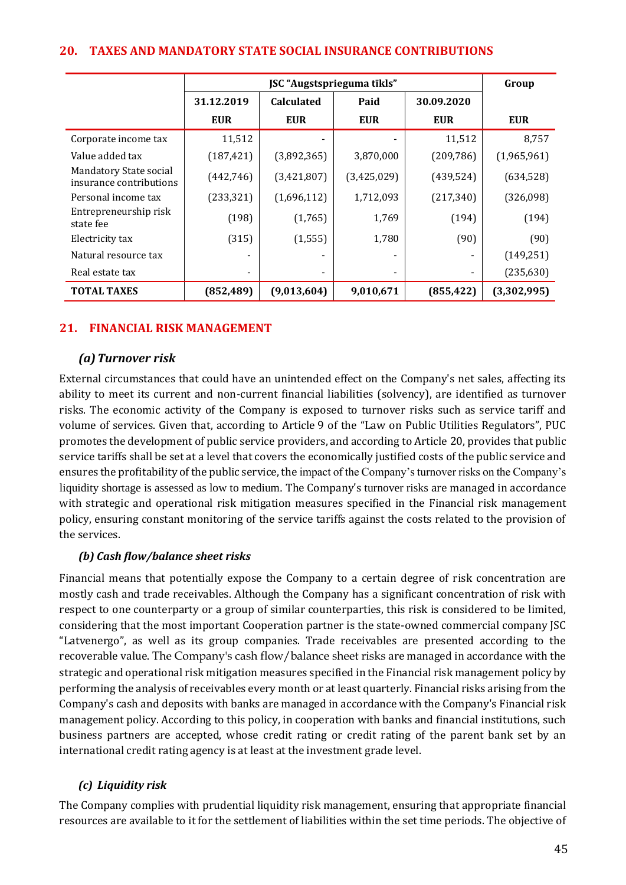## 20. TAXES AND MANDATORY STATE SOCIAL INSURANCE CONTRIBUTIONS

| | JSC "Augstsprieguma tīkls" | | | | Group |
|---|---|---|---|---|---|
| | 31.12.2019 | Calculated | Paid | 30.09.2020 | |
| | EUR | EUR | EUR | EUR | EUR |
| Corporate income tax | 11,512 | - | - | 11,512 | 8,757 |
| Value added tax | (187,421) | (3,892,365) | 3,870,000 | (209,786) | (1,965,961) |
| Mandatory State social insurance contributions | (442,746) | (3,421,807) | (3,425,029) | (439,524) | (634,528) |
| Personal income tax | (233,321) | (1,696,112) | 1,712,093 | (217,340) | (326,098) |
| Entrepreneurship risk state fee | (198) | (1,765) | 1,769 | (194) | (194) |
| Electricity tax | (315) | (1,555) | 1,780 | (90) | (90) |
| Natural resource tax | - | - | - | - | (149,251) |
| Real estate tax | - | - | - | - | (235,630) |
| **TOTAL TAXES** | **(852,489)** | **(9,013,604)** | **9,010,671** | **(855,422)** | **(3,302,995)** |

## 21. FINANCIAL RISK MANAGEMENT

### *(a) Turnover risk*

External circumstances that could have an unintended effect on the Company's net sales, affecting its ability to meet its current and non-current financial liabilities (solvency), are identified as turnover risks. The economic activity of the Company is exposed to turnover risks such as service tariff and volume of services. Given that, according to Article 9 of the "Law on Public Utilities Regulators", PUC promotes the development of public service providers, and according to Article 20, provides that public service tariffs shall be set at a level that covers the economically justified costs of the public service and ensures the profitability of the public service, the impact of the Company's turnover risks on the Company's liquidity shortage is assessed as low to medium. The Company's turnover risks are managed in accordance with strategic and operational risk mitigation measures specified in the Financial risk management policy, ensuring constant monitoring of the service tariffs against the costs related to the provision of the services.

### *(b) Cash flow/balance sheet risks*

Financial means that potentially expose the Company to a certain degree of risk concentration are mostly cash and trade receivables. Although the Company has a significant concentration of risk with respect to one counterparty or a group of similar counterparties, this risk is considered to be limited, considering that the most important Cooperation partner is the state-owned commercial company JSC "Latvenergo", as well as its group companies. Trade receivables are presented according to the recoverable value. The Company's cash flow/balance sheet risks are managed in accordance with the strategic and operational risk mitigation measures specified in the Financial risk management policy by performing the analysis of receivables every month or at least quarterly. Financial risks arising from the Company's cash and deposits with banks are managed in accordance with the Company's Financial risk management policy. According to this policy, in cooperation with banks and financial institutions, such business partners are accepted, whose credit rating or credit rating of the parent bank set by an international credit rating agency is at least at the investment grade level.

### *(c) Liquidity risk*

The Company complies with prudential liquidity risk management, ensuring that appropriate financial resources are available to it for the settlement of liabilities within the set time periods. The objective of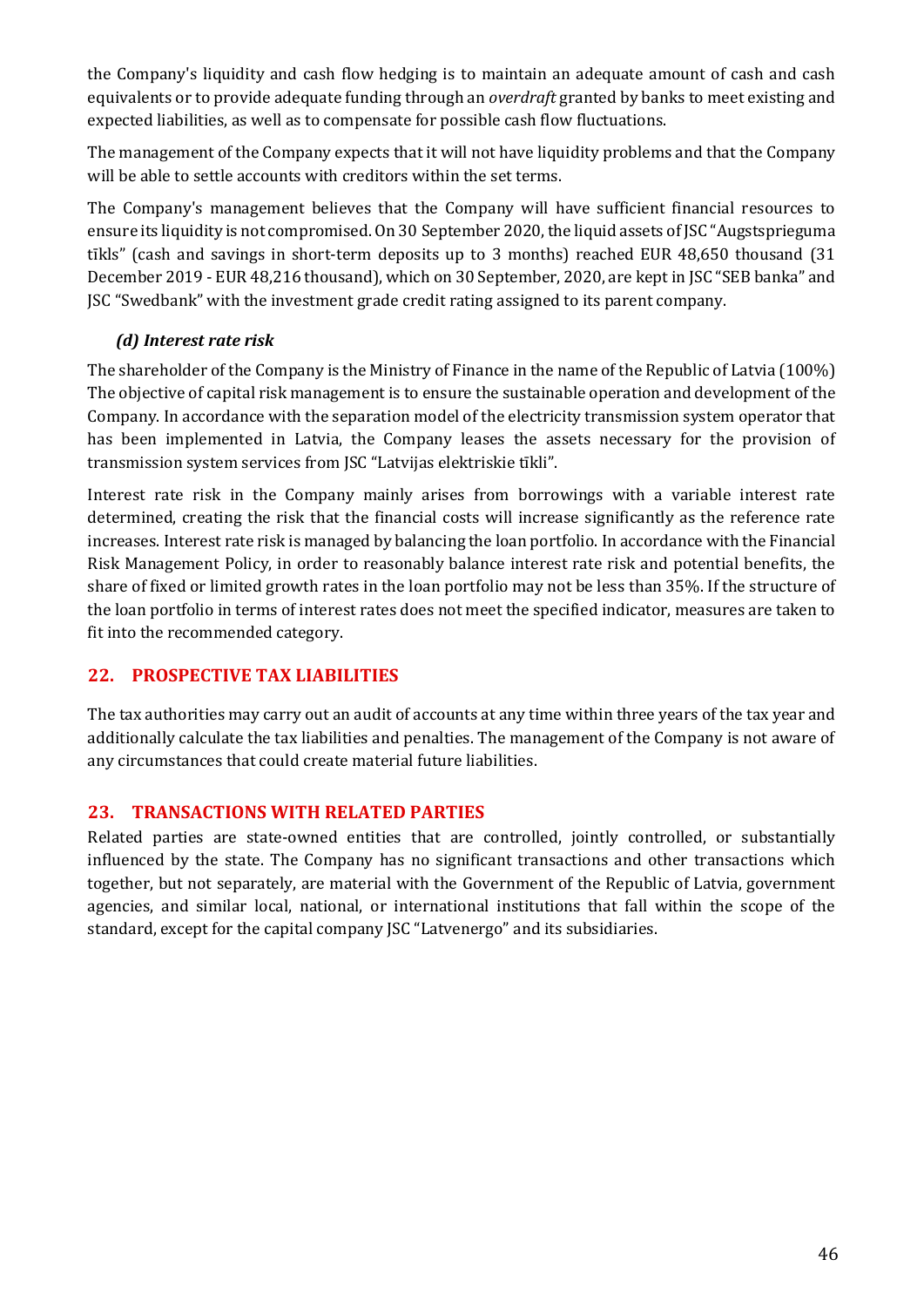the Company's liquidity and cash flow hedging is to maintain an adequate amount of cash and cash equivalents or to provide adequate funding through an *overdraft* granted by banks to meet existing and expected liabilities, as well as to compensate for possible cash flow fluctuations.

The management of the Company expects that it will not have liquidity problems and that the Company will be able to settle accounts with creditors within the set terms.

The Company's management believes that the Company will have sufficient financial resources to ensure its liquidity is not compromised. On 30 September 2020, the liquid assets of JSC "Augstsprieguma tīkls" (cash and savings in short-term deposits up to 3 months) reached EUR 48,650 thousand (31 December 2019 - EUR 48,216 thousand), which on 30 September, 2020, are kept in JSC "SEB banka" and JSC "Swedbank" with the investment grade credit rating assigned to its parent company.

### *(d) Interest rate risk*

The shareholder of the Company is the Ministry of Finance in the name of the Republic of Latvia (100%) The objective of capital risk management is to ensure the sustainable operation and development of the Company. In accordance with the separation model of the electricity transmission system operator that has been implemented in Latvia, the Company leases the assets necessary for the provision of transmission system services from JSC "Latvijas elektriskie tīkli".

Interest rate risk in the Company mainly arises from borrowings with a variable interest rate determined, creating the risk that the financial costs will increase significantly as the reference rate increases. Interest rate risk is managed by balancing the loan portfolio. In accordance with the Financial Risk Management Policy, in order to reasonably balance interest rate risk and potential benefits, the share of fixed or limited growth rates in the loan portfolio may not be less than 35%. If the structure of the loan portfolio in terms of interest rates does not meet the specified indicator, measures are taken to fit into the recommended category.

## 22. PROSPECTIVE TAX LIABILITIES

The tax authorities may carry out an audit of accounts at any time within three years of the tax year and additionally calculate the tax liabilities and penalties. The management of the Company is not aware of any circumstances that could create material future liabilities.

## 23. TRANSACTIONS WITH RELATED PARTIES

Related parties are state-owned entities that are controlled, jointly controlled, or substantially influenced by the state. The Company has no significant transactions and other transactions which together, but not separately, are material with the Government of the Republic of Latvia, government agencies, and similar local, national, or international institutions that fall within the scope of the standard, except for the capital company JSC "Latvenergo" and its subsidiaries.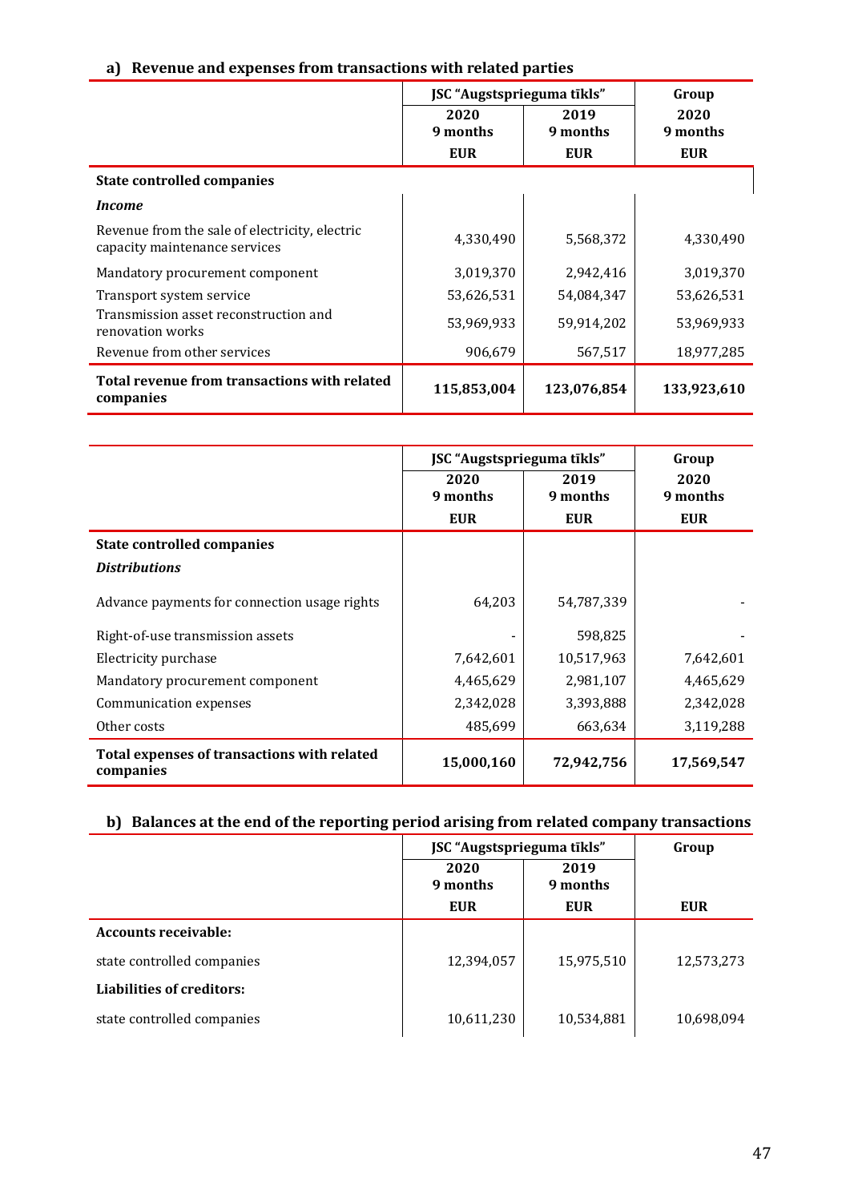### a) Revenue and expenses from transactions with related parties

| | JSC "Augstsprieguma tīkls" | | Group |
|---|---|---|---|
| | 2020 9 months | 2019 9 months | 2020 9 months |
| | EUR | EUR | EUR |
| **State controlled companies** | | | |
| ***Income*** | | | |
| Revenue from the sale of electricity, electric capacity maintenance services | 4,330,490 | 5,568,372 | 4,330,490 |
| Mandatory procurement component | 3,019,370 | 2,942,416 | 3,019,370 |
| Transport system service | 53,626,531 | 54,084,347 | 53,626,531 |
| Transmission asset reconstruction and renovation works | 53,969,933 | 59,914,202 | 53,969,933 |
| Revenue from other services | 906,679 | 567,517 | 18,977,285 |
| **Total revenue from transactions with related companies** | **115,853,004** | **123,076,854** | **133,923,610** |

| | JSC "Augstsprieguma tīkls" | | Group |
|---|---|---|---|
| | 2020 9 months | 2019 9 months | 2020 9 months |
| | EUR | EUR | EUR |
| **State controlled companies** | | | |
| ***Distributions*** | | | |
| Advance payments for connection usage rights | 64,203 | 54,787,339 | - |
| Right-of-use transmission assets | - | 598,825 | - |
| Electricity purchase | 7,642,601 | 10,517,963 | 7,642,601 |
| Mandatory procurement component | 4,465,629 | 2,981,107 | 4,465,629 |
| Communication expenses | 2,342,028 | 3,393,888 | 2,342,028 |
| Other costs | 485,699 | 663,634 | 3,119,288 |
| **Total expenses of transactions with related companies** | **15,000,160** | **72,942,756** | **17,569,547** |

### b) Balances at the end of the reporting period arising from related company transactions

| | JSC "Augstsprieguma tīkls" | | Group |
|---|---|---|---|
| | 2020 9 months | 2019 9 months | |
| | EUR | EUR | EUR |
| **Accounts receivable:** | | | |
| state controlled companies | 12,394,057 | 15,975,510 | 12,573,273 |
| **Liabilities of creditors:** | | | |
| state controlled companies | 10,611,230 | 10,534,881 | 10,698,094 |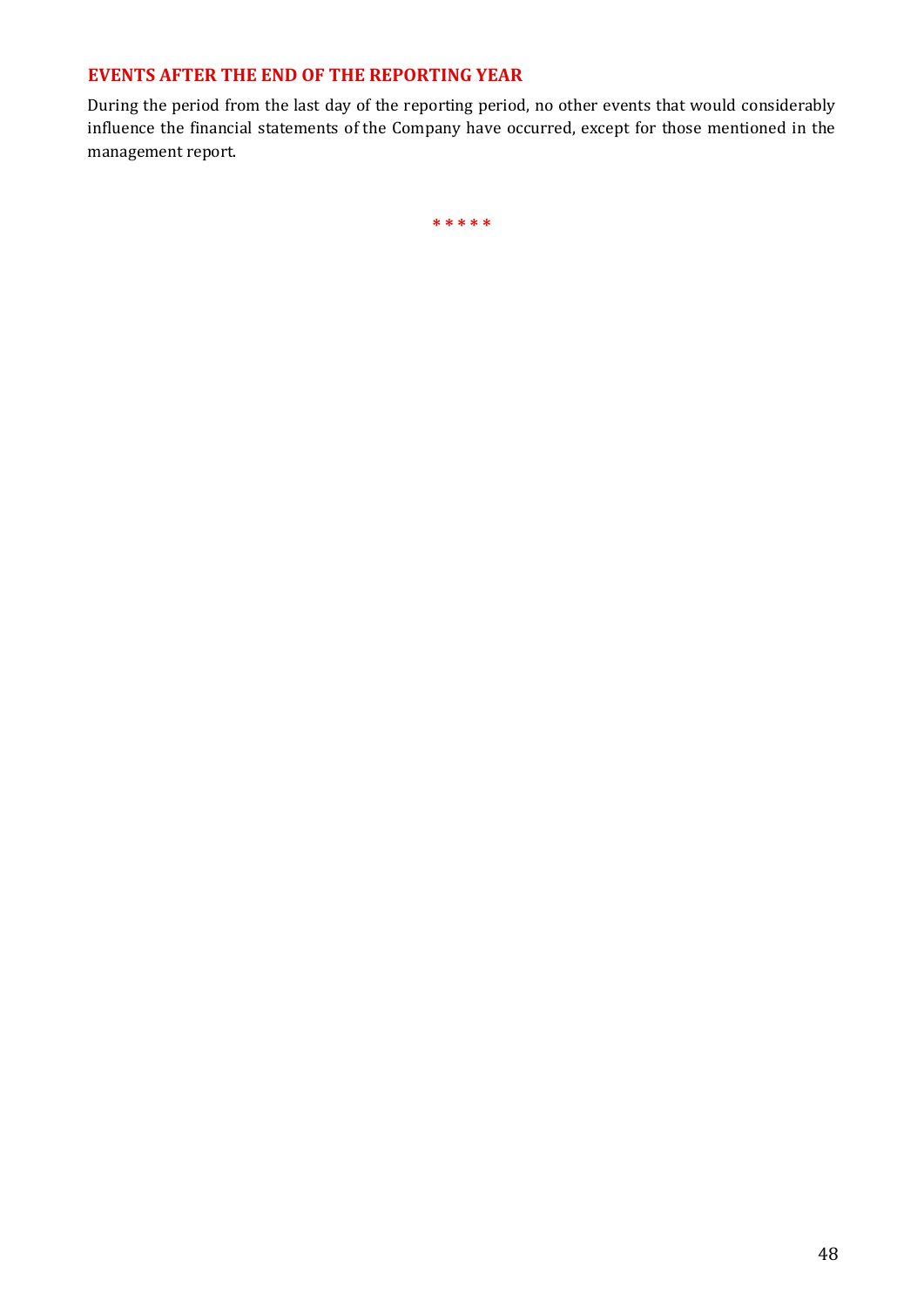## EVENTS AFTER THE END OF THE REPORTING YEAR

During the period from the last day of the reporting period, no other events that would considerably influence the financial statements of the Company have occurred, except for those mentioned in the management report.

* * * * *